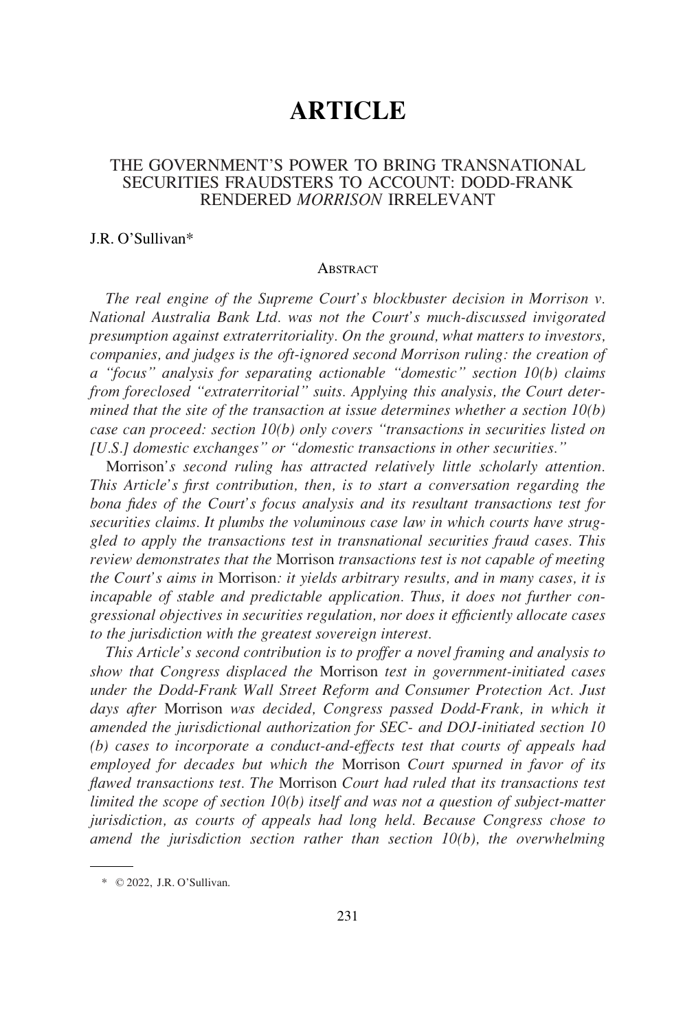# ARTICLE

## THE GOVERNMENT'S POWER TO BRING TRANSNATIONAL SECURITIES FRAUDSTERS TO ACCOUNT: DODD-FRANK RENDERED *MORRISON* IRRELEVANT

J.R. O'Sullivan*

### Abstract

*The real engine of the Supreme Court's blockbuster decision in Morrison v. National Australia Bank Ltd. was not the Court's much-discussed invigorated presumption against extraterritoriality. On the ground, what matters to investors, companies, and judges is the oft-ignored second Morrison ruling: the creation of a "focus" analysis for separating actionable "domestic" section 10(b) claims from foreclosed "extraterritorial" suits. Applying this analysis, the Court determined that the site of the transaction at issue determines whether a section 10(b) case can proceed: section 10(b) only covers "transactions in securities listed on [U.S.] domestic exchanges" or "domestic transactions in other securities."*

Morrison*'s second ruling has attracted relatively little scholarly attention. This Article's first contribution, then, is to start a conversation regarding the bona fides of the Court's focus analysis and its resultant transactions test for securities claims. It plumbs the voluminous case law in which courts have struggled to apply the transactions test in transnational securities fraud cases. This review demonstrates that the* Morrison *transactions test is not capable of meeting the Court's aims in* Morrison*: it yields arbitrary results, and in many cases, it is incapable of stable and predictable application. Thus, it does not further congressional objectives in securities regulation, nor does it efficiently allocate cases to the jurisdiction with the greatest sovereign interest.*

*This Article's second contribution is to proffer a novel framing and analysis to show that Congress displaced the* Morrison *test in government-initiated cases under the Dodd-Frank Wall Street Reform and Consumer Protection Act. Just days after* Morrison *was decided, Congress passed Dodd-Frank, in which it amended the jurisdictional authorization for SEC- and DOJ-initiated section 10 (b) cases to incorporate a conduct-and-effects test that courts of appeals had employed for decades but which the* Morrison *Court spurned in favor of its flawed transactions test. The* Morrison *Court had ruled that its transactions test limited the scope of section 10(b) itself and was not a question of subject-matter jurisdiction, as courts of appeals had long held. Because Congress chose to amend the jurisdiction section rather than section 10(b), the overwhelming*

---

\* © 2022, J.R. O'Sullivan.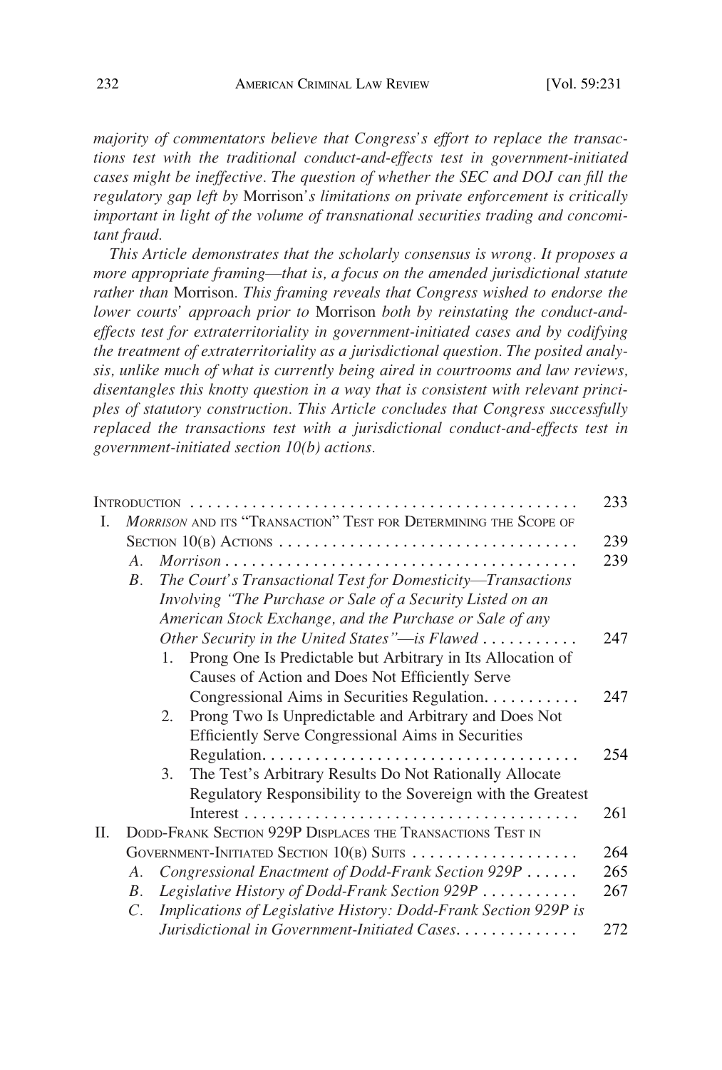*majority of commentators believe that Congress's effort to replace the transactions test with the traditional conduct-and-effects test in government-initiated cases might be ineffective. The question of whether the SEC and DOJ can fill the regulatory gap left by* Morrison*'s limitations on private enforcement is critically important in light of the volume of transnational securities trading and concomitant fraud.*

*This Article demonstrates that the scholarly consensus is wrong. It proposes a more appropriate framing—that is, a focus on the amended jurisdictional statute rather than* Morrison*. This framing reveals that Congress wished to endorse the lower courts' approach prior to* Morrison *both by reinstating the conduct-and-effects test for extraterritoriality in government-initiated cases and by codifying the treatment of extraterritoriality as a jurisdictional question. The posited analysis, unlike much of what is currently being aired in courtrooms and law reviews, disentangles this knotty question in a way that is consistent with relevant principles of statutory construction. This Article concludes that Congress successfully replaced the transactions test with a jurisdictional conduct-and-effects test in government-initiated section 10(b) actions.*

| | |
|---|---|
| INTRODUCTION | 233 |
| I. *MORRISON* AND ITS "TRANSACTION" TEST FOR DETERMINING THE SCOPE OF SECTION 10(B) ACTIONS | 239 |
| A. *Morrison* | 239 |
| B. *The Court's Transactional Test for Domesticity—Transactions Involving "The Purchase or Sale of a Security Listed on an American Stock Exchange, and the Purchase or Sale of any Other Security in the United States"—is Flawed* | 247 |
| 1. Prong One Is Predictable but Arbitrary in Its Allocation of Causes of Action and Does Not Efficiently Serve Congressional Aims in Securities Regulation. | 247 |
| 2. Prong Two Is Unpredictable and Arbitrary and Does Not Efficiently Serve Congressional Aims in Securities Regulation. | 254 |
| 3. The Test's Arbitrary Results Do Not Rationally Allocate Regulatory Responsibility to the Sovereign with the Greatest Interest | 261 |
| II. DODD-FRANK SECTION 929P DISPLACES THE TRANSACTIONS TEST IN GOVERNMENT-INITIATED SECTION 10(B) SUITS | 264 |
| A. *Congressional Enactment of Dodd-Frank Section 929P* | 265 |
| B. *Legislative History of Dodd-Frank Section 929P* | 267 |
| C. *Implications of Legislative History: Dodd-Frank Section 929P is Jurisdictional in Government-Initiated Cases.* | 272 |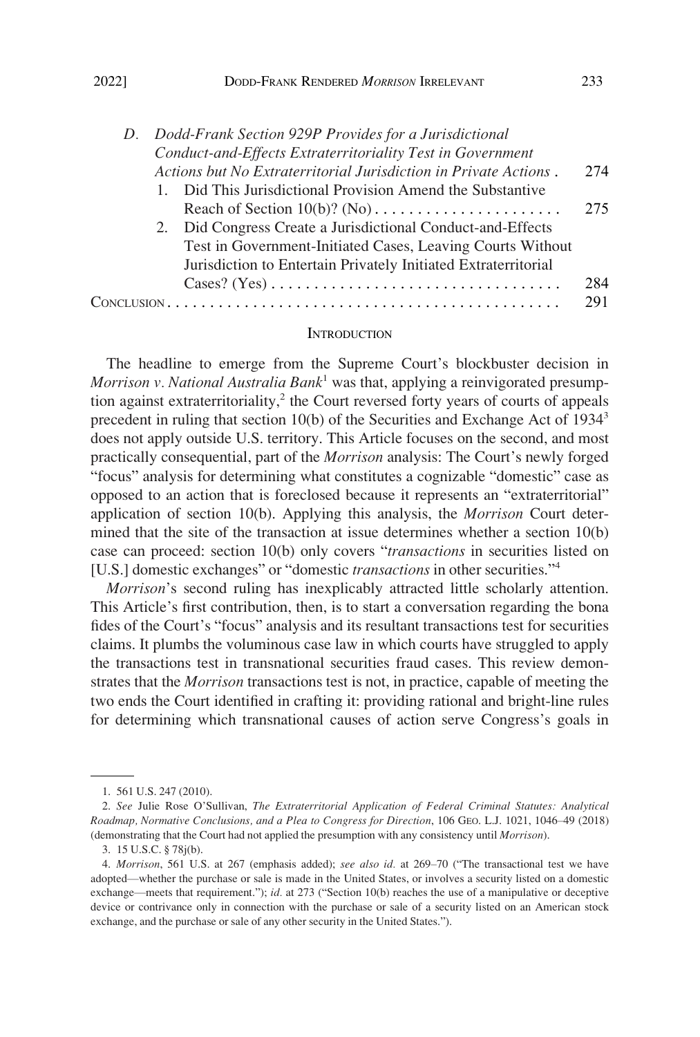D. *Dodd-Frank Section 929P Provides for a Jurisdictional Conduct-and-Effects Extraterritoriality Test in Government Actions but No Extraterritorial Jurisdiction in Private Actions* . . . 274

1. Did This Jurisdictional Provision Amend the Substantive Reach of Section 10(b)? (No) . . . 275

2. Did Congress Create a Jurisdictional Conduct-and-Effects Test in Government-Initiated Cases, Leaving Courts Without Jurisdiction to Entertain Privately Initiated Extraterritorial Cases? (Yes) . . . 284

CONCLUSION . . . 291

## INTRODUCTION

The headline to emerge from the Supreme Court's blockbuster decision in *Morrison v. National Australia Bank*[1] was that, applying a reinvigorated presumption against extraterritoriality,[2] the Court reversed forty years of courts of appeals precedent in ruling that section 10(b) of the Securities and Exchange Act of 1934[3] does not apply outside U.S. territory. This Article focuses on the second, and most practically consequential, part of the *Morrison* analysis: The Court's newly forged "focus" analysis for determining what constitutes a cognizable "domestic" case as opposed to an action that is foreclosed because it represents an "extraterritorial" application of section 10(b). Applying this analysis, the *Morrison* Court determined that the site of the transaction at issue determines whether a section 10(b) case can proceed: section 10(b) only covers "*transactions* in securities listed on [U.S.] domestic exchanges" or "domestic *transactions* in other securities."[4]

*Morrison*'s second ruling has inexplicably attracted little scholarly attention. This Article's first contribution, then, is to start a conversation regarding the bona fides of the Court's "focus" analysis and its resultant transactions test for securities claims. It plumbs the voluminous case law in which courts have struggled to apply the transactions test in transnational securities fraud cases. This review demonstrates that the *Morrison* transactions test is not, in practice, capable of meeting the two ends the Court identified in crafting it: providing rational and bright-line rules for determining which transnational causes of action serve Congress's goals in

1. 561 U.S. 247 (2010).

2. *See* Julie Rose O'Sullivan, *The Extraterritorial Application of Federal Criminal Statutes: Analytical Roadmap, Normative Conclusions, and a Plea to Congress for Direction*, 106 GEO. L.J. 1021, 1046–49 (2018) (demonstrating that the Court had not applied the presumption with any consistency until *Morrison*).

3. 15 U.S.C. § 78j(b).

4. *Morrison*, 561 U.S. at 267 (emphasis added); *see also id.* at 269–70 ("The transactional test we have adopted—whether the purchase or sale is made in the United States, or involves a security listed on a domestic exchange—meets that requirement."); *id.* at 273 ("Section 10(b) reaches the use of a manipulative or deceptive device or contrivance only in connection with the purchase or sale of a security listed on an American stock exchange, and the purchase or sale of any other security in the United States.").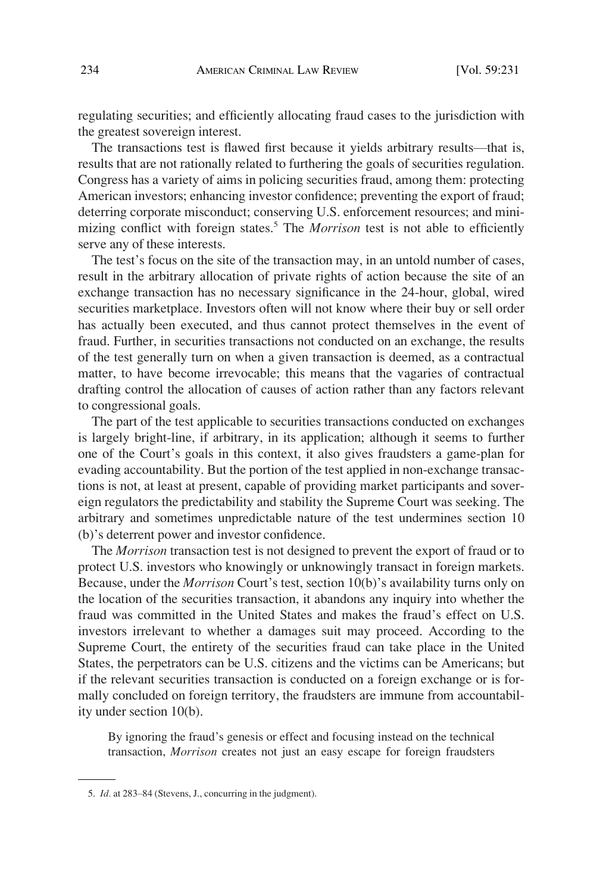regulating securities; and efficiently allocating fraud cases to the jurisdiction with the greatest sovereign interest.

The transactions test is flawed first because it yields arbitrary results—that is, results that are not rationally related to furthering the goals of securities regulation. Congress has a variety of aims in policing securities fraud, among them: protecting American investors; enhancing investor confidence; preventing the export of fraud; deterring corporate misconduct; conserving U.S. enforcement resources; and minimizing conflict with foreign states.[5] The *Morrison* test is not able to efficiently serve any of these interests.

The test's focus on the site of the transaction may, in an untold number of cases, result in the arbitrary allocation of private rights of action because the site of an exchange transaction has no necessary significance in the 24-hour, global, wired securities marketplace. Investors often will not know where their buy or sell order has actually been executed, and thus cannot protect themselves in the event of fraud. Further, in securities transactions not conducted on an exchange, the results of the test generally turn on when a given transaction is deemed, as a contractual matter, to have become irrevocable; this means that the vagaries of contractual drafting control the allocation of causes of action rather than any factors relevant to congressional goals.

The part of the test applicable to securities transactions conducted on exchanges is largely bright-line, if arbitrary, in its application; although it seems to further one of the Court's goals in this context, it also gives fraudsters a game-plan for evading accountability. But the portion of the test applied in non-exchange transactions is not, at least at present, capable of providing market participants and sovereign regulators the predictability and stability the Supreme Court was seeking. The arbitrary and sometimes unpredictable nature of the test undermines section 10(b)'s deterrent power and investor confidence.

The *Morrison* transaction test is not designed to prevent the export of fraud or to protect U.S. investors who knowingly or unknowingly transact in foreign markets. Because, under the *Morrison* Court's test, section 10(b)'s availability turns only on the location of the securities transaction, it abandons any inquiry into whether the fraud was committed in the United States and makes the fraud's effect on U.S. investors irrelevant to whether a damages suit may proceed. According to the Supreme Court, the entirety of the securities fraud can take place in the United States, the perpetrators can be U.S. citizens and the victims can be Americans; but if the relevant securities transaction is conducted on a foreign exchange or is formally concluded on foreign territory, the fraudsters are immune from accountability under section 10(b).

> By ignoring the fraud's genesis or effect and focusing instead on the technical transaction, *Morrison* creates not just an easy escape for foreign fraudsters

5. *Id.* at 283–84 (Stevens, J., concurring in the judgment).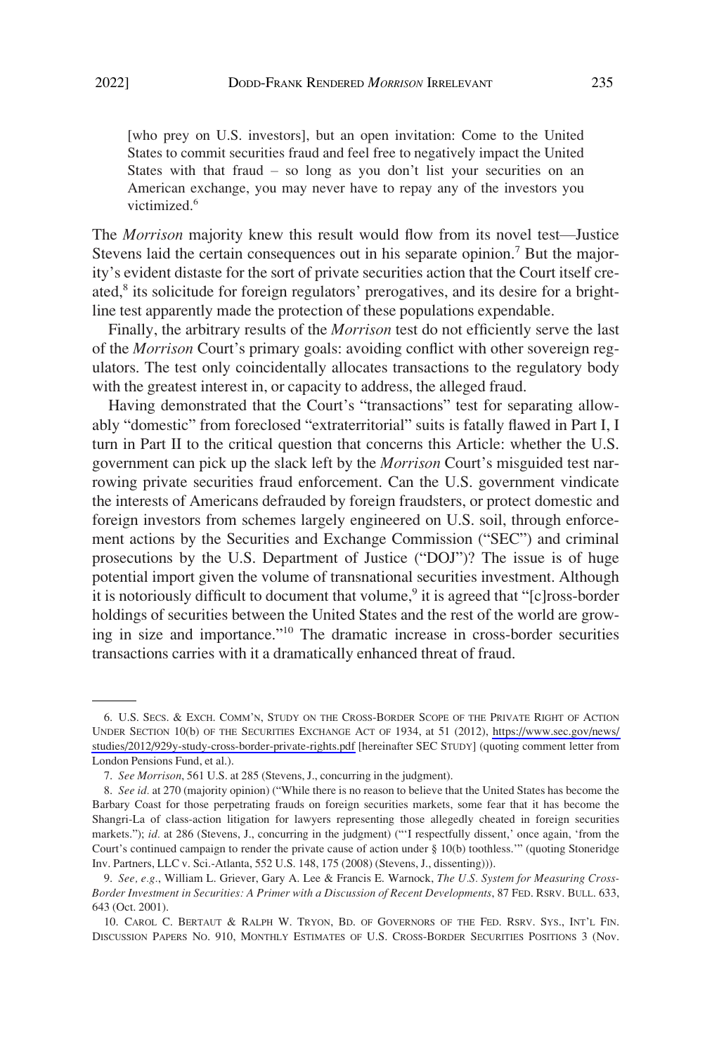> [who prey on U.S. investors], but an open invitation: Come to the United States to commit securities fraud and feel free to negatively impact the United States with that fraud – so long as you don't list your securities on an American exchange, you may never have to repay any of the investors you victimized.[6]

The *Morrison* majority knew this result would flow from its novel test—Justice Stevens laid the certain consequences out in his separate opinion.[7] But the majority's evident distaste for the sort of private securities action that the Court itself created,[8] its solicitude for foreign regulators' prerogatives, and its desire for a bright-line test apparently made the protection of these populations expendable.

Finally, the arbitrary results of the *Morrison* test do not efficiently serve the last of the *Morrison* Court's primary goals: avoiding conflict with other sovereign regulators. The test only coincidentally allocates transactions to the regulatory body with the greatest interest in, or capacity to address, the alleged fraud.

Having demonstrated that the Court's "transactions" test for separating allowably "domestic" from foreclosed "extraterritorial" suits is fatally flawed in Part I, I turn in Part II to the critical question that concerns this Article: whether the U.S. government can pick up the slack left by the *Morrison* Court's misguided test narrowing private securities fraud enforcement. Can the U.S. government vindicate the interests of Americans defrauded by foreign fraudsters, or protect domestic and foreign investors from schemes largely engineered on U.S. soil, through enforcement actions by the Securities and Exchange Commission ("SEC") and criminal prosecutions by the U.S. Department of Justice ("DOJ")? The issue is of huge potential import given the volume of transnational securities investment. Although it is notoriously difficult to document that volume,[9] it is agreed that "[c]ross-border holdings of securities between the United States and the rest of the world are growing in size and importance."[10] The dramatic increase in cross-border securities transactions carries with it a dramatically enhanced threat of fraud.

---

6. U.S. SECS. & EXCH. COMM'N, STUDY ON THE CROSS-BORDER SCOPE OF THE PRIVATE RIGHT OF ACTION UNDER SECTION 10(b) OF THE SECURITIES EXCHANGE ACT OF 1934, at 51 (2012), https://www.sec.gov/news/studies/2012/929y-study-cross-border-private-rights.pdf [hereinafter SEC STUDY] (quoting comment letter from London Pensions Fund, et al.).

7. *See Morrison*, 561 U.S. at 285 (Stevens, J., concurring in the judgment).

8. *See id.* at 270 (majority opinion) ("While there is no reason to believe that the United States has become the Barbary Coast for those perpetrating frauds on foreign securities markets, some fear that it has become the Shangri-La of class-action litigation for lawyers representing those allegedly cheated in foreign securities markets."); *id.* at 286 (Stevens, J., concurring in the judgment) ("'I respectfully dissent,' once again, 'from the Court's continued campaign to render the private cause of action under § 10(b) toothless.'" (quoting Stoneridge Inv. Partners, LLC v. Sci.-Atlanta, 552 U.S. 148, 175 (2008) (Stevens, J., dissenting))).

9. *See, e.g.*, William L. Griever, Gary A. Lee & Francis E. Warnock, *The U.S. System for Measuring Cross-Border Investment in Securities: A Primer with a Discussion of Recent Developments*, 87 FED. RSRV. BULL. 633, 643 (Oct. 2001).

10. CAROL C. BERTAUT & RALPH W. TRYON, BD. OF GOVERNORS OF THE FED. RSRV. SYS., INT'L FIN. DISCUSSION PAPERS NO. 910, MONTHLY ESTIMATES OF U.S. CROSS-BORDER SECURITIES POSITIONS 3 (Nov.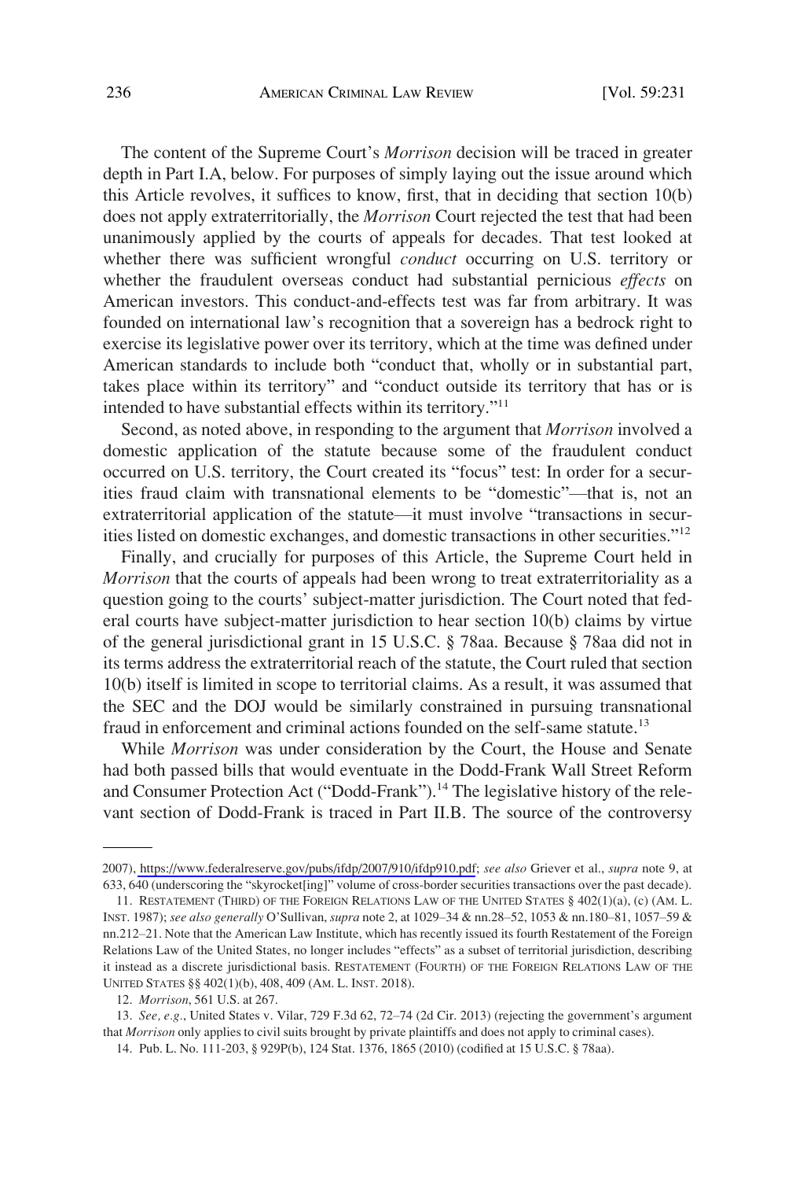The content of the Supreme Court's *Morrison* decision will be traced in greater depth in Part I.A, below. For purposes of simply laying out the issue around which this Article revolves, it suffices to know, first, that in deciding that section 10(b) does not apply extraterritorially, the *Morrison* Court rejected the test that had been unanimously applied by the courts of appeals for decades. That test looked at whether there was sufficient wrongful *conduct* occurring on U.S. territory or whether the fraudulent overseas conduct had substantial pernicious *effects* on American investors. This conduct-and-effects test was far from arbitrary. It was founded on international law's recognition that a sovereign has a bedrock right to exercise its legislative power over its territory, which at the time was defined under American standards to include both "conduct that, wholly or in substantial part, takes place within its territory" and "conduct outside its territory that has or is intended to have substantial effects within its territory."[11]

Second, as noted above, in responding to the argument that *Morrison* involved a domestic application of the statute because some of the fraudulent conduct occurred on U.S. territory, the Court created its "focus" test: In order for a securities fraud claim with transnational elements to be "domestic"—that is, not an extraterritorial application of the statute—it must involve "transactions in securities listed on domestic exchanges, and domestic transactions in other securities."[12]

Finally, and crucially for purposes of this Article, the Supreme Court held in *Morrison* that the courts of appeals had been wrong to treat extraterritoriality as a question going to the courts' subject-matter jurisdiction. The Court noted that federal courts have subject-matter jurisdiction to hear section 10(b) claims by virtue of the general jurisdictional grant in 15 U.S.C. § 78aa. Because § 78aa did not in its terms address the extraterritorial reach of the statute, the Court ruled that section 10(b) itself is limited in scope to territorial claims. As a result, it was assumed that the SEC and the DOJ would be similarly constrained in pursuing transnational fraud in enforcement and criminal actions founded on the self-same statute.[13]

While *Morrison* was under consideration by the Court, the House and Senate had both passed bills that would eventuate in the Dodd-Frank Wall Street Reform and Consumer Protection Act ("Dodd-Frank").[14] The legislative history of the relevant section of Dodd-Frank is traced in Part II.B. The source of the controversy

---

2007), https://www.federalreserve.gov/pubs/ifdp/2007/910/ifdp910.pdf; *see also* Griever et al., *supra* note 9, at 633, 640 (underscoring the "skyrocket[ing]" volume of cross-border securities transactions over the past decade).

11. RESTATEMENT (THIRD) OF THE FOREIGN RELATIONS LAW OF THE UNITED STATES § 402(1)(a), (c) (AM. L. INST. 1987); *see also generally* O'Sullivan, *supra* note 2, at 1029–34 & nn.28–52, 1053 & nn.180–81, 1057–59 & nn.212–21. Note that the American Law Institute, which has recently issued its fourth Restatement of the Foreign Relations Law of the United States, no longer includes "effects" as a subset of territorial jurisdiction, describing it instead as a discrete jurisdictional basis. RESTATEMENT (FOURTH) OF THE FOREIGN RELATIONS LAW OF THE UNITED STATES §§ 402(1)(b), 408, 409 (AM. L. INST. 2018).

12. *Morrison*, 561 U.S. at 267.

13. *See, e.g.*, United States v. Vilar, 729 F.3d 62, 72–74 (2d Cir. 2013) (rejecting the government's argument that *Morrison* only applies to civil suits brought by private plaintiffs and does not apply to criminal cases).

14. Pub. L. No. 111-203, § 929P(b), 124 Stat. 1376, 1865 (2010) (codified at 15 U.S.C. § 78aa).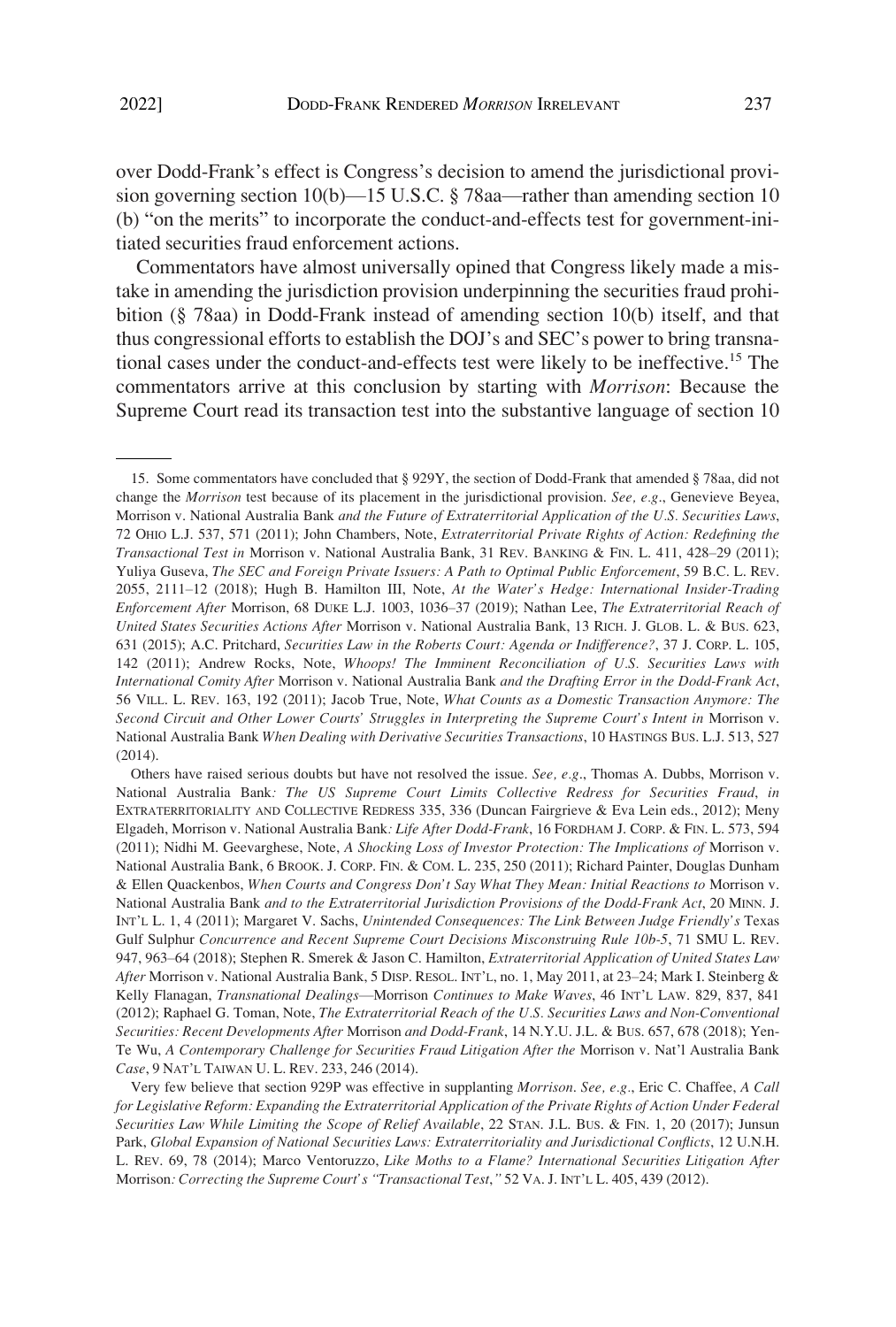over Dodd-Frank's effect is Congress's decision to amend the jurisdictional provision governing section 10(b)—15 U.S.C. § 78aa—rather than amending section 10 (b) "on the merits" to incorporate the conduct-and-effects test for government-initiated securities fraud enforcement actions.

Commentators have almost universally opined that Congress likely made a mistake in amending the jurisdiction provision underpinning the securities fraud prohibition (§ 78aa) in Dodd-Frank instead of amending section 10(b) itself, and that thus congressional efforts to establish the DOJ's and SEC's power to bring transnational cases under the conduct-and-effects test were likely to be ineffective.[15] The commentators arrive at this conclusion by starting with *Morrison*: Because the Supreme Court read its transaction test into the substantive language of section 10

---

15. Some commentators have concluded that § 929Y, the section of Dodd-Frank that amended § 78aa, did not change the *Morrison* test because of its placement in the jurisdictional provision. *See, e.g.*, Genevieve Beyea, Morrison v. National Australia Bank *and the Future of Extraterritorial Application of the U.S. Securities Laws*, 72 OHIO L.J. 537, 571 (2011); John Chambers, Note, *Extraterritorial Private Rights of Action: Redefining the Transactional Test in* Morrison v. National Australia Bank, 31 REV. BANKING & FIN. L. 411, 428–29 (2011); Yuliya Guseva, *The SEC and Foreign Private Issuers: A Path to Optimal Public Enforcement*, 59 B.C. L. REV. 2055, 2111–12 (2018); Hugh B. Hamilton III, Note, *At the Water's Hedge: International Insider-Trading Enforcement After* Morrison, 68 DUKE L.J. 1003, 1036–37 (2019); Nathan Lee, *The Extraterritorial Reach of United States Securities Actions After* Morrison v. National Australia Bank, 13 RICH. J. GLOB. L. & BUS. 623, 631 (2015); A.C. Pritchard, *Securities Law in the Roberts Court: Agenda or Indifference?*, 37 J. CORP. L. 105, 142 (2011); Andrew Rocks, Note, *Whoops! The Imminent Reconciliation of U.S. Securities Laws with International Comity After* Morrison v. National Australia Bank *and the Drafting Error in the Dodd-Frank Act*, 56 VILL. L. REV. 163, 192 (2011); Jacob True, Note, *What Counts as a Domestic Transaction Anymore: The Second Circuit and Other Lower Courts' Struggles in Interpreting the Supreme Court's Intent in* Morrison v. National Australia Bank *When Dealing with Derivative Securities Transactions*, 10 HASTINGS BUS. L.J. 513, 527 (2014).

Others have raised serious doubts but have not resolved the issue. *See, e.g.*, Thomas A. Dubbs, Morrison v. National Australia Bank*: The US Supreme Court Limits Collective Redress for Securities Fraud*, *in* EXTRATERRITORIALITY AND COLLECTIVE REDRESS 335, 336 (Duncan Fairgrieve & Eva Lein eds., 2012); Meny Elgadeh, Morrison v. National Australia Bank*: Life After Dodd-Frank*, 16 FORDHAM J. CORP. & FIN. L. 573, 594 (2011); Nidhi M. Geevarghese, Note, *A Shocking Loss of Investor Protection: The Implications of* Morrison v. National Australia Bank, 6 BROOK. J. CORP. FIN. & COM. L. 235, 250 (2011); Richard Painter, Douglas Dunham & Ellen Quackenbos, *When Courts and Congress Don't Say What They Mean: Initial Reactions to* Morrison v. National Australia Bank *and to the Extraterritorial Jurisdiction Provisions of the Dodd-Frank Act*, 20 MINN. J. INT'L L. 1, 4 (2011); Margaret V. Sachs, *Unintended Consequences: The Link Between Judge Friendly's* Texas Gulf Sulphur *Concurrence and Recent Supreme Court Decisions Misconstruing Rule 10b-5*, 71 SMU L. REV. 947, 963–64 (2018); Stephen R. Smerek & Jason C. Hamilton, *Extraterritorial Application of United States Law After* Morrison v. National Australia Bank, 5 DISP. RESOL. INT'L, no. 1, May 2011, at 23–24; Mark I. Steinberg & Kelly Flanagan, *Transnational Dealings*—Morrison *Continues to Make Waves*, 46 INT'L LAW. 829, 837, 841 (2012); Raphael G. Toman, Note, *The Extraterritorial Reach of the U.S. Securities Laws and Non-Conventional Securities: Recent Developments After* Morrison *and Dodd-Frank*, 14 N.Y.U. J.L. & BUS. 657, 678 (2018); Yen-Te Wu, *A Contemporary Challenge for Securities Fraud Litigation After the* Morrison v. Nat'l Australia Bank *Case*, 9 NAT'L TAIWAN U. L. REV. 233, 246 (2014).

Very few believe that section 929P was effective in supplanting *Morrison*. *See, e.g.*, Eric C. Chaffee, *A Call for Legislative Reform: Expanding the Extraterritorial Application of the Private Rights of Action Under Federal Securities Law While Limiting the Scope of Relief Available*, 22 STAN. J.L. BUS. & FIN. 1, 20 (2017); Junsun Park, *Global Expansion of National Securities Laws: Extraterritoriality and Jurisdictional Conflicts*, 12 U.N.H. L. REV. 69, 78 (2014); Marco Ventoruzzo, *Like Moths to a Flame? International Securities Litigation After* Morrison*: Correcting the Supreme Court's "Transactional Test*,*"* 52 VA. J. INT'L L. 405, 439 (2012).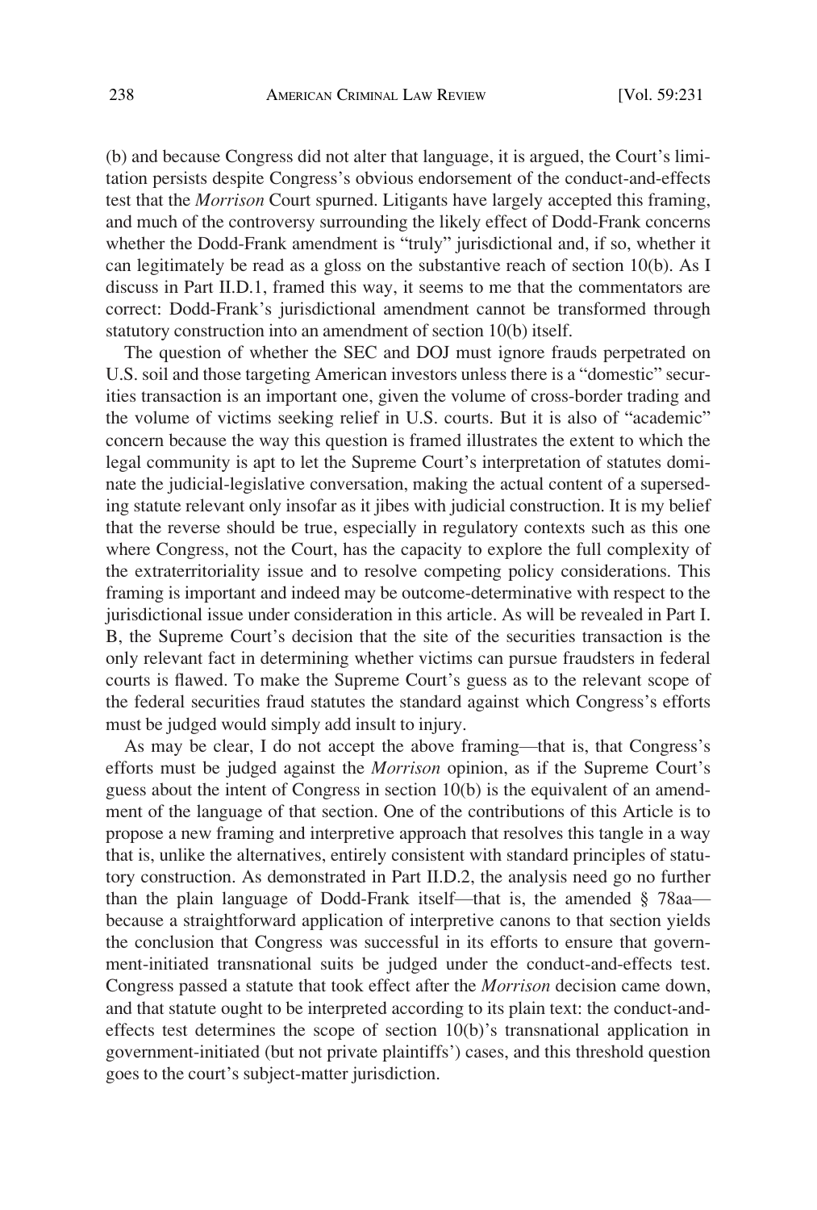(b) and because Congress did not alter that language, it is argued, the Court's limitation persists despite Congress's obvious endorsement of the conduct-and-effects test that the *Morrison* Court spurned. Litigants have largely accepted this framing, and much of the controversy surrounding the likely effect of Dodd-Frank concerns whether the Dodd-Frank amendment is "truly" jurisdictional and, if so, whether it can legitimately be read as a gloss on the substantive reach of section 10(b). As I discuss in Part II.D.1, framed this way, it seems to me that the commentators are correct: Dodd-Frank's jurisdictional amendment cannot be transformed through statutory construction into an amendment of section 10(b) itself.

The question of whether the SEC and DOJ must ignore frauds perpetrated on U.S. soil and those targeting American investors unless there is a "domestic" securities transaction is an important one, given the volume of cross-border trading and the volume of victims seeking relief in U.S. courts. But it is also of "academic" concern because the way this question is framed illustrates the extent to which the legal community is apt to let the Supreme Court's interpretation of statutes dominate the judicial-legislative conversation, making the actual content of a superseding statute relevant only insofar as it jibes with judicial construction. It is my belief that the reverse should be true, especially in regulatory contexts such as this one where Congress, not the Court, has the capacity to explore the full complexity of the extraterritoriality issue and to resolve competing policy considerations. This framing is important and indeed may be outcome-determinative with respect to the jurisdictional issue under consideration in this article. As will be revealed in Part I.B, the Supreme Court's decision that the site of the securities transaction is the only relevant fact in determining whether victims can pursue fraudsters in federal courts is flawed. To make the Supreme Court's guess as to the relevant scope of the federal securities fraud statutes the standard against which Congress's efforts must be judged would simply add insult to injury.

As may be clear, I do not accept the above framing—that is, that Congress's efforts must be judged against the *Morrison* opinion, as if the Supreme Court's guess about the intent of Congress in section 10(b) is the equivalent of an amendment of the language of that section. One of the contributions of this Article is to propose a new framing and interpretive approach that resolves this tangle in a way that is, unlike the alternatives, entirely consistent with standard principles of statutory construction. As demonstrated in Part II.D.2, the analysis need go no further than the plain language of Dodd-Frank itself—that is, the amended § 78aa—because a straightforward application of interpretive canons to that section yields the conclusion that Congress was successful in its efforts to ensure that government-initiated transnational suits be judged under the conduct-and-effects test. Congress passed a statute that took effect after the *Morrison* decision came down, and that statute ought to be interpreted according to its plain text: the conduct-and-effects test determines the scope of section 10(b)'s transnational application in government-initiated (but not private plaintiffs') cases, and this threshold question goes to the court's subject-matter jurisdiction.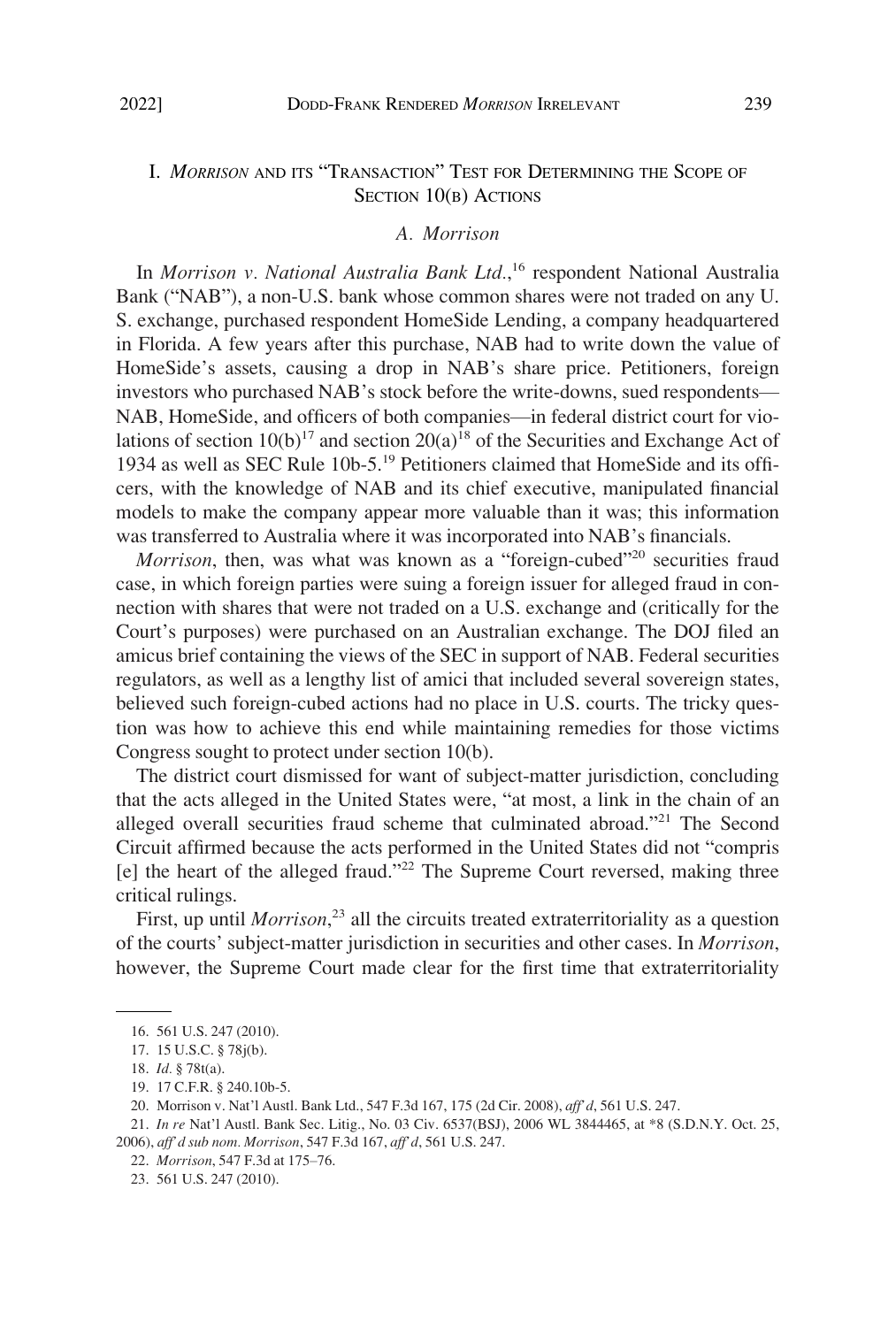## I. *Morrison* and its "Transaction" Test for Determining the Scope of Section 10(b) Actions

### *A. Morrison*

In *Morrison v. National Australia Bank Ltd.*,[16] respondent National Australia Bank ("NAB"), a non-U.S. bank whose common shares were not traded on any U. S. exchange, purchased respondent HomeSide Lending, a company headquartered in Florida. A few years after this purchase, NAB had to write down the value of HomeSide's assets, causing a drop in NAB's share price. Petitioners, foreign investors who purchased NAB's stock before the write-downs, sued respondents—NAB, HomeSide, and officers of both companies—in federal district court for violations of section 10(b)[17] and section 20(a)[18] of the Securities and Exchange Act of 1934 as well as SEC Rule 10b-5.[19] Petitioners claimed that HomeSide and its officers, with the knowledge of NAB and its chief executive, manipulated financial models to make the company appear more valuable than it was; this information was transferred to Australia where it was incorporated into NAB's financials.

*Morrison*, then, was what was known as a "foreign-cubed"[20] securities fraud case, in which foreign parties were suing a foreign issuer for alleged fraud in connection with shares that were not traded on a U.S. exchange and (critically for the Court's purposes) were purchased on an Australian exchange. The DOJ filed an amicus brief containing the views of the SEC in support of NAB. Federal securities regulators, as well as a lengthy list of amici that included several sovereign states, believed such foreign-cubed actions had no place in U.S. courts. The tricky question was how to achieve this end while maintaining remedies for those victims Congress sought to protect under section 10(b).

The district court dismissed for want of subject-matter jurisdiction, concluding that the acts alleged in the United States were, "at most, a link in the chain of an alleged overall securities fraud scheme that culminated abroad."[21] The Second Circuit affirmed because the acts performed in the United States did not "compris[e] the heart of the alleged fraud."[22] The Supreme Court reversed, making three critical rulings.

First, up until *Morrison*,[23] all the circuits treated extraterritoriality as a question of the courts' subject-matter jurisdiction in securities and other cases. In *Morrison*, however, the Supreme Court made clear for the first time that extraterritoriality

---

16. 561 U.S. 247 (2010).

17. 15 U.S.C. § 78j(b).

18. *Id.* § 78t(a).

19. 17 C.F.R. § 240.10b-5.

20. Morrison v. Nat'l Austl. Bank Ltd., 547 F.3d 167, 175 (2d Cir. 2008), *aff'd*, 561 U.S. 247.

21. *In re* Nat'l Austl. Bank Sec. Litig., No. 03 Civ. 6537(BSJ), 2006 WL 3844465, at *8 (S.D.N.Y. Oct. 25, 2006), *aff'd sub nom. Morrison*, 547 F.3d 167, *aff'd*, 561 U.S. 247.

22. *Morrison*, 547 F.3d at 175–76.

23. 561 U.S. 247 (2010).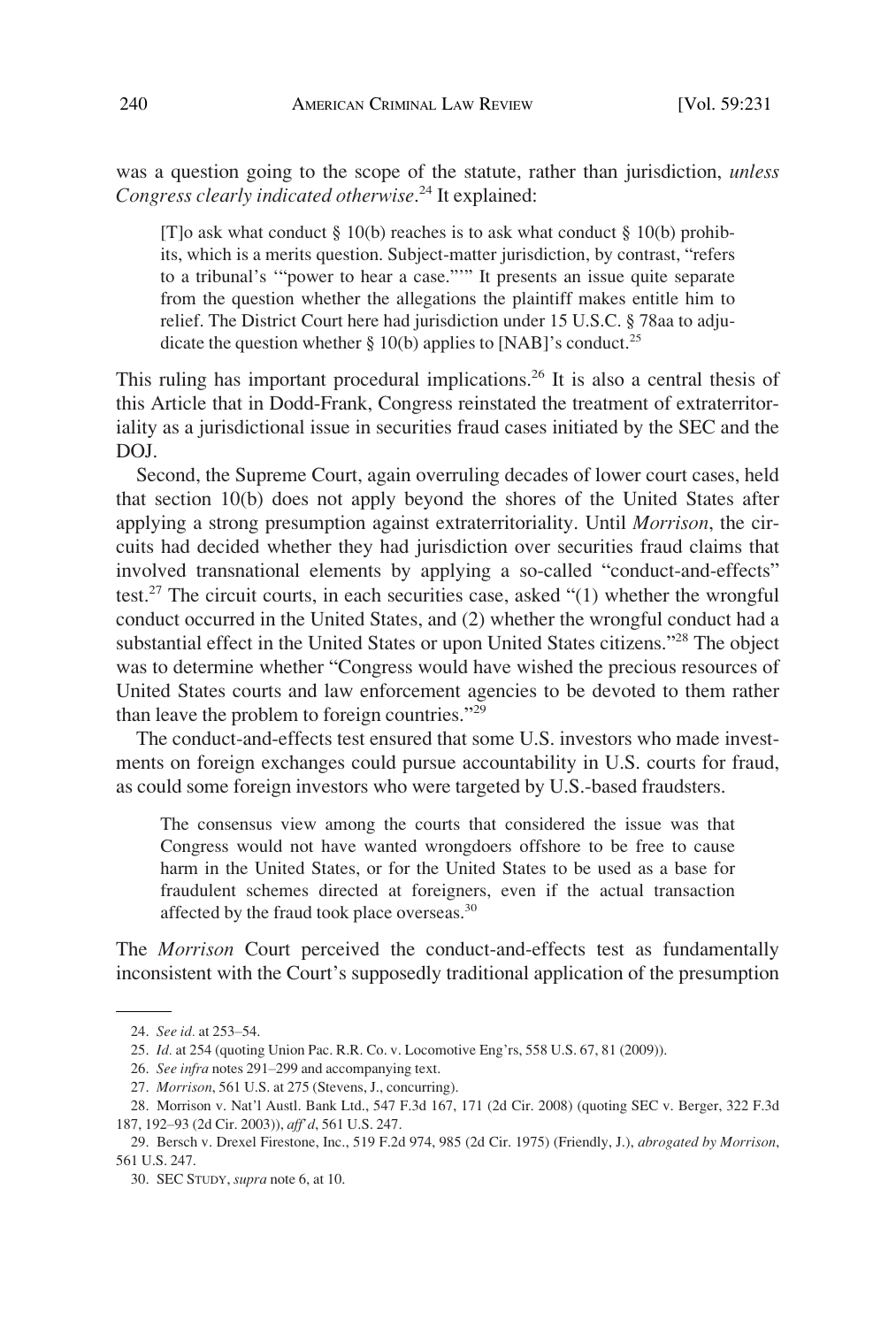was a question going to the scope of the statute, rather than jurisdiction, *unless Congress clearly indicated otherwise*.[24] It explained:

> [T]o ask what conduct § 10(b) reaches is to ask what conduct § 10(b) prohibits, which is a merits question. Subject-matter jurisdiction, by contrast, "refers to a tribunal's '"power to hear a case."'" It presents an issue quite separate from the question whether the allegations the plaintiff makes entitle him to relief. The District Court here had jurisdiction under 15 U.S.C. § 78aa to adjudicate the question whether § 10(b) applies to [NAB]'s conduct.[25]

This ruling has important procedural implications.[26] It is also a central thesis of this Article that in Dodd-Frank, Congress reinstated the treatment of extraterritoriality as a jurisdictional issue in securities fraud cases initiated by the SEC and the DOJ.

Second, the Supreme Court, again overruling decades of lower court cases, held that section 10(b) does not apply beyond the shores of the United States after applying a strong presumption against extraterritoriality. Until *Morrison*, the circuits had decided whether they had jurisdiction over securities fraud claims that involved transnational elements by applying a so-called "conduct-and-effects" test.[27] The circuit courts, in each securities case, asked "(1) whether the wrongful conduct occurred in the United States, and (2) whether the wrongful conduct had a substantial effect in the United States or upon United States citizens."[28] The object was to determine whether "Congress would have wished the precious resources of United States courts and law enforcement agencies to be devoted to them rather than leave the problem to foreign countries."[29]

The conduct-and-effects test ensured that some U.S. investors who made investments on foreign exchanges could pursue accountability in U.S. courts for fraud, as could some foreign investors who were targeted by U.S.-based fraudsters.

> The consensus view among the courts that considered the issue was that Congress would not have wanted wrongdoers offshore to be free to cause harm in the United States, or for the United States to be used as a base for fraudulent schemes directed at foreigners, even if the actual transaction affected by the fraud took place overseas.[30]

The *Morrison* Court perceived the conduct-and-effects test as fundamentally inconsistent with the Court's supposedly traditional application of the presumption

---

24. *See id.* at 253–54.

25. *Id.* at 254 (quoting Union Pac. R.R. Co. v. Locomotive Eng'rs, 558 U.S. 67, 81 (2009)).

26. *See infra* notes 291–299 and accompanying text.

27. *Morrison*, 561 U.S. at 275 (Stevens, J., concurring).

28. Morrison v. Nat'l Austl. Bank Ltd., 547 F.3d 167, 171 (2d Cir. 2008) (quoting SEC v. Berger, 322 F.3d 187, 192–93 (2d Cir. 2003)), *aff'd*, 561 U.S. 247.

29. Bersch v. Drexel Firestone, Inc., 519 F.2d 974, 985 (2d Cir. 1975) (Friendly, J.), *abrogated by Morrison*, 561 U.S. 247.

30. SEC STUDY, *supra* note 6, at 10.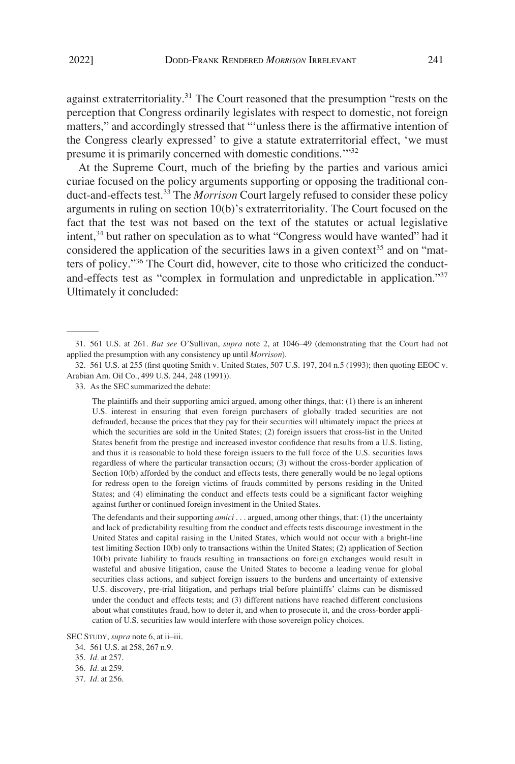against extraterritoriality.[31] The Court reasoned that the presumption "rests on the perception that Congress ordinarily legislates with respect to domestic, not foreign matters," and accordingly stressed that "'unless there is the affirmative intention of the Congress clearly expressed' to give a statute extraterritorial effect, 'we must presume it is primarily concerned with domestic conditions.'"[32]

At the Supreme Court, much of the briefing by the parties and various amici curiae focused on the policy arguments supporting or opposing the traditional conduct-and-effects test.[33] The *Morrison* Court largely refused to consider these policy arguments in ruling on section 10(b)'s extraterritoriality. The Court focused on the fact that the test was not based on the text of the statutes or actual legislative intent,[34] but rather on speculation as to what "Congress would have wanted" had it considered the application of the securities laws in a given context[35] and on "matters of policy."[36] The Court did, however, cite to those who criticized the conduct-and-effects test as "complex in formulation and unpredictable in application."[37] Ultimately it concluded:

---

31. 561 U.S. at 261. *But see* O'Sullivan, *supra* note 2, at 1046–49 (demonstrating that the Court had not applied the presumption with any consistency up until *Morrison*).

32. 561 U.S. at 255 (first quoting Smith v. United States, 507 U.S. 197, 204 n.5 (1993); then quoting EEOC v. Arabian Am. Oil Co., 499 U.S. 244, 248 (1991)).

33. As the SEC summarized the debate:

> The plaintiffs and their supporting amici argued, among other things, that: (1) there is an inherent U.S. interest in ensuring that even foreign purchasers of globally traded securities are not defrauded, because the prices that they pay for their securities will ultimately impact the prices at which the securities are sold in the United States; (2) foreign issuers that cross-list in the United States benefit from the prestige and increased investor confidence that results from a U.S. listing, and thus it is reasonable to hold these foreign issuers to the full force of the U.S. securities laws regardless of where the particular transaction occurs; (3) without the cross-border application of Section 10(b) afforded by the conduct and effects tests, there generally would be no legal options for redress open to the foreign victims of frauds committed by persons residing in the United States; and (4) eliminating the conduct and effects tests could be a significant factor weighing against further or continued foreign investment in the United States.
>
> The defendants and their supporting *amici* . . . argued, among other things, that: (1) the uncertainty and lack of predictability resulting from the conduct and effects tests discourage investment in the United States and capital raising in the United States, which would not occur with a bright-line test limiting Section 10(b) only to transactions within the United States; (2) application of Section 10(b) private liability to frauds resulting in transactions on foreign exchanges would result in wasteful and abusive litigation, cause the United States to become a leading venue for global securities class actions, and subject foreign issuers to the burdens and uncertainty of extensive U.S. discovery, pre-trial litigation, and perhaps trial before plaintiffs' claims can be dismissed under the conduct and effects tests; and (3) different nations have reached different conclusions about what constitutes fraud, how to deter it, and when to prosecute it, and the cross-border application of U.S. securities law would interfere with those sovereign policy choices.

SEC STUDY, *supra* note 6, at ii–iii.

34. 561 U.S. at 258, 267 n.9.

35. *Id.* at 257.

36. *Id.* at 259.

37. *Id.* at 256.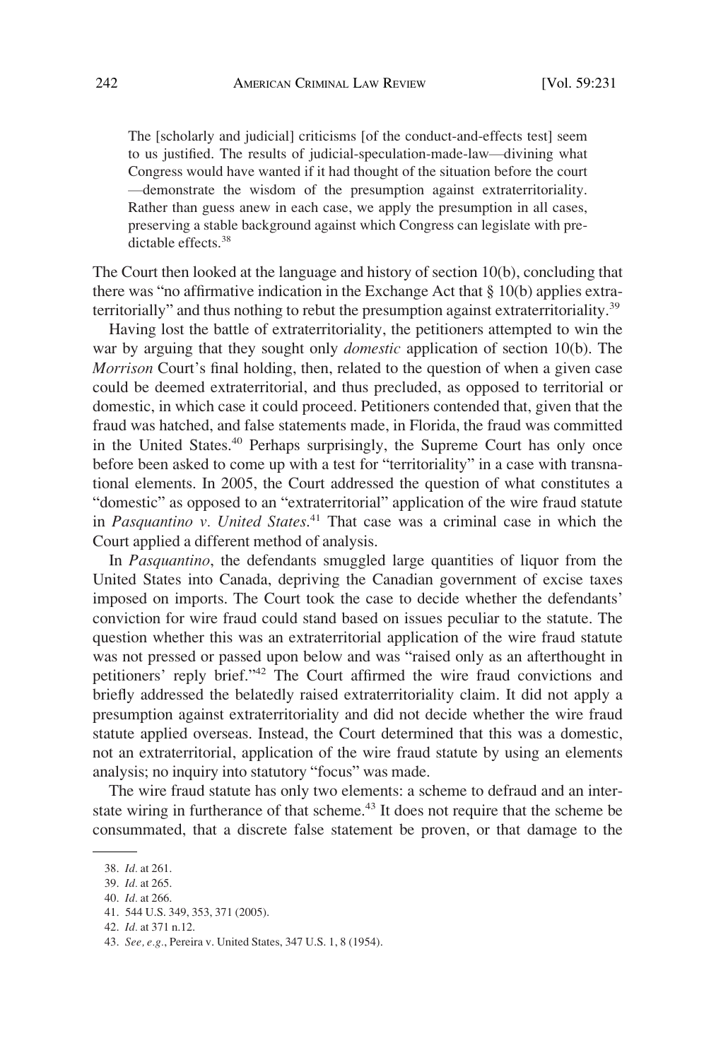> The [scholarly and judicial] criticisms [of the conduct-and-effects test] seem to us justified. The results of judicial-speculation-made-law—divining what Congress would have wanted if it had thought of the situation before the court—demonstrate the wisdom of the presumption against extraterritoriality. Rather than guess anew in each case, we apply the presumption in all cases, preserving a stable background against which Congress can legislate with predictable effects.[38]

The Court then looked at the language and history of section 10(b), concluding that there was "no affirmative indication in the Exchange Act that § 10(b) applies extraterritorially" and thus nothing to rebut the presumption against extraterritoriality.[39]

Having lost the battle of extraterritoriality, the petitioners attempted to win the war by arguing that they sought only *domestic* application of section 10(b). The *Morrison* Court's final holding, then, related to the question of when a given case could be deemed extraterritorial, and thus precluded, as opposed to territorial or domestic, in which case it could proceed. Petitioners contended that, given that the fraud was hatched, and false statements made, in Florida, the fraud was committed in the United States.[40] Perhaps surprisingly, the Supreme Court has only once before been asked to come up with a test for "territoriality" in a case with transnational elements. In 2005, the Court addressed the question of what constitutes a "domestic" as opposed to an "extraterritorial" application of the wire fraud statute in *Pasquantino v. United States*.[41] That case was a criminal case in which the Court applied a different method of analysis.

In *Pasquantino*, the defendants smuggled large quantities of liquor from the United States into Canada, depriving the Canadian government of excise taxes imposed on imports. The Court took the case to decide whether the defendants' conviction for wire fraud could stand based on issues peculiar to the statute. The question whether this was an extraterritorial application of the wire fraud statute was not pressed or passed upon below and was "raised only as an afterthought in petitioners' reply brief."[42] The Court affirmed the wire fraud convictions and briefly addressed the belatedly raised extraterritoriality claim. It did not apply a presumption against extraterritoriality and did not decide whether the wire fraud statute applied overseas. Instead, the Court determined that this was a domestic, not an extraterritorial, application of the wire fraud statute by using an elements analysis; no inquiry into statutory "focus" was made.

The wire fraud statute has only two elements: a scheme to defraud and an interstate wiring in furtherance of that scheme.[43] It does not require that the scheme be consummated, that a discrete false statement be proven, or that damage to the

---

38. *Id.* at 261.

39. *Id.* at 265.

40. *Id.* at 266.

41. 544 U.S. 349, 353, 371 (2005).

42. *Id.* at 371 n.12.

43. *See, e.g.*, Pereira v. United States, 347 U.S. 1, 8 (1954).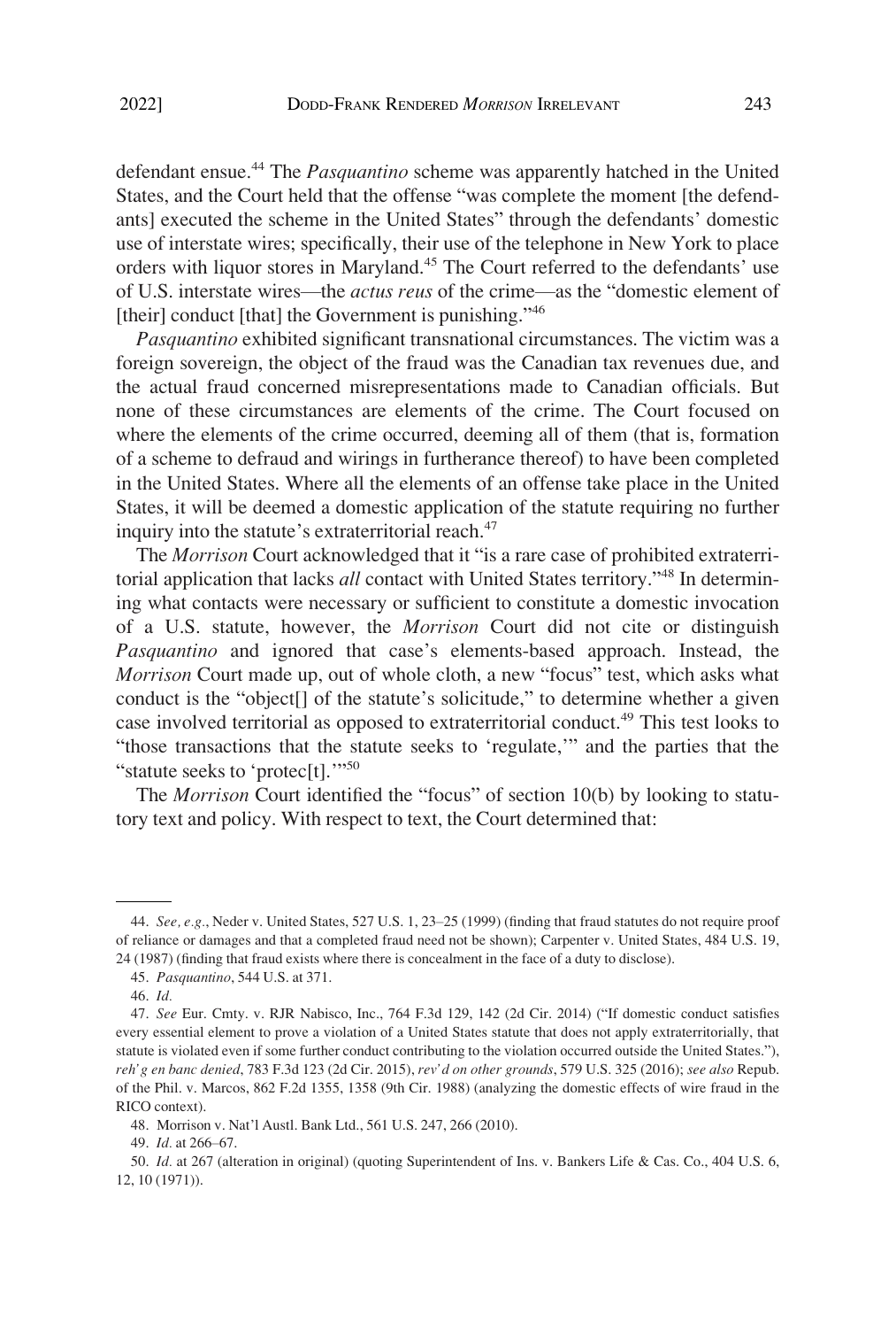defendant ensue.[44] The *Pasquantino* scheme was apparently hatched in the United States, and the Court held that the offense "was complete the moment [the defendants] executed the scheme in the United States" through the defendants' domestic use of interstate wires; specifically, their use of the telephone in New York to place orders with liquor stores in Maryland.[45] The Court referred to the defendants' use of U.S. interstate wires—the *actus reus* of the crime—as the "domestic element of [their] conduct [that] the Government is punishing."[46]

*Pasquantino* exhibited significant transnational circumstances. The victim was a foreign sovereign, the object of the fraud was the Canadian tax revenues due, and the actual fraud concerned misrepresentations made to Canadian officials. But none of these circumstances are elements of the crime. The Court focused on where the elements of the crime occurred, deeming all of them (that is, formation of a scheme to defraud and wirings in furtherance thereof) to have been completed in the United States. Where all the elements of an offense take place in the United States, it will be deemed a domestic application of the statute requiring no further inquiry into the statute's extraterritorial reach.[47]

The *Morrison* Court acknowledged that it "is a rare case of prohibited extraterritorial application that lacks *all* contact with United States territory."[48] In determining what contacts were necessary or sufficient to constitute a domestic invocation of a U.S. statute, however, the *Morrison* Court did not cite or distinguish *Pasquantino* and ignored that case's elements-based approach. Instead, the *Morrison* Court made up, out of whole cloth, a new "focus" test, which asks what conduct is the "object[] of the statute's solicitude," to determine whether a given case involved territorial as opposed to extraterritorial conduct.[49] This test looks to "those transactions that the statute seeks to 'regulate,'" and the parties that the "statute seeks to 'protec[t].'"[50]

The *Morrison* Court identified the "focus" of section 10(b) by looking to statutory text and policy. With respect to text, the Court determined that:

---

44. *See, e.g.*, Neder v. United States, 527 U.S. 1, 23–25 (1999) (finding that fraud statutes do not require proof of reliance or damages and that a completed fraud need not be shown); Carpenter v. United States, 484 U.S. 19, 24 (1987) (finding that fraud exists where there is concealment in the face of a duty to disclose).

45. *Pasquantino*, 544 U.S. at 371.

46. *Id.*

47. *See* Eur. Cmty. v. RJR Nabisco, Inc., 764 F.3d 129, 142 (2d Cir. 2014) ("If domestic conduct satisfies every essential element to prove a violation of a United States statute that does not apply extraterritorially, that statute is violated even if some further conduct contributing to the violation occurred outside the United States."), *reh'g en banc denied*, 783 F.3d 123 (2d Cir. 2015), *rev'd on other grounds*, 579 U.S. 325 (2016); *see also* Repub. of the Phil. v. Marcos, 862 F.2d 1355, 1358 (9th Cir. 1988) (analyzing the domestic effects of wire fraud in the RICO context).

48. Morrison v. Nat'l Austl. Bank Ltd., 561 U.S. 247, 266 (2010).

49. *Id.* at 266–67.

50. *Id.* at 267 (alteration in original) (quoting Superintendent of Ins. v. Bankers Life & Cas. Co., 404 U.S. 6, 12, 10 (1971)).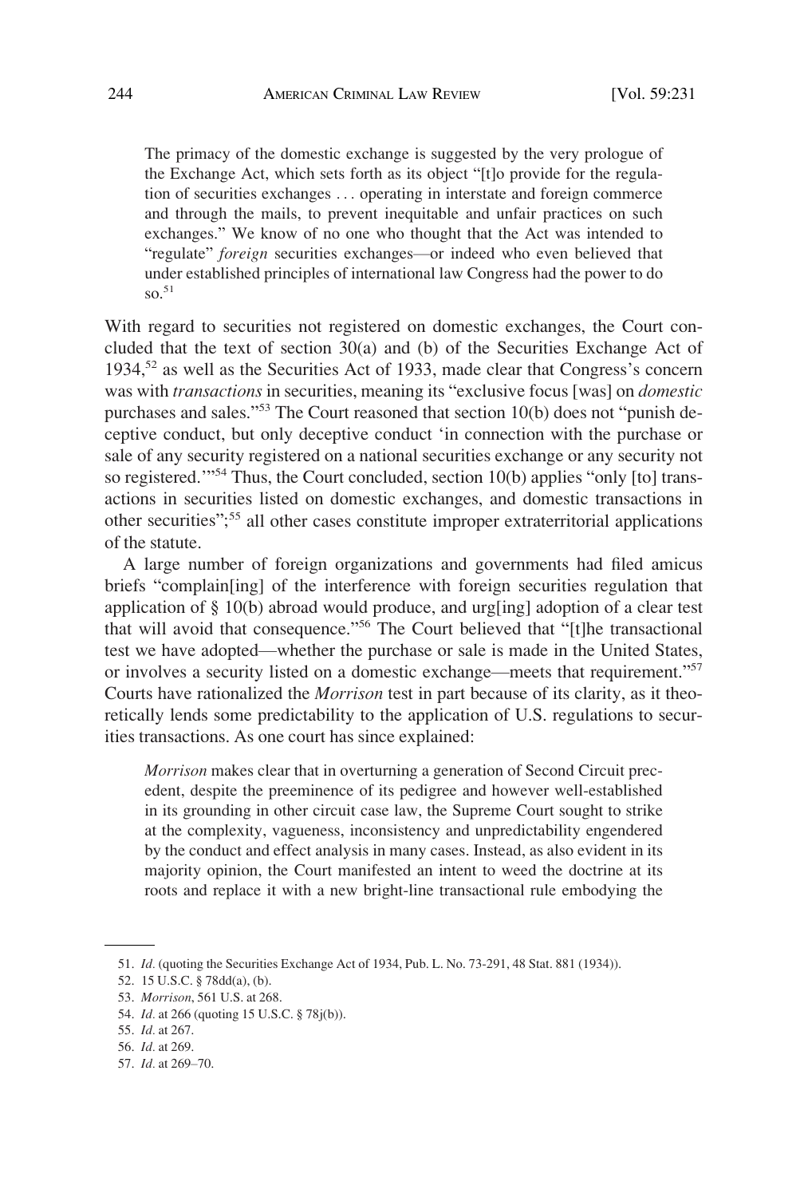> The primacy of the domestic exchange is suggested by the very prologue of the Exchange Act, which sets forth as its object "[t]o provide for the regulation of securities exchanges . . . operating in interstate and foreign commerce and through the mails, to prevent inequitable and unfair practices on such exchanges." We know of no one who thought that the Act was intended to "regulate" *foreign* securities exchanges—or indeed who even believed that under established principles of international law Congress had the power to do so.[51]

With regard to securities not registered on domestic exchanges, the Court concluded that the text of section 30(a) and (b) of the Securities Exchange Act of 1934,[52] as well as the Securities Act of 1933, made clear that Congress's concern was with *transactions* in securities, meaning its "exclusive focus [was] on *domestic* purchases and sales."[53] The Court reasoned that section 10(b) does not "punish deceptive conduct, but only deceptive conduct 'in connection with the purchase or sale of any security registered on a national securities exchange or any security not so registered.'"[54] Thus, the Court concluded, section 10(b) applies "only [to] transactions in securities listed on domestic exchanges, and domestic transactions in other securities";[55] all other cases constitute improper extraterritorial applications of the statute.

A large number of foreign organizations and governments had filed amicus briefs "complain[ing] of the interference with foreign securities regulation that application of § 10(b) abroad would produce, and urg[ing] adoption of a clear test that will avoid that consequence."[56] The Court believed that "[t]he transactional test we have adopted—whether the purchase or sale is made in the United States, or involves a security listed on a domestic exchange—meets that requirement."[57] Courts have rationalized the *Morrison* test in part because of its clarity, as it theoretically lends some predictability to the application of U.S. regulations to securities transactions. As one court has since explained:

> *Morrison* makes clear that in overturning a generation of Second Circuit precedent, despite the preeminence of its pedigree and however well-established in its grounding in other circuit case law, the Supreme Court sought to strike at the complexity, vagueness, inconsistency and unpredictability engendered by the conduct and effect analysis in many cases. Instead, as also evident in its majority opinion, the Court manifested an intent to weed the doctrine at its roots and replace it with a new bright-line transactional rule embodying the

---

51. *Id.* (quoting the Securities Exchange Act of 1934, Pub. L. No. 73-291, 48 Stat. 881 (1934)).
52. 15 U.S.C. § 78dd(a), (b).
53. *Morrison*, 561 U.S. at 268.
54. *Id.* at 266 (quoting 15 U.S.C. § 78j(b)).
55. *Id.* at 267.
56. *Id.* at 269.
57. *Id.* at 269–70.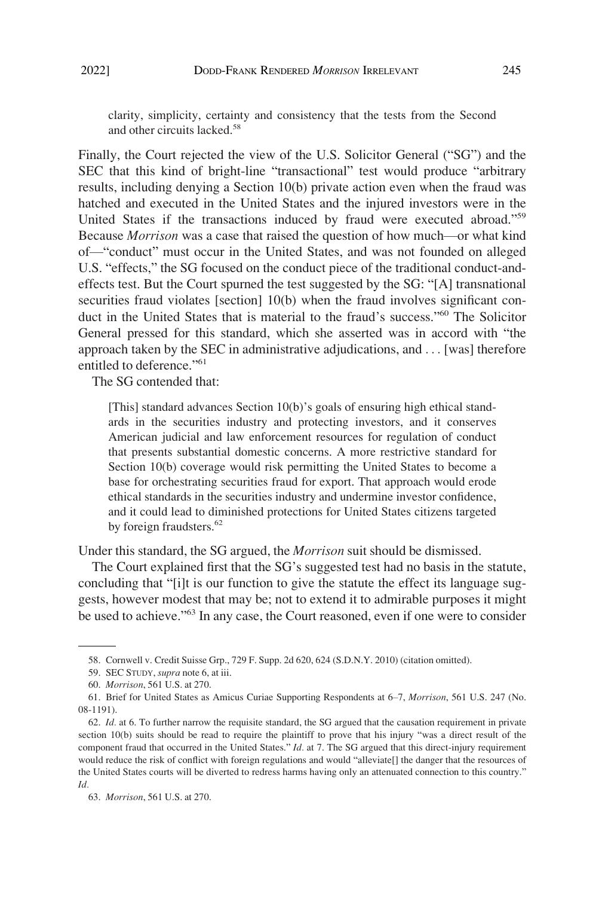> clarity, simplicity, certainty and consistency that the tests from the Second and other circuits lacked.[58]

Finally, the Court rejected the view of the U.S. Solicitor General ("SG") and the SEC that this kind of bright-line "transactional" test would produce "arbitrary results, including denying a Section 10(b) private action even when the fraud was hatched and executed in the United States and the injured investors were in the United States if the transactions induced by fraud were executed abroad."[59] Because *Morrison* was a case that raised the question of how much—or what kind of—"conduct" must occur in the United States, and was not founded on alleged U.S. "effects," the SG focused on the conduct piece of the traditional conduct-and-effects test. But the Court spurned the test suggested by the SG: "[A] transnational securities fraud violates [section] 10(b) when the fraud involves significant conduct in the United States that is material to the fraud's success."[60] The Solicitor General pressed for this standard, which she asserted was in accord with "the approach taken by the SEC in administrative adjudications, and . . . [was] therefore entitled to deference."[61]

The SG contended that:

> [This] standard advances Section 10(b)'s goals of ensuring high ethical standards in the securities industry and protecting investors, and it conserves American judicial and law enforcement resources for regulation of conduct that presents substantial domestic concerns. A more restrictive standard for Section 10(b) coverage would risk permitting the United States to become a base for orchestrating securities fraud for export. That approach would erode ethical standards in the securities industry and undermine investor confidence, and it could lead to diminished protections for United States citizens targeted by foreign fraudsters.[62]

Under this standard, the SG argued, the *Morrison* suit should be dismissed.

The Court explained first that the SG's suggested test had no basis in the statute, concluding that "[i]t is our function to give the statute the effect its language suggests, however modest that may be; not to extend it to admirable purposes it might be used to achieve."[63] In any case, the Court reasoned, even if one were to consider

---

58. Cornwell v. Credit Suisse Grp., 729 F. Supp. 2d 620, 624 (S.D.N.Y. 2010) (citation omitted).

59. SEC STUDY, *supra* note 6, at iii.

60. *Morrison*, 561 U.S. at 270.

61. Brief for United States as Amicus Curiae Supporting Respondents at 6–7, *Morrison*, 561 U.S. 247 (No. 08-1191).

62. *Id.* at 6. To further narrow the requisite standard, the SG argued that the causation requirement in private section 10(b) suits should be read to require the plaintiff to prove that his injury "was a direct result of the component fraud that occurred in the United States." *Id.* at 7. The SG argued that this direct-injury requirement would reduce the risk of conflict with foreign regulations and would "alleviate[] the danger that the resources of the United States courts will be diverted to redress harms having only an attenuated connection to this country." *Id.*

63. *Morrison*, 561 U.S. at 270.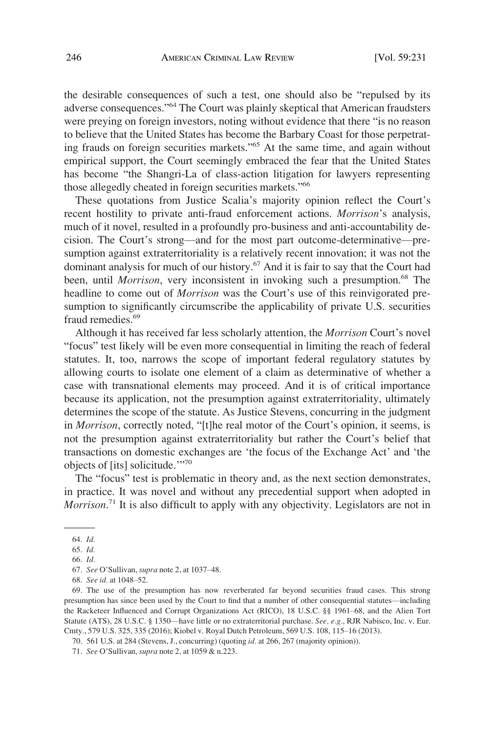the desirable consequences of such a test, one should also be "repulsed by its adverse consequences."[64] The Court was plainly skeptical that American fraudsters were preying on foreign investors, noting without evidence that there "is no reason to believe that the United States has become the Barbary Coast for those perpetrating frauds on foreign securities markets."[65] At the same time, and again without empirical support, the Court seemingly embraced the fear that the United States has become "the Shangri-La of class-action litigation for lawyers representing those allegedly cheated in foreign securities markets."[66]

These quotations from Justice Scalia's majority opinion reflect the Court's recent hostility to private anti-fraud enforcement actions. *Morrison*'s analysis, much of it novel, resulted in a profoundly pro-business and anti-accountability decision. The Court's strong—and for the most part outcome-determinative—presumption against extraterritoriality is a relatively recent innovation; it was not the dominant analysis for much of our history.[67] And it is fair to say that the Court had been, until *Morrison*, very inconsistent in invoking such a presumption.[68] The headline to come out of *Morrison* was the Court's use of this reinvigorated presumption to significantly circumscribe the applicability of private U.S. securities fraud remedies.[69]

Although it has received far less scholarly attention, the *Morrison* Court's novel "focus" test likely will be even more consequential in limiting the reach of federal statutes. It, too, narrows the scope of important federal regulatory statutes by allowing courts to isolate one element of a claim as determinative of whether a case with transnational elements may proceed. And it is of critical importance because its application, not the presumption against extraterritoriality, ultimately determines the scope of the statute. As Justice Stevens, concurring in the judgment in *Morrison*, correctly noted, "[t]he real motor of the Court's opinion, it seems, is not the presumption against extraterritoriality but rather the Court's belief that transactions on domestic exchanges are 'the focus of the Exchange Act' and 'the objects of [its] solicitude.'"[70]

The "focus" test is problematic in theory and, as the next section demonstrates, in practice. It was novel and without any precedential support when adopted in *Morrison*.[71] It is also difficult to apply with any objectivity. Legislators are not in

64. *Id.*

65. *Id.*

66. *Id.*

67. *See* O'Sullivan, *supra* note 2, at 1037–48.

68. *See id.* at 1048–52.

69. The use of the presumption has now reverberated far beyond securities fraud cases. This strong presumption has since been used by the Court to find that a number of other consequential statutes—including the Racketeer Influenced and Corrupt Organizations Act (RICO), 18 U.S.C. §§ 1961–68, and the Alien Tort Statute (ATS), 28 U.S.C. § 1350—have little or no extraterritorial purchase. *See, e.g.*, RJR Nabisco, Inc. v. Eur. Cmty., 579 U.S. 325, 335 (2016); Kiobel v. Royal Dutch Petroleum, 569 U.S. 108, 115–16 (2013).

70. 561 U.S. at 284 (Stevens, J., concurring) (quoting *id.* at 266, 267 (majority opinion)).

71. *See* O'Sullivan, *supra* note 2, at 1059 & n.223.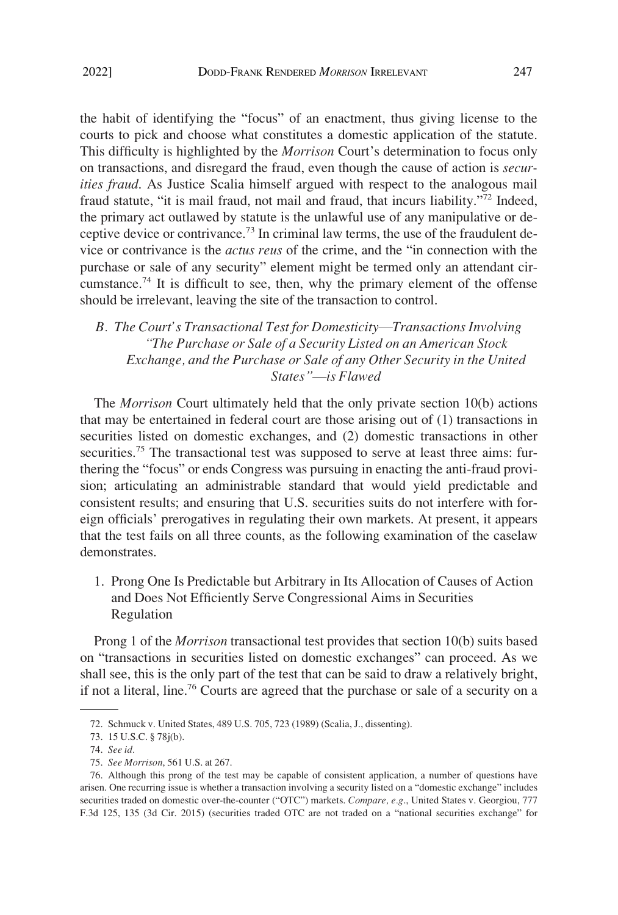the habit of identifying the "focus" of an enactment, thus giving license to the courts to pick and choose what constitutes a domestic application of the statute. This difficulty is highlighted by the *Morrison* Court's determination to focus only on transactions, and disregard the fraud, even though the cause of action is *securities fraud*. As Justice Scalia himself argued with respect to the analogous mail fraud statute, "it is mail fraud, not mail and fraud, that incurs liability."[72] Indeed, the primary act outlawed by statute is the unlawful use of any manipulative or deceptive device or contrivance.[73] In criminal law terms, the use of the fraudulent device or contrivance is the *actus reus* of the crime, and the "in connection with the purchase or sale of any security" element might be termed only an attendant circumstance.[74] It is difficult to see, then, why the primary element of the offense should be irrelevant, leaving the site of the transaction to control.

### *B. The Court's Transactional Test for Domesticity—Transactions Involving "The Purchase or Sale of a Security Listed on an American Stock Exchange, and the Purchase or Sale of any Other Security in the United States"—is Flawed*

The *Morrison* Court ultimately held that the only private section 10(b) actions that may be entertained in federal court are those arising out of (1) transactions in securities listed on domestic exchanges, and (2) domestic transactions in other securities.[75] The transactional test was supposed to serve at least three aims: furthering the "focus" or ends Congress was pursuing in enacting the anti-fraud provision; articulating an administrable standard that would yield predictable and consistent results; and ensuring that U.S. securities suits do not interfere with foreign officials' prerogatives in regulating their own markets. At present, it appears that the test fails on all three counts, as the following examination of the caselaw demonstrates.

#### 1. Prong One Is Predictable but Arbitrary in Its Allocation of Causes of Action and Does Not Efficiently Serve Congressional Aims in Securities Regulation

Prong 1 of the *Morrison* transactional test provides that section 10(b) suits based on "transactions in securities listed on domestic exchanges" can proceed. As we shall see, this is the only part of the test that can be said to draw a relatively bright, if not a literal, line.[76] Courts are agreed that the purchase or sale of a security on a

---

72. Schmuck v. United States, 489 U.S. 705, 723 (1989) (Scalia, J., dissenting).

73. 15 U.S.C. § 78j(b).

74. *See id.*

75. *See Morrison*, 561 U.S. at 267.

76. Although this prong of the test may be capable of consistent application, a number of questions have arisen. One recurring issue is whether a transaction involving a security listed on a "domestic exchange" includes securities traded on domestic over-the-counter ("OTC") markets. *Compare, e.g.*, United States v. Georgiou, 777 F.3d 125, 135 (3d Cir. 2015) (securities traded OTC are not traded on a "national securities exchange" for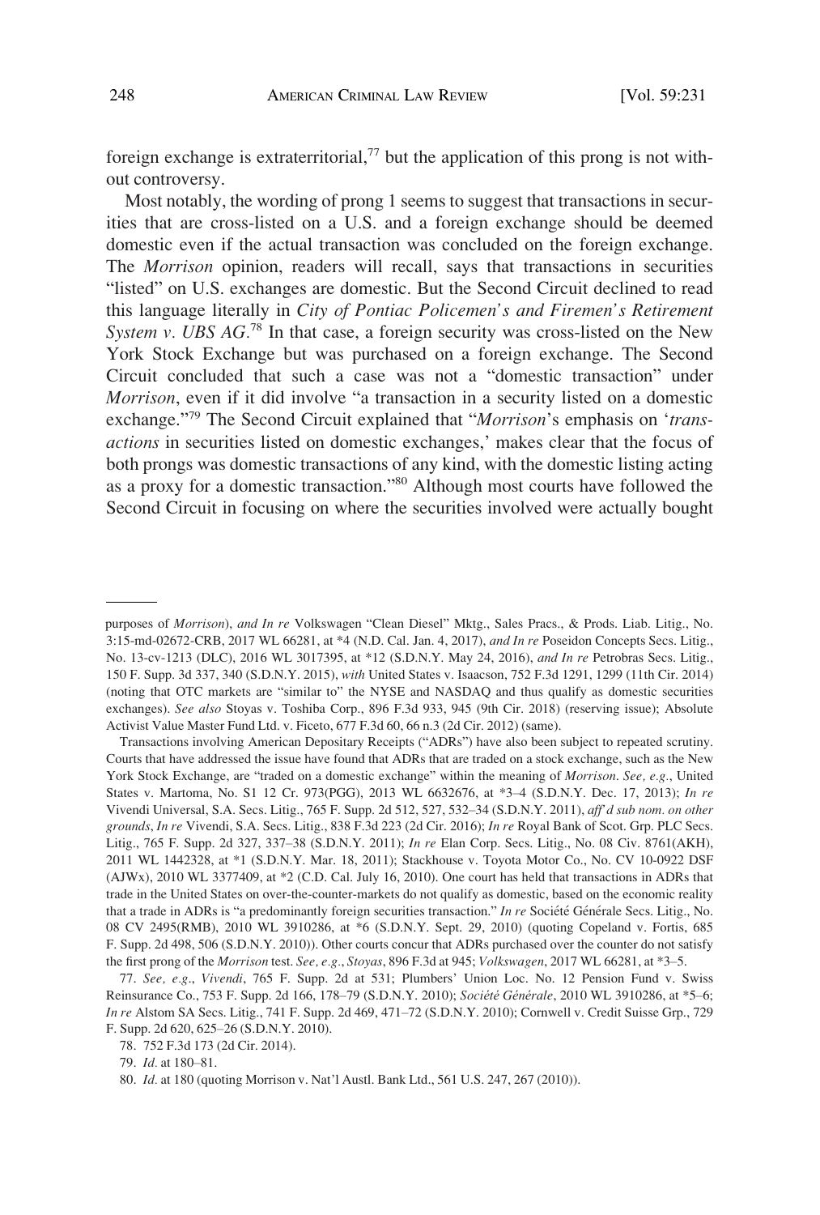foreign exchange is extraterritorial,[77] but the application of this prong is not without controversy.

Most notably, the wording of prong 1 seems to suggest that transactions in securities that are cross-listed on a U.S. and a foreign exchange should be deemed domestic even if the actual transaction was concluded on the foreign exchange. The *Morrison* opinion, readers will recall, says that transactions in securities "listed" on U.S. exchanges are domestic. But the Second Circuit declined to read this language literally in *City of Pontiac Policemen's and Firemen's Retirement System v. UBS AG*.[78] In that case, a foreign security was cross-listed on the New York Stock Exchange but was purchased on a foreign exchange. The Second Circuit concluded that such a case was not a "domestic transaction" under *Morrison*, even if it did involve "a transaction in a security listed on a domestic exchange."[79] The Second Circuit explained that "*Morrison*'s emphasis on '*transactions* in securities listed on domestic exchanges,' makes clear that the focus of both prongs was domestic transactions of any kind, with the domestic listing acting as a proxy for a domestic transaction."[80] Although most courts have followed the Second Circuit in focusing on where the securities involved were actually bought

---

purposes of *Morrison*), *and In re* Volkswagen "Clean Diesel" Mktg., Sales Pracs., & Prods. Liab. Litig., No. 3:15-md-02672-CRB, 2017 WL 66281, at *4 (N.D. Cal. Jan. 4, 2017), *and In re* Poseidon Concepts Secs. Litig., No. 13-cv-1213 (DLC), 2016 WL 3017395, at *12 (S.D.N.Y. May 24, 2016), *and In re* Petrobras Secs. Litig., 150 F. Supp. 3d 337, 340 (S.D.N.Y. 2015), *with* United States v. Isaacson, 752 F.3d 1291, 1299 (11th Cir. 2014) (noting that OTC markets are "similar to" the NYSE and NASDAQ and thus qualify as domestic securities exchanges). *See also* Stoyas v. Toshiba Corp., 896 F.3d 933, 945 (9th Cir. 2018) (reserving issue); Absolute Activist Value Master Fund Ltd. v. Ficeto, 677 F.3d 60, 66 n.3 (2d Cir. 2012) (same).

Transactions involving American Depositary Receipts ("ADRs") have also been subject to repeated scrutiny. Courts that have addressed the issue have found that ADRs that are traded on a stock exchange, such as the New York Stock Exchange, are "traded on a domestic exchange" within the meaning of *Morrison*. *See, e.g.*, United States v. Martoma, No. S1 12 Cr. 973(PGG), 2013 WL 6632676, at *3–4 (S.D.N.Y. Dec. 17, 2013); *In re* Vivendi Universal, S.A. Secs. Litig., 765 F. Supp. 2d 512, 527, 532–34 (S.D.N.Y. 2011), *aff'd sub nom. on other grounds*, *In re* Vivendi, S.A. Secs. Litig., 838 F.3d 223 (2d Cir. 2016); *In re* Royal Bank of Scot. Grp. PLC Secs. Litig., 765 F. Supp. 2d 327, 337–38 (S.D.N.Y. 2011); *In re* Elan Corp. Secs. Litig., No. 08 Civ. 8761(AKH), 2011 WL 1442328, at *1 (S.D.N.Y. Mar. 18, 2011); Stackhouse v. Toyota Motor Co., No. CV 10-0922 DSF (AJWx), 2010 WL 3377409, at *2 (C.D. Cal. July 16, 2010). One court has held that transactions in ADRs that trade in the United States on over-the-counter-markets do not qualify as domestic, based on the economic reality that a trade in ADRs is "a predominantly foreign securities transaction." *In re* Société Générale Secs. Litig., No. 08 CV 2495(RMB), 2010 WL 3910286, at *6 (S.D.N.Y. Sept. 29, 2010) (quoting Copeland v. Fortis, 685 F. Supp. 2d 498, 506 (S.D.N.Y. 2010)). Other courts concur that ADRs purchased over the counter do not satisfy the first prong of the *Morrison* test. *See, e.g.*, *Stoyas*, 896 F.3d at 945; *Volkswagen*, 2017 WL 66281, at *3–5.

77. *See, e.g.*, *Vivendi*, 765 F. Supp. 2d at 531; Plumbers' Union Loc. No. 12 Pension Fund v. Swiss Reinsurance Co., 753 F. Supp. 2d 166, 178–79 (S.D.N.Y. 2010); *Société Générale*, 2010 WL 3910286, at *5–6; *In re* Alstom SA Secs. Litig., 741 F. Supp. 2d 469, 471–72 (S.D.N.Y. 2010); Cornwell v. Credit Suisse Grp., 729 F. Supp. 2d 620, 625–26 (S.D.N.Y. 2010).

78. 752 F.3d 173 (2d Cir. 2014).

79. *Id.* at 180–81.

80. *Id.* at 180 (quoting Morrison v. Nat'l Austl. Bank Ltd., 561 U.S. 247, 267 (2010)).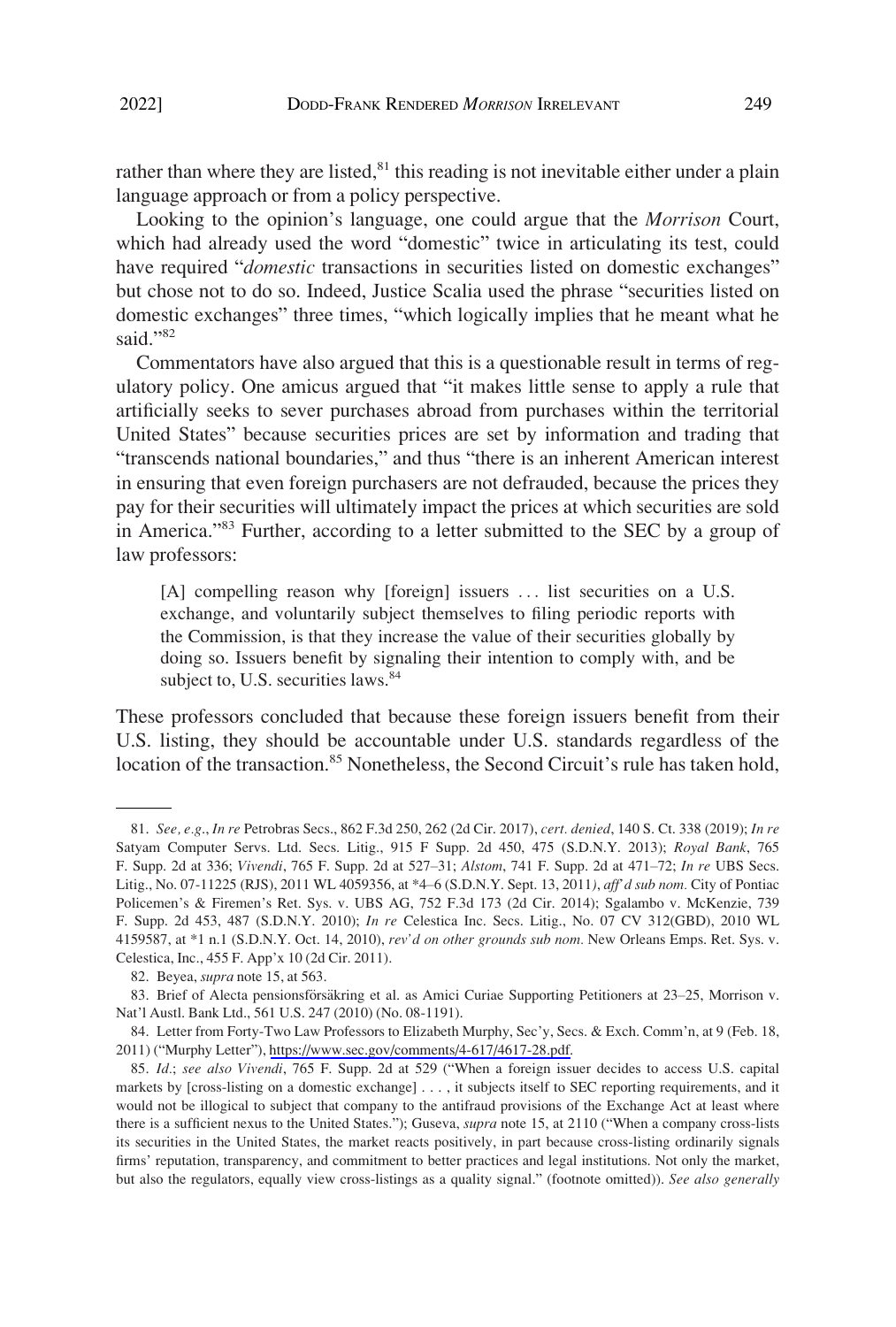rather than where they are listed,[81] this reading is not inevitable either under a plain language approach or from a policy perspective.

Looking to the opinion's language, one could argue that the *Morrison* Court, which had already used the word "domestic" twice in articulating its test, could have required "*domestic* transactions in securities listed on domestic exchanges" but chose not to do so. Indeed, Justice Scalia used the phrase "securities listed on domestic exchanges" three times, "which logically implies that he meant what he said."[82]

Commentators have also argued that this is a questionable result in terms of regulatory policy. One amicus argued that "it makes little sense to apply a rule that artificially seeks to sever purchases abroad from purchases within the territorial United States" because securities prices are set by information and trading that "transcends national boundaries," and thus "there is an inherent American interest in ensuring that even foreign purchasers are not defrauded, because the prices they pay for their securities will ultimately impact the prices at which securities are sold in America."[83] Further, according to a letter submitted to the SEC by a group of law professors:

> [A] compelling reason why [foreign] issuers . . . list securities on a U.S. exchange, and voluntarily subject themselves to filing periodic reports with the Commission, is that they increase the value of their securities globally by doing so. Issuers benefit by signaling their intention to comply with, and be subject to, U.S. securities laws.[84]

These professors concluded that because these foreign issuers benefit from their U.S. listing, they should be accountable under U.S. standards regardless of the location of the transaction.[85] Nonetheless, the Second Circuit's rule has taken hold,

---

81. *See, e.g.*, *In re* Petrobras Secs., 862 F.3d 250, 262 (2d Cir. 2017), *cert. denied*, 140 S. Ct. 338 (2019); *In re* Satyam Computer Servs. Ltd. Secs. Litig., 915 F Supp. 2d 450, 475 (S.D.N.Y. 2013); *Royal Bank*, 765 F. Supp. 2d at 336; *Vivendi*, 765 F. Supp. 2d at 527–31; *Alstom*, 741 F. Supp. 2d at 471–72; *In re* UBS Secs. Litig., No. 07-11225 (RJS), 2011 WL 4059356, at *4–6 (S.D.N.Y. Sept. 13, 2011*), aff'd sub nom.* City of Pontiac Policemen's & Firemen's Ret. Sys. v. UBS AG, 752 F.3d 173 (2d Cir. 2014); Sgalambo v. McKenzie, 739 F. Supp. 2d 453, 487 (S.D.N.Y. 2010); *In re* Celestica Inc. Secs. Litig., No. 07 CV 312(GBD), 2010 WL 4159587, at *1 n.1 (S.D.N.Y. Oct. 14, 2010), *rev'd on other grounds sub nom.* New Orleans Emps. Ret. Sys. v. Celestica, Inc., 455 F. App'x 10 (2d Cir. 2011).

82. Beyea, *supra* note 15, at 563.

83. Brief of Alecta pensionsförsäkring et al. as Amici Curiae Supporting Petitioners at 23–25, Morrison v. Nat'l Austl. Bank Ltd., 561 U.S. 247 (2010) (No. 08-1191).

84. Letter from Forty-Two Law Professors to Elizabeth Murphy, Sec'y, Secs. & Exch. Comm'n, at 9 (Feb. 18, 2011) ("Murphy Letter"), https://www.sec.gov/comments/4-617/4617-28.pdf.

85. *Id.*; *see also Vivendi*, 765 F. Supp. 2d at 529 ("When a foreign issuer decides to access U.S. capital markets by [cross-listing on a domestic exchange] . . . , it subjects itself to SEC reporting requirements, and it would not be illogical to subject that company to the antifraud provisions of the Exchange Act at least where there is a sufficient nexus to the United States."); Guseva, *supra* note 15, at 2110 ("When a company cross-lists its securities in the United States, the market reacts positively, in part because cross-listing ordinarily signals firms' reputation, transparency, and commitment to better practices and legal institutions. Not only the market, but also the regulators, equally view cross-listings as a quality signal." (footnote omitted)). *See also generally*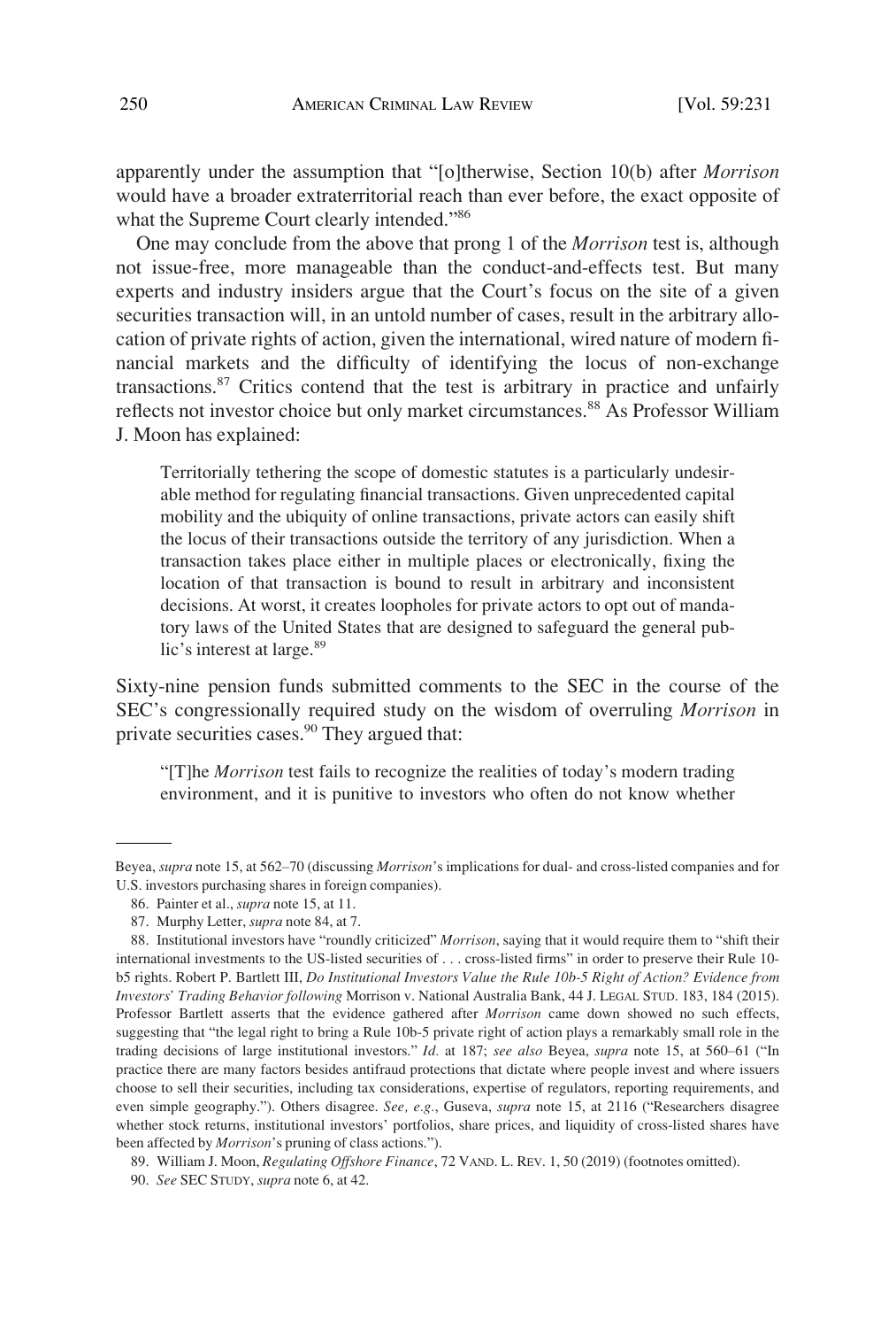apparently under the assumption that "[o]therwise, Section 10(b) after *Morrison* would have a broader extraterritorial reach than ever before, the exact opposite of what the Supreme Court clearly intended."[86]

One may conclude from the above that prong 1 of the *Morrison* test is, although not issue-free, more manageable than the conduct-and-effects test. But many experts and industry insiders argue that the Court's focus on the site of a given securities transaction will, in an untold number of cases, result in the arbitrary allocation of private rights of action, given the international, wired nature of modern financial markets and the difficulty of identifying the locus of non-exchange transactions.[87] Critics contend that the test is arbitrary in practice and unfairly reflects not investor choice but only market circumstances.[88] As Professor William J. Moon has explained:

> Territorially tethering the scope of domestic statutes is a particularly undesirable method for regulating financial transactions. Given unprecedented capital mobility and the ubiquity of online transactions, private actors can easily shift the locus of their transactions outside the territory of any jurisdiction. When a transaction takes place either in multiple places or electronically, fixing the location of that transaction is bound to result in arbitrary and inconsistent decisions. At worst, it creates loopholes for private actors to opt out of mandatory laws of the United States that are designed to safeguard the general public's interest at large.[89]

Sixty-nine pension funds submitted comments to the SEC in the course of the SEC's congressionally required study on the wisdom of overruling *Morrison* in private securities cases.[90] They argued that:

> "[T]he *Morrison* test fails to recognize the realities of today's modern trading environment, and it is punitive to investors who often do not know whether

---

Beyea, *supra* note 15, at 562–70 (discussing *Morrison*'s implications for dual- and cross-listed companies and for U.S. investors purchasing shares in foreign companies).

86. Painter et al., *supra* note 15, at 11.

87. Murphy Letter, *supra* note 84, at 7.

88. Institutional investors have "roundly criticized" *Morrison*, saying that it would require them to "shift their international investments to the US-listed securities of . . . cross-listed firms" in order to preserve their Rule 10-b5 rights. Robert P. Bartlett III, *Do Institutional Investors Value the Rule 10b-5 Right of Action? Evidence from Investors' Trading Behavior following* Morrison v. National Australia Bank, 44 J. LEGAL STUD. 183, 184 (2015). Professor Bartlett asserts that the evidence gathered after *Morrison* came down showed no such effects, suggesting that "the legal right to bring a Rule 10b-5 private right of action plays a remarkably small role in the trading decisions of large institutional investors." *Id.* at 187; *see also* Beyea, *supra* note 15, at 560–61 ("In practice there are many factors besides antifraud protections that dictate where people invest and where issuers choose to sell their securities, including tax considerations, expertise of regulators, reporting requirements, and even simple geography."). Others disagree. *See, e.g.*, Guseva, *supra* note 15, at 2116 ("Researchers disagree whether stock returns, institutional investors' portfolios, share prices, and liquidity of cross-listed shares have been affected by *Morrison*'s pruning of class actions.").

89. William J. Moon, *Regulating Offshore Finance*, 72 VAND. L. REV. 1, 50 (2019) (footnotes omitted).

90. *See* SEC STUDY, *supra* note 6, at 42.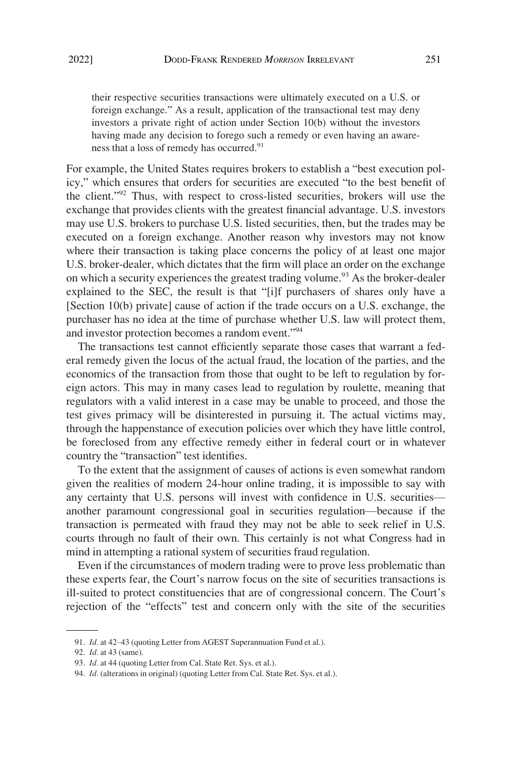> their respective securities transactions were ultimately executed on a U.S. or foreign exchange." As a result, application of the transactional test may deny investors a private right of action under Section 10(b) without the investors having made any decision to forego such a remedy or even having an awareness that a loss of remedy has occurred.[91]

For example, the United States requires brokers to establish a "best execution policy," which ensures that orders for securities are executed "to the best benefit of the client."[92] Thus, with respect to cross-listed securities, brokers will use the exchange that provides clients with the greatest financial advantage. U.S. investors may use U.S. brokers to purchase U.S. listed securities, then, but the trades may be executed on a foreign exchange. Another reason why investors may not know where their transaction is taking place concerns the policy of at least one major U.S. broker-dealer, which dictates that the firm will place an order on the exchange on which a security experiences the greatest trading volume.[93] As the broker-dealer explained to the SEC, the result is that "[i]f purchasers of shares only have a [Section 10(b) private] cause of action if the trade occurs on a U.S. exchange, the purchaser has no idea at the time of purchase whether U.S. law will protect them, and investor protection becomes a random event."[94]

The transactions test cannot efficiently separate those cases that warrant a federal remedy given the locus of the actual fraud, the location of the parties, and the economics of the transaction from those that ought to be left to regulation by foreign actors. This may in many cases lead to regulation by roulette, meaning that regulators with a valid interest in a case may be unable to proceed, and those the test gives primacy will be disinterested in pursuing it. The actual victims may, through the happenstance of execution policies over which they have little control, be foreclosed from any effective remedy either in federal court or in whatever country the "transaction" test identifies.

To the extent that the assignment of causes of actions is even somewhat random given the realities of modern 24-hour online trading, it is impossible to say with any certainty that U.S. persons will invest with confidence in U.S. securities—another paramount congressional goal in securities regulation—because if the transaction is permeated with fraud they may not be able to seek relief in U.S. courts through no fault of their own. This certainly is not what Congress had in mind in attempting a rational system of securities fraud regulation.

Even if the circumstances of modern trading were to prove less problematic than these experts fear, the Court's narrow focus on the site of securities transactions is ill-suited to protect constituencies that are of congressional concern. The Court's rejection of the "effects" test and concern only with the site of the securities

---

91. *Id.* at 42–43 (quoting Letter from AGEST Superannuation Fund et al.).

92. *Id.* at 43 (same).

93. *Id.* at 44 (quoting Letter from Cal. State Ret. Sys. et al.).

94. *Id.* (alterations in original) (quoting Letter from Cal. State Ret. Sys. et al.).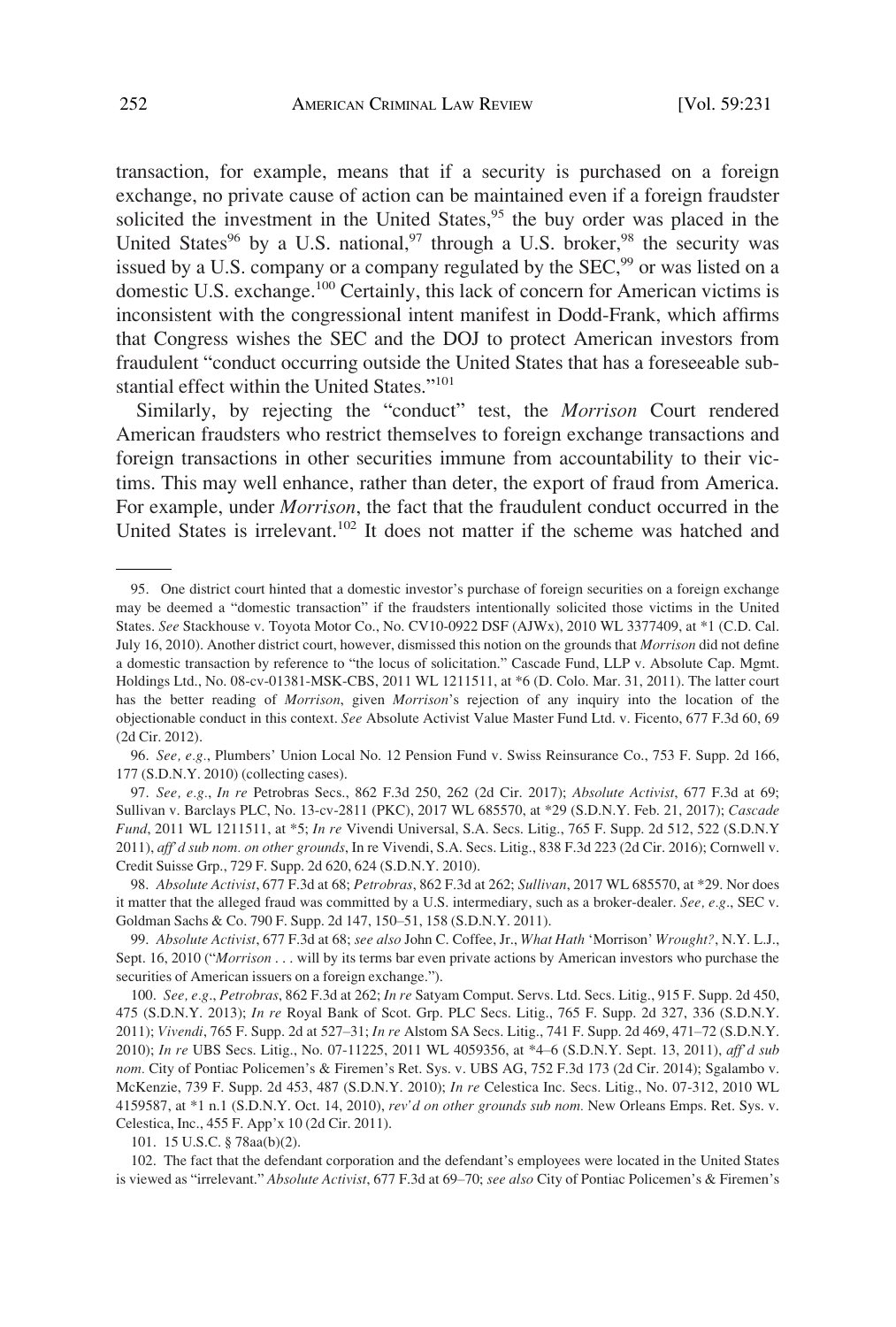transaction, for example, means that if a security is purchased on a foreign exchange, no private cause of action can be maintained even if a foreign fraudster solicited the investment in the United States,[95] the buy order was placed in the United States[96] by a U.S. national,[97] through a U.S. broker,[98] the security was issued by a U.S. company or a company regulated by the SEC,[99] or was listed on a domestic U.S. exchange.[100] Certainly, this lack of concern for American victims is inconsistent with the congressional intent manifest in Dodd-Frank, which affirms that Congress wishes the SEC and the DOJ to protect American investors from fraudulent "conduct occurring outside the United States that has a foreseeable substantial effect within the United States."[101]

Similarly, by rejecting the "conduct" test, the *Morrison* Court rendered American fraudsters who restrict themselves to foreign exchange transactions and foreign transactions in other securities immune from accountability to their victims. This may well enhance, rather than deter, the export of fraud from America. For example, under *Morrison*, the fact that the fraudulent conduct occurred in the United States is irrelevant.[102] It does not matter if the scheme was hatched and

---

95. One district court hinted that a domestic investor's purchase of foreign securities on a foreign exchange may be deemed a "domestic transaction" if the fraudsters intentionally solicited those victims in the United States. *See* Stackhouse v. Toyota Motor Co., No. CV10-0922 DSF (AJWx), 2010 WL 3377409, at *1 (C.D. Cal. July 16, 2010). Another district court, however, dismissed this notion on the grounds that *Morrison* did not define a domestic transaction by reference to "the locus of solicitation." Cascade Fund, LLP v. Absolute Cap. Mgmt. Holdings Ltd., No. 08-cv-01381-MSK-CBS, 2011 WL 1211511, at *6 (D. Colo. Mar. 31, 2011). The latter court has the better reading of *Morrison*, given *Morrison*'s rejection of any inquiry into the location of the objectionable conduct in this context. *See* Absolute Activist Value Master Fund Ltd. v. Ficento, 677 F.3d 60, 69 (2d Cir. 2012).

96. *See, e.g.*, Plumbers' Union Local No. 12 Pension Fund v. Swiss Reinsurance Co., 753 F. Supp. 2d 166, 177 (S.D.N.Y. 2010) (collecting cases).

97. *See, e.g.*, *In re* Petrobras Secs., 862 F.3d 250, 262 (2d Cir. 2017); *Absolute Activist*, 677 F.3d at 69; Sullivan v. Barclays PLC, No. 13-cv-2811 (PKC), 2017 WL 685570, at *29 (S.D.N.Y. Feb. 21, 2017); *Cascade Fund*, 2011 WL 1211511, at *5; *In re* Vivendi Universal, S.A. Secs. Litig., 765 F. Supp. 2d 512, 522 (S.D.N.Y 2011), *aff'd sub nom. on other grounds*, In re Vivendi, S.A. Secs. Litig., 838 F.3d 223 (2d Cir. 2016); Cornwell v. Credit Suisse Grp., 729 F. Supp. 2d 620, 624 (S.D.N.Y. 2010).

98. *Absolute Activist*, 677 F.3d at 68; *Petrobras*, 862 F.3d at 262; *Sullivan*, 2017 WL 685570, at *29. Nor does it matter that the alleged fraud was committed by a U.S. intermediary, such as a broker-dealer. *See, e.g.*, SEC v. Goldman Sachs & Co. 790 F. Supp. 2d 147, 150–51, 158 (S.D.N.Y. 2011).

99. *Absolute Activist*, 677 F.3d at 68; *see also* John C. Coffee, Jr., *What Hath* 'Morrison' *Wrought?*, N.Y. L.J., Sept. 16, 2010 ("*Morrison* . . . will by its terms bar even private actions by American investors who purchase the securities of American issuers on a foreign exchange.").

100. *See, e.g.*, *Petrobras*, 862 F.3d at 262; *In re* Satyam Comput. Servs. Ltd. Secs. Litig., 915 F. Supp. 2d 450, 475 (S.D.N.Y. 2013); *In re* Royal Bank of Scot. Grp. PLC Secs. Litig., 765 F. Supp. 2d 327, 336 (S.D.N.Y. 2011); *Vivendi*, 765 F. Supp. 2d at 527–31; *In re* Alstom SA Secs. Litig., 741 F. Supp. 2d 469, 471–72 (S.D.N.Y. 2010); *In re* UBS Secs. Litig., No. 07-11225, 2011 WL 4059356, at *4–6 (S.D.N.Y. Sept. 13, 2011), *aff'd sub nom.* City of Pontiac Policemen's & Firemen's Ret. Sys. v. UBS AG, 752 F.3d 173 (2d Cir. 2014); Sgalambo v. McKenzie, 739 F. Supp. 2d 453, 487 (S.D.N.Y. 2010); *In re* Celestica Inc. Secs. Litig., No. 07-312, 2010 WL 4159587, at *1 n.1 (S.D.N.Y. Oct. 14, 2010), *rev'd on other grounds sub nom.* New Orleans Emps. Ret. Sys. v. Celestica, Inc., 455 F. App'x 10 (2d Cir. 2011).

101. 15 U.S.C. § 78aa(b)(2).

102. The fact that the defendant corporation and the defendant's employees were located in the United States is viewed as "irrelevant." *Absolute Activist*, 677 F.3d at 69–70; *see also* City of Pontiac Policemen's & Firemen's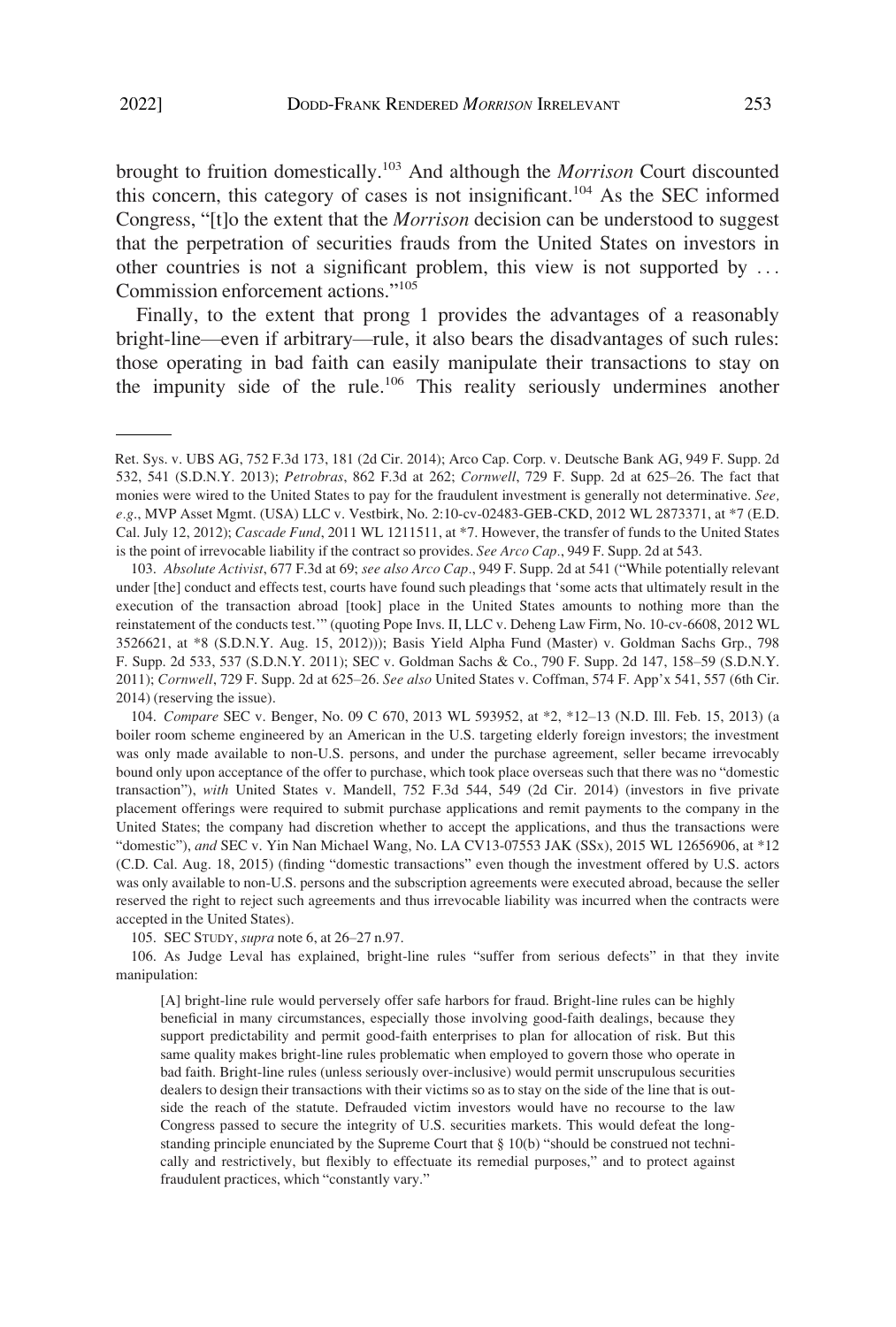brought to fruition domestically.[103] And although the *Morrison* Court discounted this concern, this category of cases is not insignificant.[104] As the SEC informed Congress, "[t]o the extent that the *Morrison* decision can be understood to suggest that the perpetration of securities frauds from the United States on investors in other countries is not a significant problem, this view is not supported by . . . Commission enforcement actions."[105]

Finally, to the extent that prong 1 provides the advantages of a reasonably bright-line—even if arbitrary—rule, it also bears the disadvantages of such rules: those operating in bad faith can easily manipulate their transactions to stay on the impunity side of the rule.[106] This reality seriously undermines another

---

Ret. Sys. v. UBS AG, 752 F.3d 173, 181 (2d Cir. 2014); Arco Cap. Corp. v. Deutsche Bank AG, 949 F. Supp. 2d 532, 541 (S.D.N.Y. 2013); *Petrobras*, 862 F.3d at 262; *Cornwell*, 729 F. Supp. 2d at 625–26. The fact that monies were wired to the United States to pay for the fraudulent investment is generally not determinative. *See, e.g.*, MVP Asset Mgmt. (USA) LLC v. Vestbirk, No. 2:10-cv-02483-GEB-CKD, 2012 WL 2873371, at *7 (E.D. Cal. July 12, 2012); *Cascade Fund*, 2011 WL 1211511, at *7. However, the transfer of funds to the United States is the point of irrevocable liability if the contract so provides. *See Arco Cap.*, 949 F. Supp. 2d at 543.

103. *Absolute Activist*, 677 F.3d at 69; *see also Arco Cap.*, 949 F. Supp. 2d at 541 ("While potentially relevant under [the] conduct and effects test, courts have found such pleadings that 'some acts that ultimately result in the execution of the transaction abroad [took] place in the United States amounts to nothing more than the reinstatement of the conducts test.'" (quoting Pope Invs. II, LLC v. Deheng Law Firm, No. 10-cv-6608, 2012 WL 3526621, at *8 (S.D.N.Y. Aug. 15, 2012))); Basis Yield Alpha Fund (Master) v. Goldman Sachs Grp., 798 F. Supp. 2d 533, 537 (S.D.N.Y. 2011); SEC v. Goldman Sachs & Co., 790 F. Supp. 2d 147, 158–59 (S.D.N.Y. 2011); *Cornwell*, 729 F. Supp. 2d at 625–26. *See also* United States v. Coffman, 574 F. App'x 541, 557 (6th Cir. 2014) (reserving the issue).

104. *Compare* SEC v. Benger, No. 09 C 670, 2013 WL 593952, at *2, *12–13 (N.D. Ill. Feb. 15, 2013) (a boiler room scheme engineered by an American in the U.S. targeting elderly foreign investors; the investment was only made available to non-U.S. persons, and under the purchase agreement, seller became irrevocably bound only upon acceptance of the offer to purchase, which took place overseas such that there was no "domestic transaction"), *with* United States v. Mandell, 752 F.3d 544, 549 (2d Cir. 2014) (investors in five private placement offerings were required to submit purchase applications and remit payments to the company in the United States; the company had discretion whether to accept the applications, and thus the transactions were "domestic"), *and* SEC v. Yin Nan Michael Wang, No. LA CV13-07553 JAK (SSx), 2015 WL 12656906, at *12 (C.D. Cal. Aug. 18, 2015) (finding "domestic transactions" even though the investment offered by U.S. actors was only available to non-U.S. persons and the subscription agreements were executed abroad, because the seller reserved the right to reject such agreements and thus irrevocable liability was incurred when the contracts were accepted in the United States).

105. SEC STUDY, *supra* note 6, at 26–27 n.97.

106. As Judge Leval has explained, bright-line rules "suffer from serious defects" in that they invite manipulation:

> [A] bright-line rule would perversely offer safe harbors for fraud. Bright-line rules can be highly beneficial in many circumstances, especially those involving good-faith dealings, because they support predictability and permit good-faith enterprises to plan for allocation of risk. But this same quality makes bright-line rules problematic when employed to govern those who operate in bad faith. Bright-line rules (unless seriously over-inclusive) would permit unscrupulous securities dealers to design their transactions with their victims so as to stay on the side of the line that is outside the reach of the statute. Defrauded victim investors would have no recourse to the law Congress passed to secure the integrity of U.S. securities markets. This would defeat the longstanding principle enunciated by the Supreme Court that § 10(b) "should be construed not technically and restrictively, but flexibly to effectuate its remedial purposes," and to protect against fraudulent practices, which "constantly vary."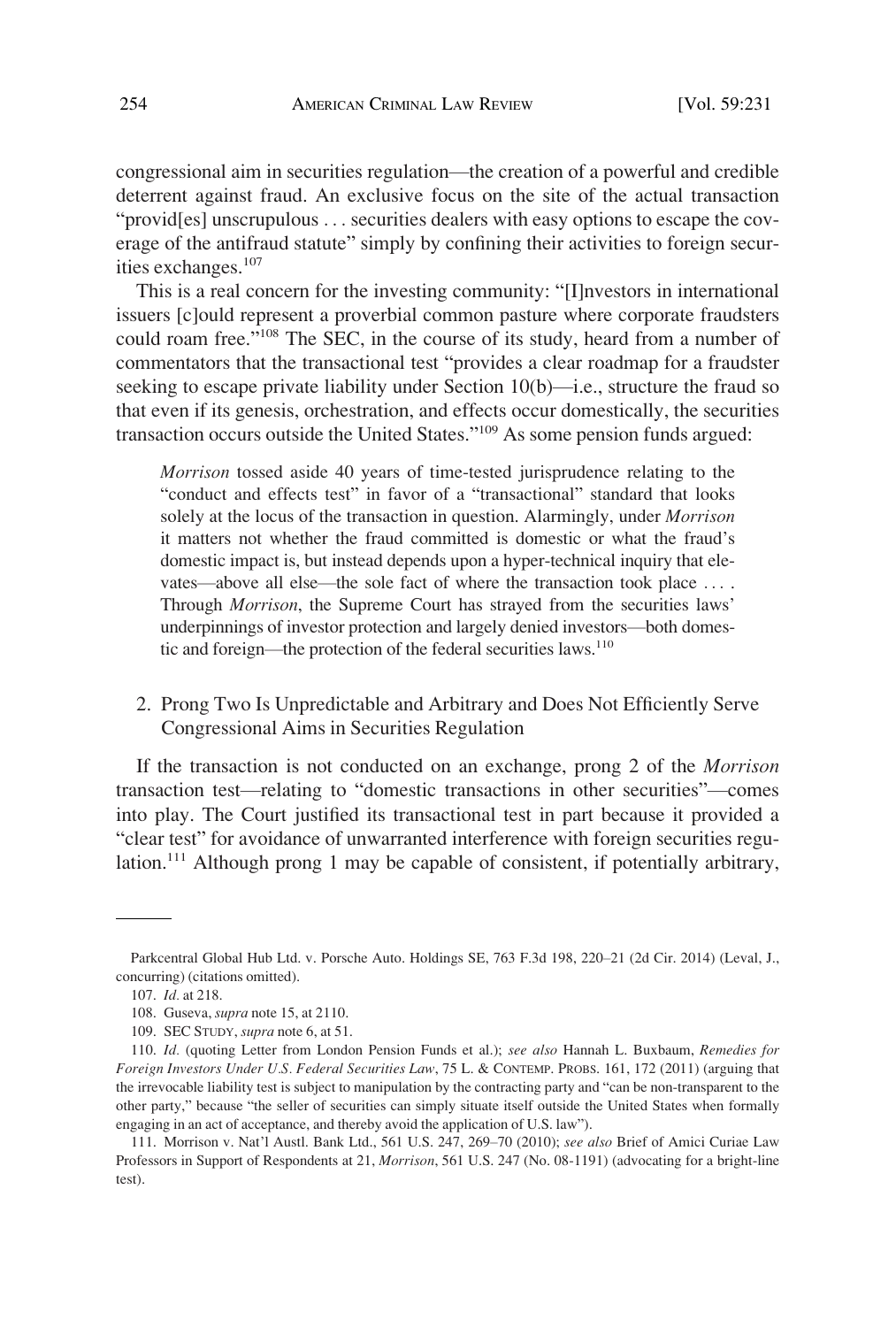congressional aim in securities regulation—the creation of a powerful and credible deterrent against fraud. An exclusive focus on the site of the actual transaction "provid[es] unscrupulous . . . securities dealers with easy options to escape the coverage of the antifraud statute" simply by confining their activities to foreign securities exchanges.[107]

This is a real concern for the investing community: "[I]nvestors in international issuers [c]ould represent a proverbial common pasture where corporate fraudsters could roam free."[108] The SEC, in the course of its study, heard from a number of commentators that the transactional test "provides a clear roadmap for a fraudster seeking to escape private liability under Section 10(b)—i.e., structure the fraud so that even if its genesis, orchestration, and effects occur domestically, the securities transaction occurs outside the United States."[109] As some pension funds argued:

> *Morrison* tossed aside 40 years of time-tested jurisprudence relating to the "conduct and effects test" in favor of a "transactional" standard that looks solely at the locus of the transaction in question. Alarmingly, under *Morrison* it matters not whether the fraud committed is domestic or what the fraud's domestic impact is, but instead depends upon a hyper-technical inquiry that elevates—above all else—the sole fact of where the transaction took place . . . . Through *Morrison*, the Supreme Court has strayed from the securities laws' underpinnings of investor protection and largely denied investors—both domestic and foreign—the protection of the federal securities laws.[110]

### 2. Prong Two Is Unpredictable and Arbitrary and Does Not Efficiently Serve Congressional Aims in Securities Regulation

If the transaction is not conducted on an exchange, prong 2 of the *Morrison* transaction test—relating to "domestic transactions in other securities"—comes into play. The Court justified its transactional test in part because it provided a "clear test" for avoidance of unwarranted interference with foreign securities regulation.[111] Although prong 1 may be capable of consistent, if potentially arbitrary,

---

Parkcentral Global Hub Ltd. v. Porsche Auto. Holdings SE, 763 F.3d 198, 220–21 (2d Cir. 2014) (Leval, J., concurring) (citations omitted).

107. *Id.* at 218.

108. Guseva, *supra* note 15, at 2110.

109. SEC STUDY, *supra* note 6, at 51.

110. *Id.* (quoting Letter from London Pension Funds et al.); *see also* Hannah L. Buxbaum, *Remedies for Foreign Investors Under U.S. Federal Securities Law*, 75 L. & CONTEMP. PROBS. 161, 172 (2011) (arguing that the irrevocable liability test is subject to manipulation by the contracting party and "can be non-transparent to the other party," because "the seller of securities can simply situate itself outside the United States when formally engaging in an act of acceptance, and thereby avoid the application of U.S. law").

111. Morrison v. Nat'l Austl. Bank Ltd., 561 U.S. 247, 269–70 (2010); *see also* Brief of Amici Curiae Law Professors in Support of Respondents at 21, *Morrison*, 561 U.S. 247 (No. 08-1191) (advocating for a bright-line test).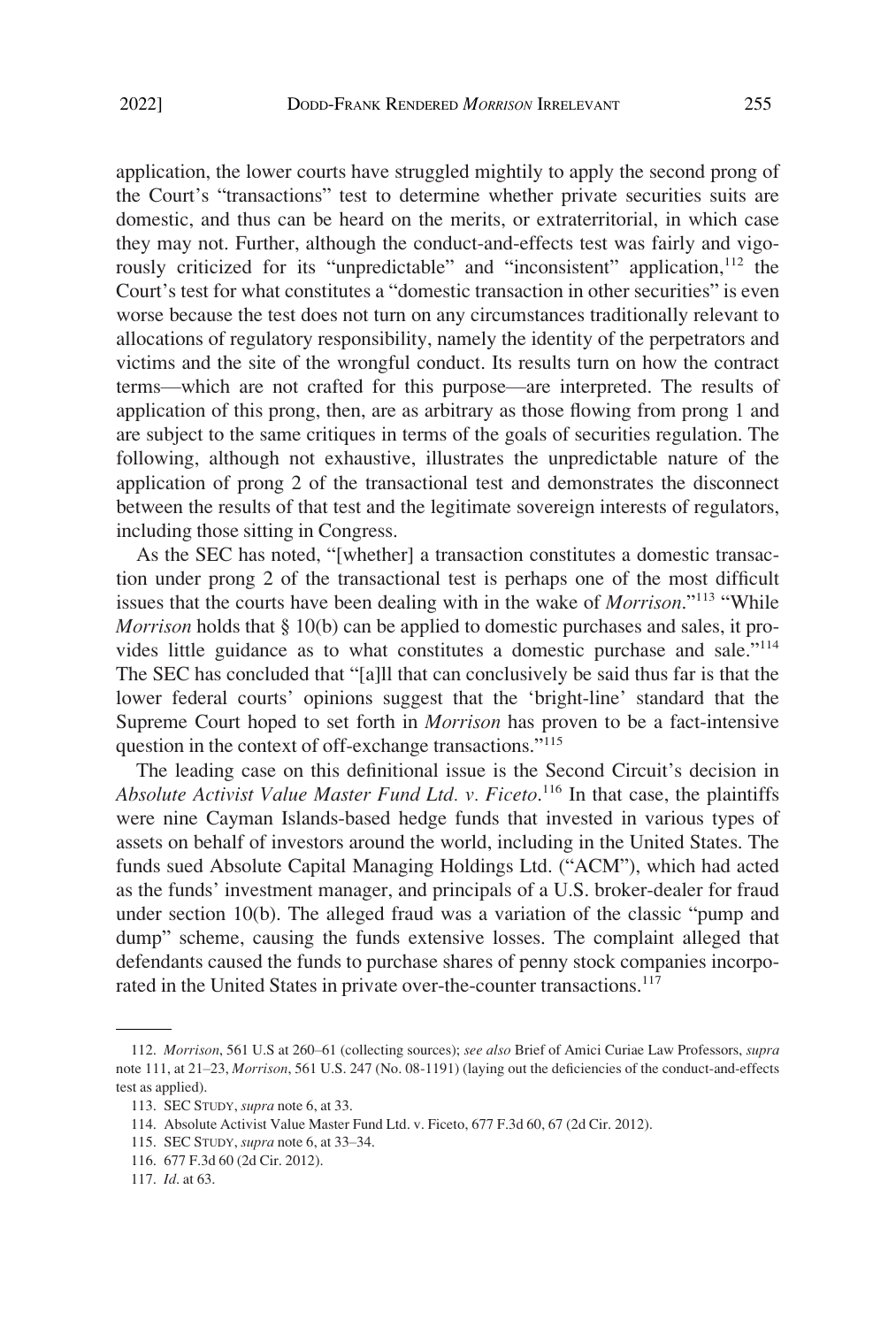application, the lower courts have struggled mightily to apply the second prong of the Court's "transactions" test to determine whether private securities suits are domestic, and thus can be heard on the merits, or extraterritorial, in which case they may not. Further, although the conduct-and-effects test was fairly and vigorously criticized for its "unpredictable" and "inconsistent" application,[112] the Court's test for what constitutes a "domestic transaction in other securities" is even worse because the test does not turn on any circumstances traditionally relevant to allocations of regulatory responsibility, namely the identity of the perpetrators and victims and the site of the wrongful conduct. Its results turn on how the contract terms—which are not crafted for this purpose—are interpreted. The results of application of this prong, then, are as arbitrary as those flowing from prong 1 and are subject to the same critiques in terms of the goals of securities regulation. The following, although not exhaustive, illustrates the unpredictable nature of the application of prong 2 of the transactional test and demonstrates the disconnect between the results of that test and the legitimate sovereign interests of regulators, including those sitting in Congress.

As the SEC has noted, "[whether] a transaction constitutes a domestic transaction under prong 2 of the transactional test is perhaps one of the most difficult issues that the courts have been dealing with in the wake of *Morrison*."[113] "While *Morrison* holds that § 10(b) can be applied to domestic purchases and sales, it provides little guidance as to what constitutes a domestic purchase and sale."[114] The SEC has concluded that "[a]ll that can conclusively be said thus far is that the lower federal courts' opinions suggest that the 'bright-line' standard that the Supreme Court hoped to set forth in *Morrison* has proven to be a fact-intensive question in the context of off-exchange transactions."[115]

The leading case on this definitional issue is the Second Circuit's decision in *Absolute Activist Value Master Fund Ltd. v. Ficeto*.[116] In that case, the plaintiffs were nine Cayman Islands-based hedge funds that invested in various types of assets on behalf of investors around the world, including in the United States. The funds sued Absolute Capital Managing Holdings Ltd. ("ACM"), which had acted as the funds' investment manager, and principals of a U.S. broker-dealer for fraud under section 10(b). The alleged fraud was a variation of the classic "pump and dump" scheme, causing the funds extensive losses. The complaint alleged that defendants caused the funds to purchase shares of penny stock companies incorporated in the United States in private over-the-counter transactions.[117]

---

112. *Morrison*, 561 U.S at 260–61 (collecting sources); *see also* Brief of Amici Curiae Law Professors, *supra* note 111, at 21–23, *Morrison*, 561 U.S. 247 (No. 08-1191) (laying out the deficiencies of the conduct-and-effects test as applied).

113. SEC STUDY, *supra* note 6, at 33.

114. Absolute Activist Value Master Fund Ltd. v. Ficeto, 677 F.3d 60, 67 (2d Cir. 2012).

115. SEC STUDY, *supra* note 6, at 33–34.

116. 677 F.3d 60 (2d Cir. 2012).

117. *Id.* at 63.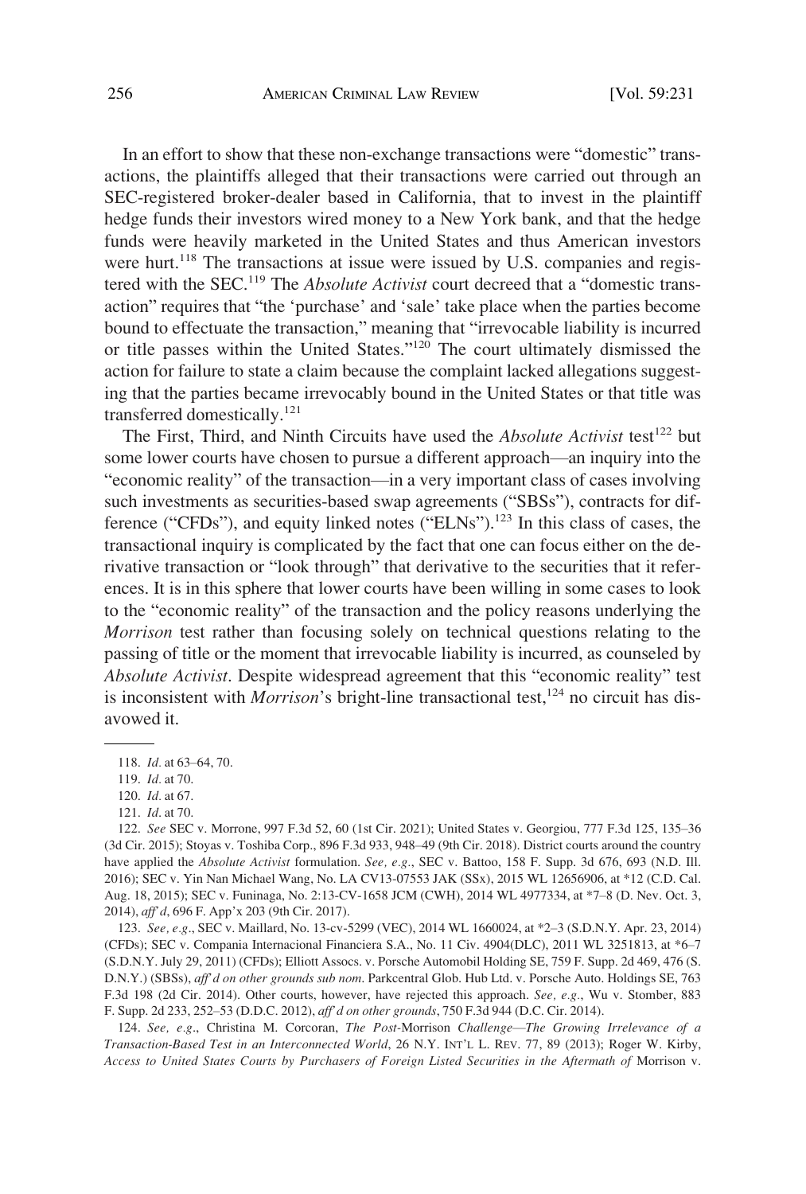In an effort to show that these non-exchange transactions were "domestic" transactions, the plaintiffs alleged that their transactions were carried out through an SEC-registered broker-dealer based in California, that to invest in the plaintiff hedge funds their investors wired money to a New York bank, and that the hedge funds were heavily marketed in the United States and thus American investors were hurt.[118] The transactions at issue were issued by U.S. companies and registered with the SEC.[119] The *Absolute Activist* court decreed that a "domestic transaction" requires that "the 'purchase' and 'sale' take place when the parties become bound to effectuate the transaction," meaning that "irrevocable liability is incurred or title passes within the United States."[120] The court ultimately dismissed the action for failure to state a claim because the complaint lacked allegations suggesting that the parties became irrevocably bound in the United States or that title was transferred domestically.[121]

The First, Third, and Ninth Circuits have used the *Absolute Activist* test[122] but some lower courts have chosen to pursue a different approach—an inquiry into the "economic reality" of the transaction—in a very important class of cases involving such investments as securities-based swap agreements ("SBSs"), contracts for difference ("CFDs"), and equity linked notes ("ELNs").[123] In this class of cases, the transactional inquiry is complicated by the fact that one can focus either on the derivative transaction or "look through" that derivative to the securities that it references. It is in this sphere that lower courts have been willing in some cases to look to the "economic reality" of the transaction and the policy reasons underlying the *Morrison* test rather than focusing solely on technical questions relating to the passing of title or the moment that irrevocable liability is incurred, as counseled by *Absolute Activist*. Despite widespread agreement that this "economic reality" test is inconsistent with *Morrison*'s bright-line transactional test,[124] no circuit has disavowed it.

---

118. *Id.* at 63–64, 70.

119. *Id.* at 70.

120. *Id.* at 67.

121. *Id.* at 70.

122. *See* SEC v. Morrone, 997 F.3d 52, 60 (1st Cir. 2021); United States v. Georgiou, 777 F.3d 125, 135–36 (3d Cir. 2015); Stoyas v. Toshiba Corp., 896 F.3d 933, 948–49 (9th Cir. 2018). District courts around the country have applied the *Absolute Activist* formulation. *See, e.g.*, SEC v. Battoo, 158 F. Supp. 3d 676, 693 (N.D. Ill. 2016); SEC v. Yin Nan Michael Wang, No. LA CV13-07553 JAK (SSx), 2015 WL 12656906, at *12 (C.D. Cal. Aug. 18, 2015); SEC v. Funinaga, No. 2:13-CV-1658 JCM (CWH), 2014 WL 4977334, at *7–8 (D. Nev. Oct. 3, 2014), *aff'd*, 696 F. App'x 203 (9th Cir. 2017).

123. *See, e.g.*, SEC v. Maillard, No. 13-cv-5299 (VEC), 2014 WL 1660024, at *2–3 (S.D.N.Y. Apr. 23, 2014) (CFDs); SEC v. Compania Internacional Financiera S.A., No. 11 Civ. 4904(DLC), 2011 WL 3251813, at *6–7 (S.D.N.Y. July 29, 2011) (CFDs); Elliott Assocs. v. Porsche Automobil Holding SE, 759 F. Supp. 2d 469, 476 (S.D.N.Y.) (SBSs), *aff'd on other grounds sub nom*. Parkcentral Glob. Hub Ltd. v. Porsche Auto. Holdings SE, 763 F.3d 198 (2d Cir. 2014). Other courts, however, have rejected this approach. *See, e.g.*, Wu v. Stomber, 883 F. Supp. 2d 233, 252–53 (D.D.C. 2012), *aff'd on other grounds*, 750 F.3d 944 (D.C. Cir. 2014).

124. *See, e.g.*, Christina M. Corcoran, *The Post-*Morrison *Challenge—The Growing Irrelevance of a Transaction-Based Test in an Interconnected World*, 26 N.Y. INT'L L. REV. 77, 89 (2013); Roger W. Kirby, *Access to United States Courts by Purchasers of Foreign Listed Securities in the Aftermath of* Morrison v.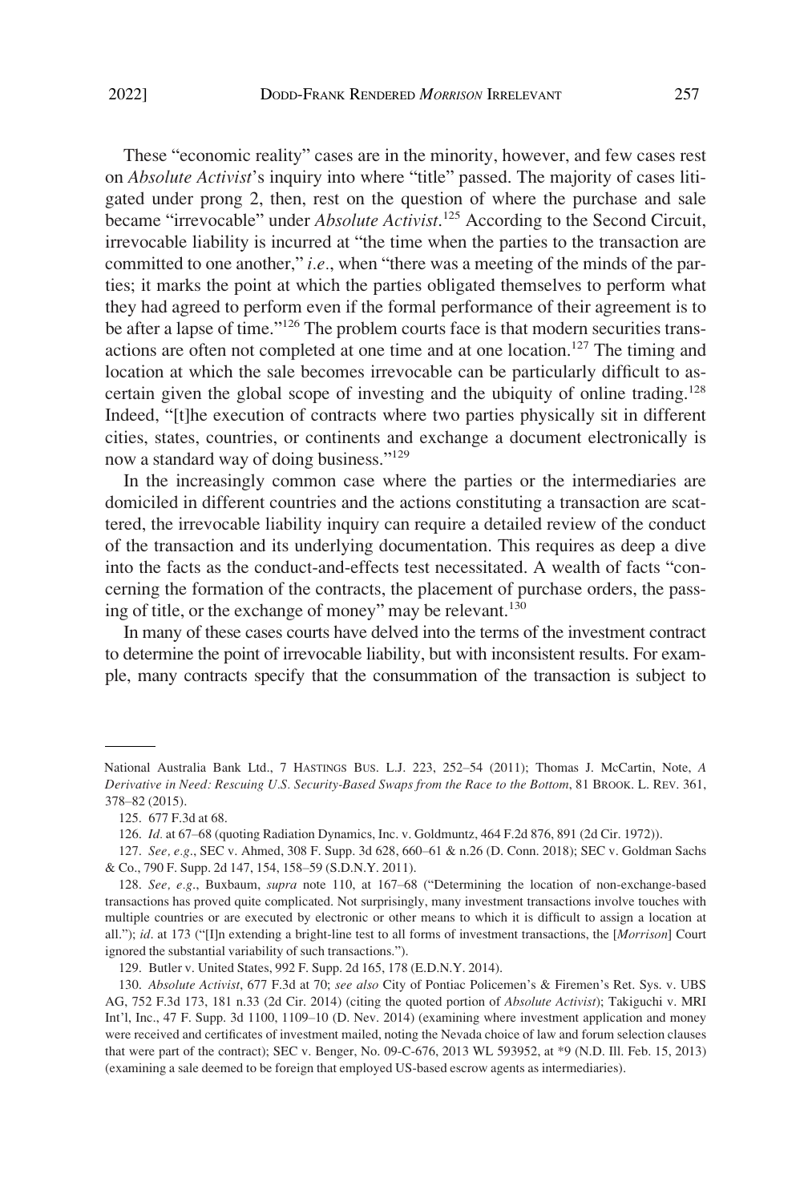These "economic reality" cases are in the minority, however, and few cases rest on *Absolute Activist*'s inquiry into where "title" passed. The majority of cases litigated under prong 2, then, rest on the question of where the purchase and sale became "irrevocable" under *Absolute Activist*.[125] According to the Second Circuit, irrevocable liability is incurred at "the time when the parties to the transaction are committed to one another," *i.e*., when "there was a meeting of the minds of the parties; it marks the point at which the parties obligated themselves to perform what they had agreed to perform even if the formal performance of their agreement is to be after a lapse of time."[126] The problem courts face is that modern securities transactions are often not completed at one time and at one location.[127] The timing and location at which the sale becomes irrevocable can be particularly difficult to ascertain given the global scope of investing and the ubiquity of online trading.[128] Indeed, "[t]he execution of contracts where two parties physically sit in different cities, states, countries, or continents and exchange a document electronically is now a standard way of doing business."[129]

In the increasingly common case where the parties or the intermediaries are domiciled in different countries and the actions constituting a transaction are scattered, the irrevocable liability inquiry can require a detailed review of the conduct of the transaction and its underlying documentation. This requires as deep a dive into the facts as the conduct-and-effects test necessitated. A wealth of facts "concerning the formation of the contracts, the placement of purchase orders, the passing of title, or the exchange of money" may be relevant.[130]

In many of these cases courts have delved into the terms of the investment contract to determine the point of irrevocable liability, but with inconsistent results. For example, many contracts specify that the consummation of the transaction is subject to

---

National Australia Bank Ltd., 7 HASTINGS BUS. L.J. 223, 252–54 (2011); Thomas J. McCartin, Note, *A Derivative in Need: Rescuing U.S. Security-Based Swaps from the Race to the Bottom*, 81 BROOK. L. REV. 361, 378–82 (2015).

125. 677 F.3d at 68.

126. *Id*. at 67–68 (quoting Radiation Dynamics, Inc. v. Goldmuntz, 464 F.2d 876, 891 (2d Cir. 1972)).

127. *See, e.g*., SEC v. Ahmed, 308 F. Supp. 3d 628, 660–61 & n.26 (D. Conn. 2018); SEC v. Goldman Sachs & Co., 790 F. Supp. 2d 147, 154, 158–59 (S.D.N.Y. 2011).

128. *See, e.g*., Buxbaum, *supra* note 110, at 167–68 ("Determining the location of non-exchange-based transactions has proved quite complicated. Not surprisingly, many investment transactions involve touches with multiple countries or are executed by electronic or other means to which it is difficult to assign a location at all."); *id*. at 173 ("[I]n extending a bright-line test to all forms of investment transactions, the [*Morrison*] Court ignored the substantial variability of such transactions.").

129. Butler v. United States, 992 F. Supp. 2d 165, 178 (E.D.N.Y. 2014).

130. *Absolute Activist*, 677 F.3d at 70; *see also* City of Pontiac Policemen's & Firemen's Ret. Sys. v. UBS AG, 752 F.3d 173, 181 n.33 (2d Cir. 2014) (citing the quoted portion of *Absolute Activist*); Takiguchi v. MRI Int'l, Inc., 47 F. Supp. 3d 1100, 1109–10 (D. Nev. 2014) (examining where investment application and money were received and certificates of investment mailed, noting the Nevada choice of law and forum selection clauses that were part of the contract); SEC v. Benger, No. 09-C-676, 2013 WL 593952, at *9 (N.D. Ill. Feb. 15, 2013) (examining a sale deemed to be foreign that employed US-based escrow agents as intermediaries).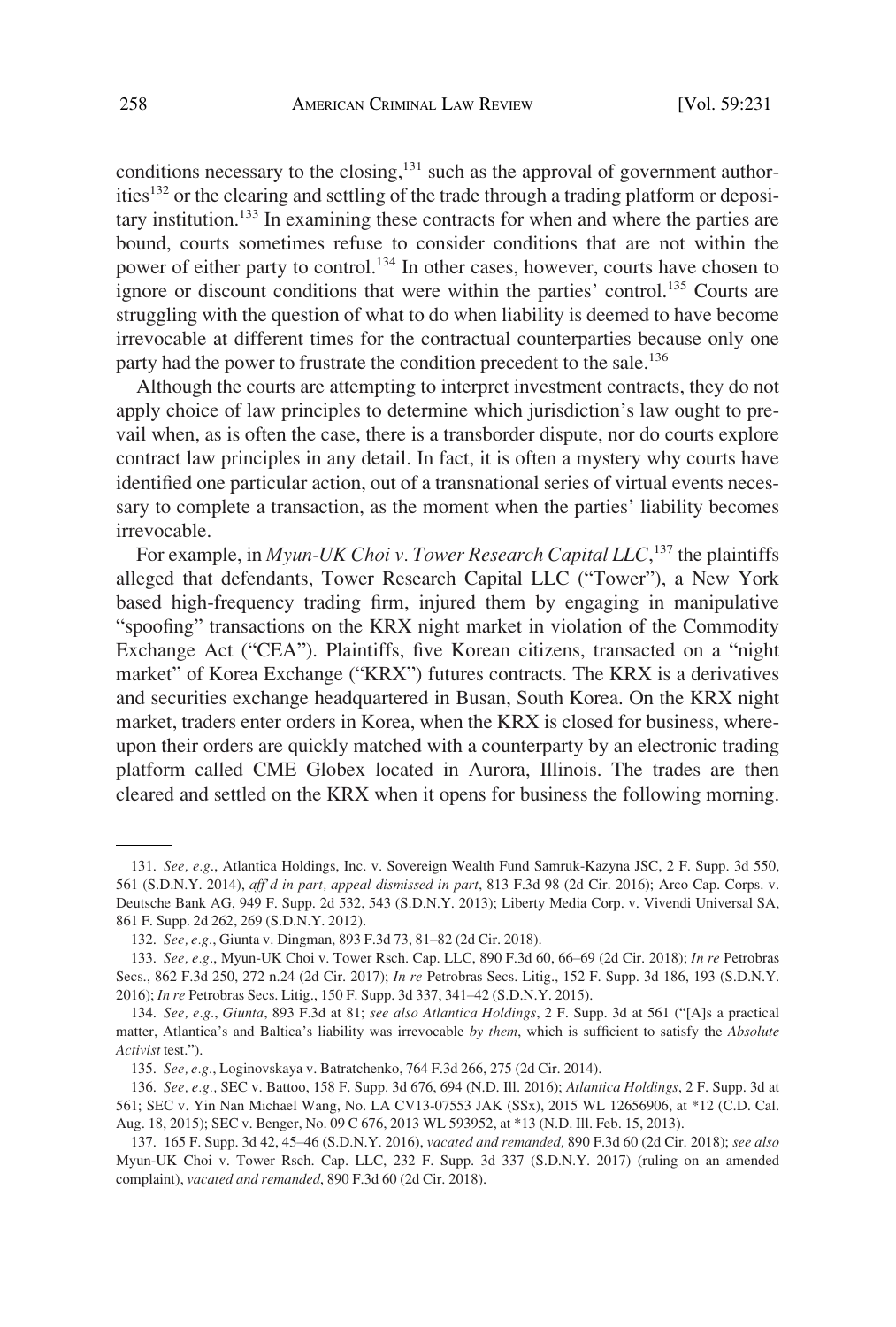conditions necessary to the closing,[131] such as the approval of government authorities[132] or the clearing and settling of the trade through a trading platform or depositary institution.[133] In examining these contracts for when and where the parties are bound, courts sometimes refuse to consider conditions that are not within the power of either party to control.[134] In other cases, however, courts have chosen to ignore or discount conditions that were within the parties' control.[135] Courts are struggling with the question of what to do when liability is deemed to have become irrevocable at different times for the contractual counterparties because only one party had the power to frustrate the condition precedent to the sale.[136]

Although the courts are attempting to interpret investment contracts, they do not apply choice of law principles to determine which jurisdiction's law ought to prevail when, as is often the case, there is a transborder dispute, nor do courts explore contract law principles in any detail. In fact, it is often a mystery why courts have identified one particular action, out of a transnational series of virtual events necessary to complete a transaction, as the moment when the parties' liability becomes irrevocable.

For example, in *Myun-UK Choi v. Tower Research Capital LLC*,[137] the plaintiffs alleged that defendants, Tower Research Capital LLC ("Tower"), a New York based high-frequency trading firm, injured them by engaging in manipulative "spoofing" transactions on the KRX night market in violation of the Commodity Exchange Act ("CEA"). Plaintiffs, five Korean citizens, transacted on a "night market" of Korea Exchange ("KRX") futures contracts. The KRX is a derivatives and securities exchange headquartered in Busan, South Korea. On the KRX night market, traders enter orders in Korea, when the KRX is closed for business, whereupon their orders are quickly matched with a counterparty by an electronic trading platform called CME Globex located in Aurora, Illinois. The trades are then cleared and settled on the KRX when it opens for business the following morning.

---

131. *See, e.g.*, Atlantica Holdings, Inc. v. Sovereign Wealth Fund Samruk-Kazyna JSC, 2 F. Supp. 3d 550, 561 (S.D.N.Y. 2014), *aff'd in part, appeal dismissed in part*, 813 F.3d 98 (2d Cir. 2016); Arco Cap. Corps. v. Deutsche Bank AG, 949 F. Supp. 2d 532, 543 (S.D.N.Y. 2013); Liberty Media Corp. v. Vivendi Universal SA, 861 F. Supp. 2d 262, 269 (S.D.N.Y. 2012).

132. *See, e.g.*, Giunta v. Dingman, 893 F.3d 73, 81–82 (2d Cir. 2018).

133. *See, e.g.*, Myun-UK Choi v. Tower Rsch. Cap. LLC, 890 F.3d 60, 66–69 (2d Cir. 2018); *In re* Petrobras Secs., 862 F.3d 250, 272 n.24 (2d Cir. 2017); *In re* Petrobras Secs. Litig., 152 F. Supp. 3d 186, 193 (S.D.N.Y. 2016); *In re* Petrobras Secs. Litig., 150 F. Supp. 3d 337, 341–42 (S.D.N.Y. 2015).

134. *See, e.g.*, *Giunta*, 893 F.3d at 81; *see also Atlantica Holdings*, 2 F. Supp. 3d at 561 ("[A]s a practical matter, Atlantica's and Baltica's liability was irrevocable *by them*, which is sufficient to satisfy the *Absolute Activist* test.").

135. *See, e.g.*, Loginovskaya v. Batratchenko, 764 F.3d 266, 275 (2d Cir. 2014).

136. *See, e.g.,* SEC v. Battoo, 158 F. Supp. 3d 676, 694 (N.D. Ill. 2016); *Atlantica Holdings*, 2 F. Supp. 3d at 561; SEC v. Yin Nan Michael Wang, No. LA CV13-07553 JAK (SSx), 2015 WL 12656906, at *12 (C.D. Cal. Aug. 18, 2015); SEC v. Benger, No. 09 C 676, 2013 WL 593952, at *13 (N.D. Ill. Feb. 15, 2013).

137. 165 F. Supp. 3d 42, 45–46 (S.D.N.Y. 2016), *vacated and remanded,* 890 F.3d 60 (2d Cir. 2018); *see also* Myun-UK Choi v. Tower Rsch. Cap. LLC, 232 F. Supp. 3d 337 (S.D.N.Y. 2017) (ruling on an amended complaint), *vacated and remanded*, 890 F.3d 60 (2d Cir. 2018).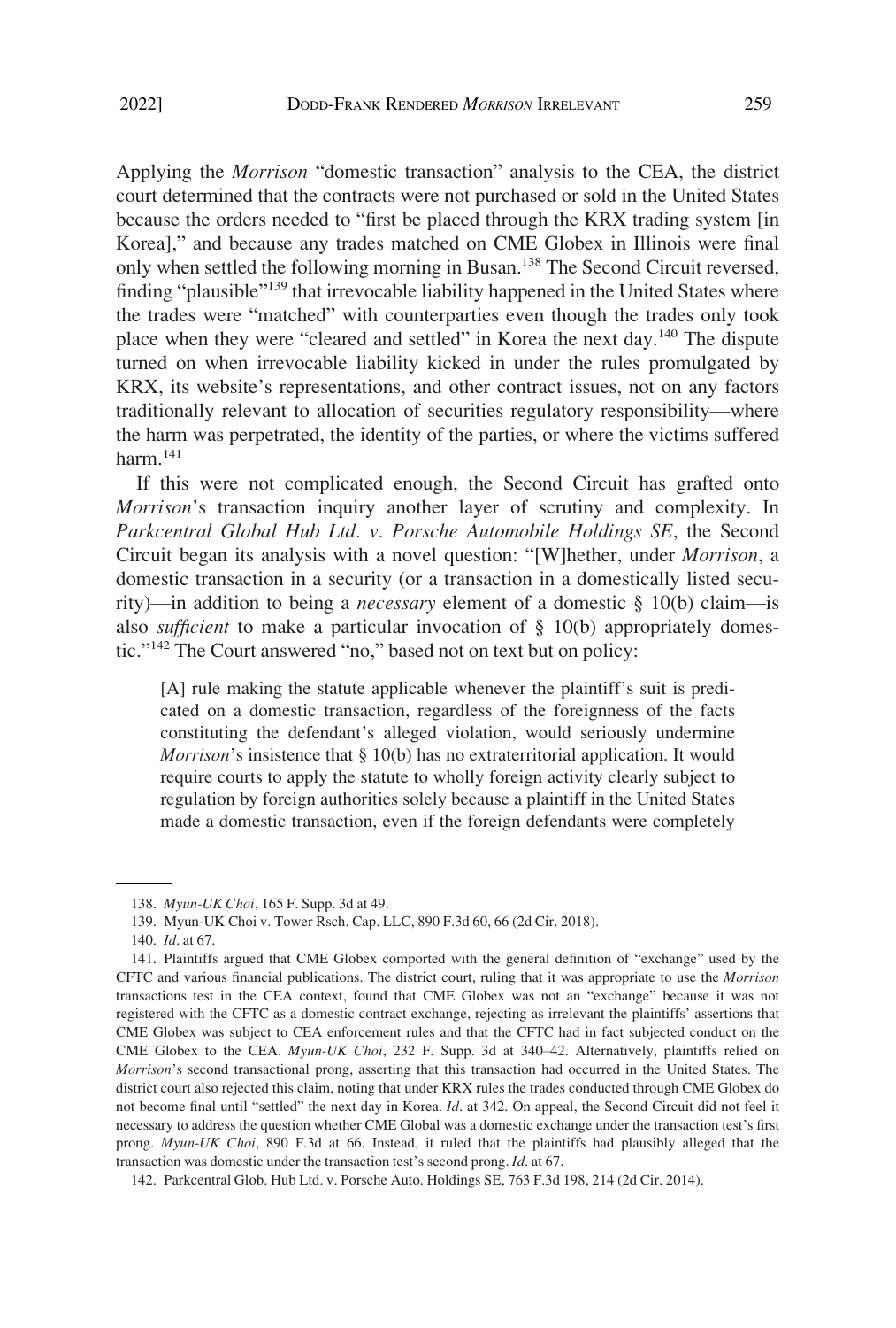Applying the *Morrison* "domestic transaction" analysis to the CEA, the district court determined that the contracts were not purchased or sold in the United States because the orders needed to "first be placed through the KRX trading system [in Korea]," and because any trades matched on CME Globex in Illinois were final only when settled the following morning in Busan.[138] The Second Circuit reversed, finding "plausible"[139] that irrevocable liability happened in the United States where the trades were "matched" with counterparties even though the trades only took place when they were "cleared and settled" in Korea the next day.[140] The dispute turned on when irrevocable liability kicked in under the rules promulgated by KRX, its website's representations, and other contract issues, not on any factors traditionally relevant to allocation of securities regulatory responsibility—where the harm was perpetrated, the identity of the parties, or where the victims suffered harm.[141]

If this were not complicated enough, the Second Circuit has grafted onto *Morrison*'s transaction inquiry another layer of scrutiny and complexity. In *Parkcentral Global Hub Ltd. v. Porsche Automobile Holdings SE*, the Second Circuit began its analysis with a novel question: "[W]hether, under *Morrison*, a domestic transaction in a security (or a transaction in a domestically listed security)—in addition to being a *necessary* element of a domestic § 10(b) claim—is also *sufficient* to make a particular invocation of § 10(b) appropriately domestic."[142] The Court answered "no," based not on text but on policy:

> [A] rule making the statute applicable whenever the plaintiff's suit is predicated on a domestic transaction, regardless of the foreignness of the facts constituting the defendant's alleged violation, would seriously undermine *Morrison*'s insistence that § 10(b) has no extraterritorial application. It would require courts to apply the statute to wholly foreign activity clearly subject to regulation by foreign authorities solely because a plaintiff in the United States made a domestic transaction, even if the foreign defendants were completely

---

138. *Myun-UK Choi*, 165 F. Supp. 3d at 49.

139. Myun-UK Choi v. Tower Rsch. Cap. LLC, 890 F.3d 60, 66 (2d Cir. 2018).

140. *Id*. at 67.

141. Plaintiffs argued that CME Globex comported with the general definition of "exchange" used by the CFTC and various financial publications. The district court, ruling that it was appropriate to use the *Morrison* transactions test in the CEA context, found that CME Globex was not an "exchange" because it was not registered with the CFTC as a domestic contract exchange, rejecting as irrelevant the plaintiffs' assertions that CME Globex was subject to CEA enforcement rules and that the CFTC had in fact subjected conduct on the CME Globex to the CEA. *Myun-UK Choi*, 232 F. Supp. 3d at 340–42. Alternatively, plaintiffs relied on *Morrison*'s second transactional prong, asserting that this transaction had occurred in the United States. The district court also rejected this claim, noting that under KRX rules the trades conducted through CME Globex do not become final until "settled" the next day in Korea. *Id*. at 342. On appeal, the Second Circuit did not feel it necessary to address the question whether CME Global was a domestic exchange under the transaction test's first prong. *Myun-UK Choi*, 890 F.3d at 66. Instead, it ruled that the plaintiffs had plausibly alleged that the transaction was domestic under the transaction test's second prong. *Id*. at 67.

142. Parkcentral Glob. Hub Ltd. v. Porsche Auto. Holdings SE, 763 F.3d 198, 214 (2d Cir. 2014).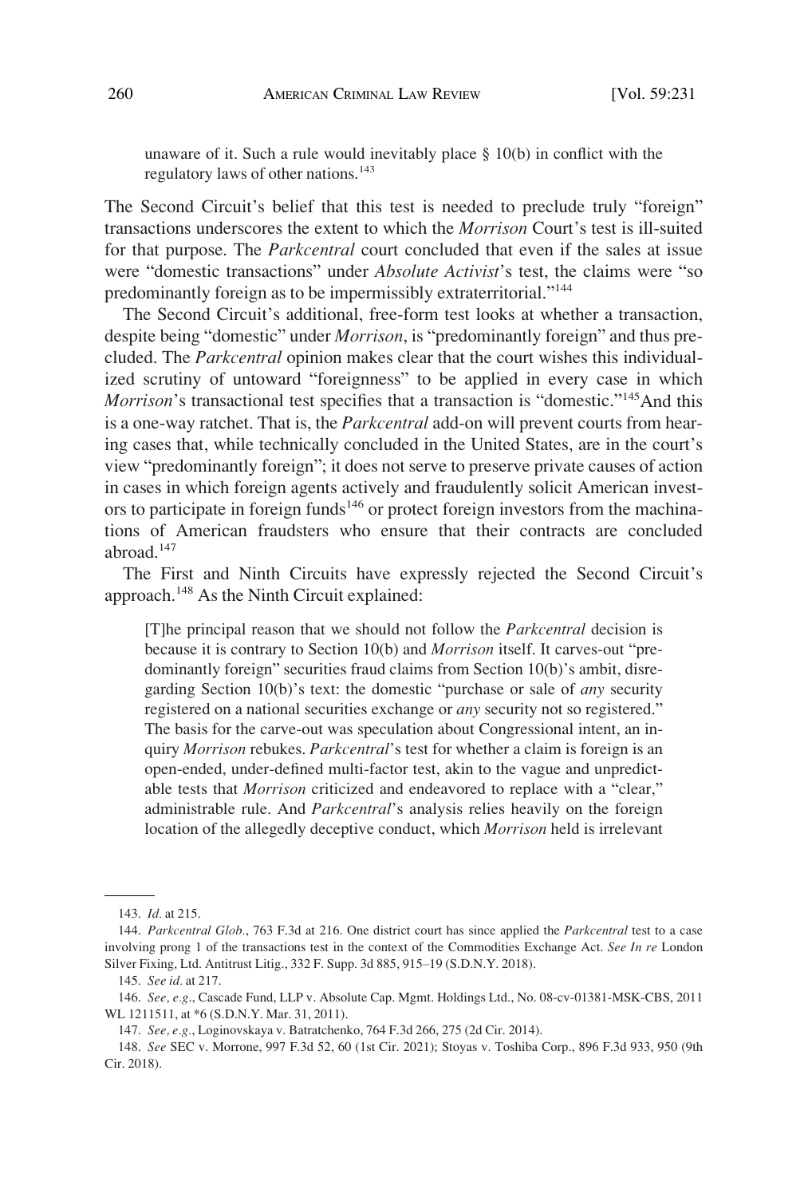> unaware of it. Such a rule would inevitably place § 10(b) in conflict with the regulatory laws of other nations.[143]

The Second Circuit's belief that this test is needed to preclude truly "foreign" transactions underscores the extent to which the *Morrison* Court's test is ill-suited for that purpose. The *Parkcentral* court concluded that even if the sales at issue were "domestic transactions" under *Absolute Activist*'s test, the claims were "so predominantly foreign as to be impermissibly extraterritorial."[144]

The Second Circuit's additional, free-form test looks at whether a transaction, despite being "domestic" under *Morrison*, is "predominantly foreign" and thus precluded. The *Parkcentral* opinion makes clear that the court wishes this individualized scrutiny of untoward "foreignness" to be applied in every case in which *Morrison*'s transactional test specifies that a transaction is "domestic."[145] And this is a one-way ratchet. That is, the *Parkcentral* add-on will prevent courts from hearing cases that, while technically concluded in the United States, are in the court's view "predominantly foreign"; it does not serve to preserve private causes of action in cases in which foreign agents actively and fraudulently solicit American investors to participate in foreign funds[146] or protect foreign investors from the machinations of American fraudsters who ensure that their contracts are concluded abroad.[147]

The First and Ninth Circuits have expressly rejected the Second Circuit's approach.[148] As the Ninth Circuit explained:

> [T]he principal reason that we should not follow the *Parkcentral* decision is because it is contrary to Section 10(b) and *Morrison* itself. It carves-out "predominantly foreign" securities fraud claims from Section 10(b)'s ambit, disregarding Section 10(b)'s text: the domestic "purchase or sale of *any* security registered on a national securities exchange or *any* security not so registered." The basis for the carve-out was speculation about Congressional intent, an inquiry *Morrison* rebukes. *Parkcentral*'s test for whether a claim is foreign is an open-ended, under-defined multi-factor test, akin to the vague and unpredictable tests that *Morrison* criticized and endeavored to replace with a "clear," administrable rule. And *Parkcentral*'s analysis relies heavily on the foreign location of the allegedly deceptive conduct, which *Morrison* held is irrelevant

---

143. *Id.* at 215.

144. *Parkcentral Glob.*, 763 F.3d at 216. One district court has since applied the *Parkcentral* test to a case involving prong 1 of the transactions test in the context of the Commodities Exchange Act. *See In re* London Silver Fixing, Ltd. Antitrust Litig., 332 F. Supp. 3d 885, 915–19 (S.D.N.Y. 2018).

145. *See id.* at 217.

146. *See, e.g.*, Cascade Fund, LLP v. Absolute Cap. Mgmt. Holdings Ltd., No. 08-cv-01381-MSK-CBS, 2011 WL 1211511, at *6 (S.D.N.Y. Mar. 31, 2011).

147. *See, e.g.*, Loginovskaya v. Batratchenko, 764 F.3d 266, 275 (2d Cir. 2014).

148. *See* SEC v. Morrone, 997 F.3d 52, 60 (1st Cir. 2021); Stoyas v. Toshiba Corp., 896 F.3d 933, 950 (9th Cir. 2018).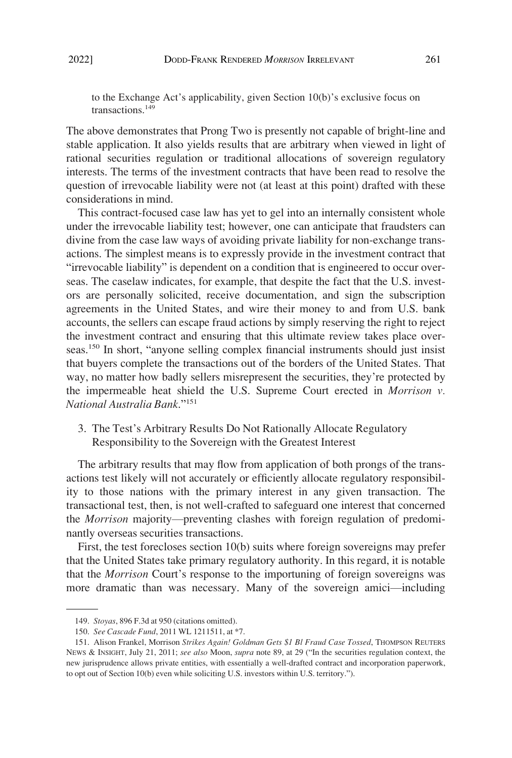to the Exchange Act's applicability, given Section 10(b)'s exclusive focus on transactions.[149]

The above demonstrates that Prong Two is presently not capable of bright-line and stable application. It also yields results that are arbitrary when viewed in light of rational securities regulation or traditional allocations of sovereign regulatory interests. The terms of the investment contracts that have been read to resolve the question of irrevocable liability were not (at least at this point) drafted with these considerations in mind.

This contract-focused case law has yet to gel into an internally consistent whole under the irrevocable liability test; however, one can anticipate that fraudsters can divine from the case law ways of avoiding private liability for non-exchange transactions. The simplest means is to expressly provide in the investment contract that "irrevocable liability" is dependent on a condition that is engineered to occur overseas. The caselaw indicates, for example, that despite the fact that the U.S. investors are personally solicited, receive documentation, and sign the subscription agreements in the United States, and wire their money to and from U.S. bank accounts, the sellers can escape fraud actions by simply reserving the right to reject the investment contract and ensuring that this ultimate review takes place overseas.[150] In short, "anyone selling complex financial instruments should just insist that buyers complete the transactions out of the borders of the United States. That way, no matter how badly sellers misrepresent the securities, they're protected by the impermeable heat shield the U.S. Supreme Court erected in *Morrison v. National Australia Bank*."[151]

### 3. The Test's Arbitrary Results Do Not Rationally Allocate Regulatory Responsibility to the Sovereign with the Greatest Interest

The arbitrary results that may flow from application of both prongs of the transactions test likely will not accurately or efficiently allocate regulatory responsibility to those nations with the primary interest in any given transaction. The transactional test, then, is not well-crafted to safeguard one interest that concerned the *Morrison* majority—preventing clashes with foreign regulation of predominantly overseas securities transactions.

First, the test forecloses section 10(b) suits where foreign sovereigns may prefer that the United States take primary regulatory authority. In this regard, it is notable that the *Morrison* Court's response to the importuning of foreign sovereigns was more dramatic than was necessary. Many of the sovereign amici—including

---

149. *Stoyas*, 896 F.3d at 950 (citations omitted).

150. *See Cascade Fund*, 2011 WL 1211511, at *7.

151. Alison Frankel, Morrison *Strikes Again! Goldman Gets $1 Bl Fraud Case Tossed*, THOMPSON REUTERS NEWS & INSIGHT, July 21, 2011; *see also* Moon, *supra* note 89, at 29 ("In the securities regulation context, the new jurisprudence allows private entities, with essentially a well-drafted contract and incorporation paperwork, to opt out of Section 10(b) even while soliciting U.S. investors within U.S. territory.").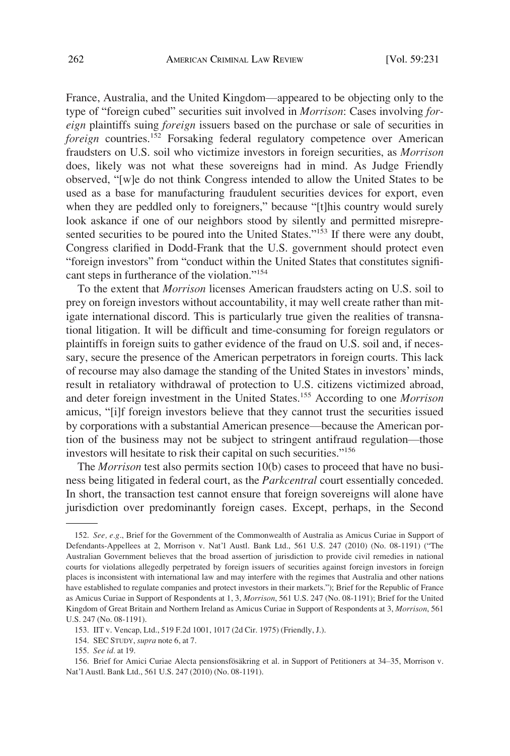France, Australia, and the United Kingdom—appeared to be objecting only to the type of "foreign cubed" securities suit involved in *Morrison*: Cases involving *foreign* plaintiffs suing *foreign* issuers based on the purchase or sale of securities in *foreign* countries.[152] Forsaking federal regulatory competence over American fraudsters on U.S. soil who victimize investors in foreign securities, as *Morrison* does, likely was not what these sovereigns had in mind. As Judge Friendly observed, "[w]e do not think Congress intended to allow the United States to be used as a base for manufacturing fraudulent securities devices for export, even when they are peddled only to foreigners," because "[t]his country would surely look askance if one of our neighbors stood by silently and permitted misrepresented securities to be poured into the United States."[153] If there were any doubt, Congress clarified in Dodd-Frank that the U.S. government should protect even "foreign investors" from "conduct within the United States that constitutes significant steps in furtherance of the violation."[154]

To the extent that *Morrison* licenses American fraudsters acting on U.S. soil to prey on foreign investors without accountability, it may well create rather than mitigate international discord. This is particularly true given the realities of transnational litigation. It will be difficult and time-consuming for foreign regulators or plaintiffs in foreign suits to gather evidence of the fraud on U.S. soil and, if necessary, secure the presence of the American perpetrators in foreign courts. This lack of recourse may also damage the standing of the United States in investors' minds, result in retaliatory withdrawal of protection to U.S. citizens victimized abroad, and deter foreign investment in the United States.[155] According to one *Morrison* amicus, "[i]f foreign investors believe that they cannot trust the securities issued by corporations with a substantial American presence—because the American portion of the business may not be subject to stringent antifraud regulation—those investors will hesitate to risk their capital on such securities."[156]

The *Morrison* test also permits section 10(b) cases to proceed that have no business being litigated in federal court, as the *Parkcentral* court essentially conceded. In short, the transaction test cannot ensure that foreign sovereigns will alone have jurisdiction over predominantly foreign cases. Except, perhaps, in the Second

---

152. *See, e.g.*, Brief for the Government of the Commonwealth of Australia as Amicus Curiae in Support of Defendants-Appellees at 2, Morrison v. Nat'l Austl. Bank Ltd., 561 U.S. 247 (2010) (No. 08-1191) ("The Australian Government believes that the broad assertion of jurisdiction to provide civil remedies in national courts for violations allegedly perpetrated by foreign issuers of securities against foreign investors in foreign places is inconsistent with international law and may interfere with the regimes that Australia and other nations have established to regulate companies and protect investors in their markets."); Brief for the Republic of France as Amicus Curiae in Support of Respondents at 1, 3, *Morrison*, 561 U.S. 247 (No. 08-1191); Brief for the United Kingdom of Great Britain and Northern Ireland as Amicus Curiae in Support of Respondents at 3, *Morrison*, 561 U.S. 247 (No. 08-1191).

153. IIT v. Vencap, Ltd., 519 F.2d 1001, 1017 (2d Cir. 1975) (Friendly, J.).

154. SEC STUDY, *supra* note 6, at 7.

155. *See id.* at 19.

156. Brief for Amici Curiae Alecta pensionsfösäkring et al. in Support of Petitioners at 34–35, Morrison v. Nat'l Austl. Bank Ltd., 561 U.S. 247 (2010) (No. 08-1191).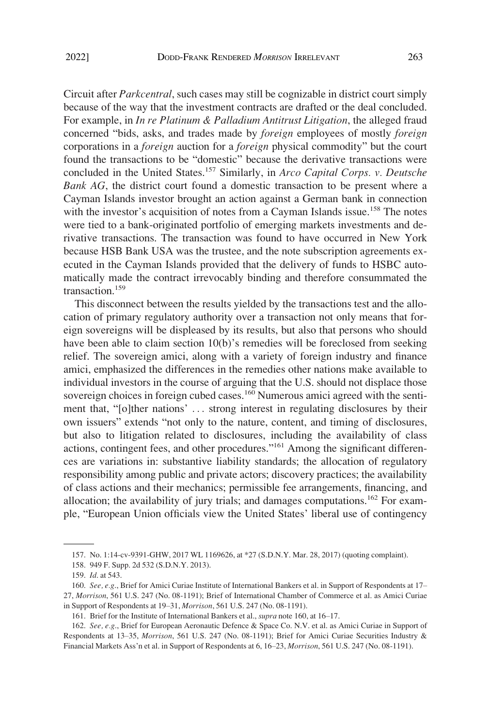Circuit after *Parkcentral*, such cases may still be cognizable in district court simply because of the way that the investment contracts are drafted or the deal concluded. For example, in *In re Platinum & Palladium Antitrust Litigation*, the alleged fraud concerned "bids, asks, and trades made by *foreign* employees of mostly *foreign* corporations in a *foreign* auction for a *foreign* physical commodity" but the court found the transactions to be "domestic" because the derivative transactions were concluded in the United States.[157] Similarly, in *Arco Capital Corps. v. Deutsche Bank AG*, the district court found a domestic transaction to be present where a Cayman Islands investor brought an action against a German bank in connection with the investor's acquisition of notes from a Cayman Islands issue.[158] The notes were tied to a bank-originated portfolio of emerging markets investments and derivative transactions. The transaction was found to have occurred in New York because HSB Bank USA was the trustee, and the note subscription agreements executed in the Cayman Islands provided that the delivery of funds to HSBC automatically made the contract irrevocably binding and therefore consummated the transaction.[159]

This disconnect between the results yielded by the transactions test and the allocation of primary regulatory authority over a transaction not only means that foreign sovereigns will be displeased by its results, but also that persons who should have been able to claim section 10(b)'s remedies will be foreclosed from seeking relief. The sovereign amici, along with a variety of foreign industry and finance amici, emphasized the differences in the remedies other nations make available to individual investors in the course of arguing that the U.S. should not displace those sovereign choices in foreign cubed cases.[160] Numerous amici agreed with the sentiment that, "[o]ther nations' . . . strong interest in regulating disclosures by their own issuers" extends "not only to the nature, content, and timing of disclosures, but also to litigation related to disclosures, including the availability of class actions, contingent fees, and other procedures."[161] Among the significant differences are variations in: substantive liability standards; the allocation of regulatory responsibility among public and private actors; discovery practices; the availability of class actions and their mechanics; permissible fee arrangements, financing, and allocation; the availability of jury trials; and damages computations.[162] For example, "European Union officials view the United States' liberal use of contingency

---

157. No. 1:14-cv-9391-GHW, 2017 WL 1169626, at *27 (S.D.N.Y. Mar. 28, 2017) (quoting complaint).

158. 949 F. Supp. 2d 532 (S.D.N.Y. 2013).

159. *Id*. at 543.

160. *See, e.g*., Brief for Amici Curiae Institute of International Bankers et al. in Support of Respondents at 17–27, *Morrison*, 561 U.S. 247 (No. 08-1191); Brief of International Chamber of Commerce et al. as Amici Curiae in Support of Respondents at 19–31, *Morrison*, 561 U.S. 247 (No. 08-1191).

161. Brief for the Institute of International Bankers et al., *supra* note 160, at 16–17.

162. *See, e.g*., Brief for European Aeronautic Defence & Space Co. N.V. et al. as Amici Curiae in Support of Respondents at 13–35, *Morrison*, 561 U.S. 247 (No. 08-1191); Brief for Amici Curiae Securities Industry & Financial Markets Ass'n et al. in Support of Respondents at 6, 16–23, *Morrison*, 561 U.S. 247 (No. 08-1191).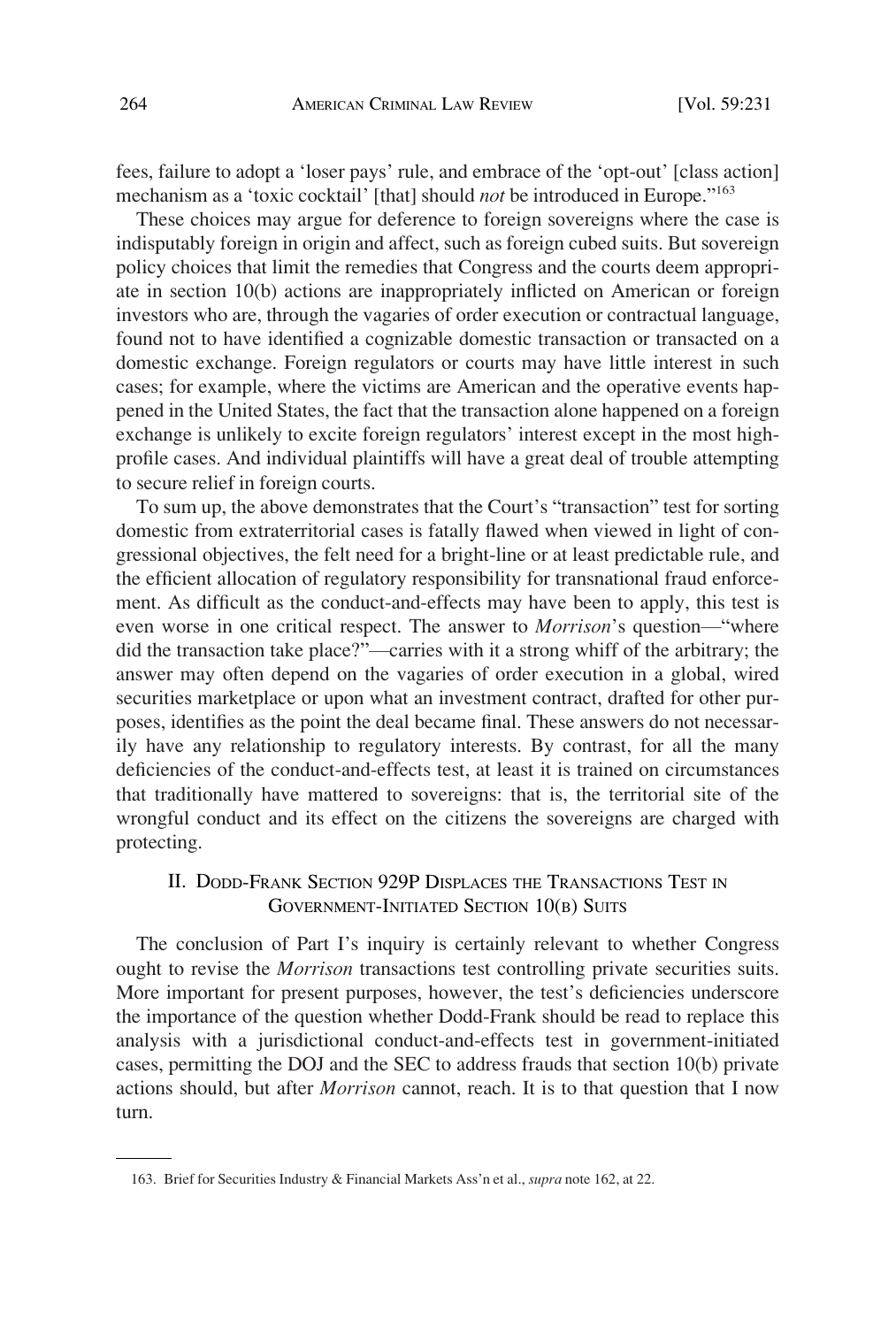fees, failure to adopt a 'loser pays' rule, and embrace of the 'opt-out' [class action] mechanism as a 'toxic cocktail' [that] should *not* be introduced in Europe."[163]

These choices may argue for deference to foreign sovereigns where the case is indisputably foreign in origin and affect, such as foreign cubed suits. But sovereign policy choices that limit the remedies that Congress and the courts deem appropriate in section 10(b) actions are inappropriately inflicted on American or foreign investors who are, through the vagaries of order execution or contractual language, found not to have identified a cognizable domestic transaction or transacted on a domestic exchange. Foreign regulators or courts may have little interest in such cases; for example, where the victims are American and the operative events happened in the United States, the fact that the transaction alone happened on a foreign exchange is unlikely to excite foreign regulators' interest except in the most high-profile cases. And individual plaintiffs will have a great deal of trouble attempting to secure relief in foreign courts.

To sum up, the above demonstrates that the Court's "transaction" test for sorting domestic from extraterritorial cases is fatally flawed when viewed in light of congressional objectives, the felt need for a bright-line or at least predictable rule, and the efficient allocation of regulatory responsibility for transnational fraud enforcement. As difficult as the conduct-and-effects may have been to apply, this test is even worse in one critical respect. The answer to *Morrison*'s question—"where did the transaction take place?"—carries with it a strong whiff of the arbitrary; the answer may often depend on the vagaries of order execution in a global, wired securities marketplace or upon what an investment contract, drafted for other purposes, identifies as the point the deal became final. These answers do not necessarily have any relationship to regulatory interests. By contrast, for all the many deficiencies of the conduct-and-effects test, at least it is trained on circumstances that traditionally have mattered to sovereigns: that is, the territorial site of the wrongful conduct and its effect on the citizens the sovereigns are charged with protecting.

## II. Dodd-Frank Section 929P Displaces the Transactions Test in Government-Initiated Section 10(b) Suits

The conclusion of Part I's inquiry is certainly relevant to whether Congress ought to revise the *Morrison* transactions test controlling private securities suits. More important for present purposes, however, the test's deficiencies underscore the importance of the question whether Dodd-Frank should be read to replace this analysis with a jurisdictional conduct-and-effects test in government-initiated cases, permitting the DOJ and the SEC to address frauds that section 10(b) private actions should, but after *Morrison* cannot, reach. It is to that question that I now turn.

---

163. Brief for Securities Industry & Financial Markets Ass'n et al., *supra* note 162, at 22.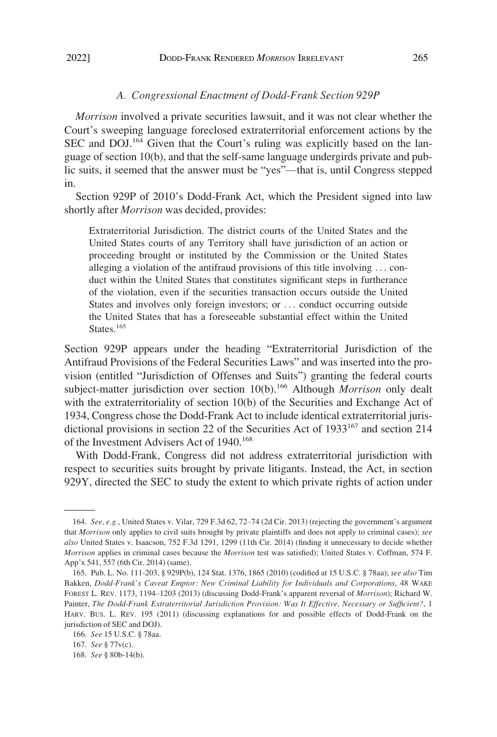### *A. Congressional Enactment of Dodd-Frank Section 929P*

*Morrison* involved a private securities lawsuit, and it was not clear whether the Court's sweeping language foreclosed extraterritorial enforcement actions by the SEC and DOJ.[164] Given that the Court's ruling was explicitly based on the language of section 10(b), and that the self-same language undergirds private and public suits, it seemed that the answer must be "yes"—that is, until Congress stepped in.

Section 929P of 2010's Dodd-Frank Act, which the President signed into law shortly after *Morrison* was decided, provides:

> Extraterritorial Jurisdiction. The district courts of the United States and the United States courts of any Territory shall have jurisdiction of an action or proceeding brought or instituted by the Commission or the United States alleging a violation of the antifraud provisions of this title involving . . . conduct within the United States that constitutes significant steps in furtherance of the violation, even if the securities transaction occurs outside the United States and involves only foreign investors; or . . . conduct occurring outside the United States that has a foreseeable substantial effect within the United States.[165]

Section 929P appears under the heading "Extraterritorial Jurisdiction of the Antifraud Provisions of the Federal Securities Laws" and was inserted into the provision (entitled "Jurisdiction of Offenses and Suits") granting the federal courts subject-matter jurisdiction over section 10(b).[166] Although *Morrison* only dealt with the extraterritoriality of section 10(b) of the Securities and Exchange Act of 1934, Congress chose the Dodd-Frank Act to include identical extraterritorial jurisdictional provisions in section 22 of the Securities Act of 1933[167] and section 214 of the Investment Advisers Act of 1940.[168]

With Dodd-Frank, Congress did not address extraterritorial jurisdiction with respect to securities suits brought by private litigants. Instead, the Act, in section 929Y, directed the SEC to study the extent to which private rights of action under

---

164. *See, e.g.*, United States v. Vilar, 729 F.3d 62, 72–74 (2d Cir. 2013) (rejecting the government's argument that *Morrison* only applies to civil suits brought by private plaintiffs and does not apply to criminal cases); *see also* United States v. Isaacson, 752 F.3d 1291, 1299 (11th Cir. 2014) (finding it unnecessary to decide whether *Morrison* applies in criminal cases because the *Morrison* test was satisfied); United States v. Coffman, 574 F. App'x 541, 557 (6th Cir. 2014) (same).

165. Pub. L. No. 111-203, § 929P(b), 124 Stat. 1376, 1865 (2010) (codified at 15 U.S.C. § 78aa); *see also* Tim Bakken, *Dodd-Frank's Caveat Emptor: New Criminal Liability for Individuals and Corporations*, 48 WAKE FOREST L. REV. 1173, 1194–1203 (2013) (discussing Dodd-Frank's apparent reversal of *Morrison*); Richard W. Painter, *The Dodd-Frank Extraterritorial Jurisdiction Provision: Was It Effective, Necessary or Sufficient?*, 1 HARV. BUS. L. REV. 195 (2011) (discussing explanations for and possible effects of Dodd-Frank on the jurisdiction of SEC and DOJ).

166. *See* 15 U.S.C. § 78aa.

167. *See* § 77v(c).

168. *See* § 80b-14(b).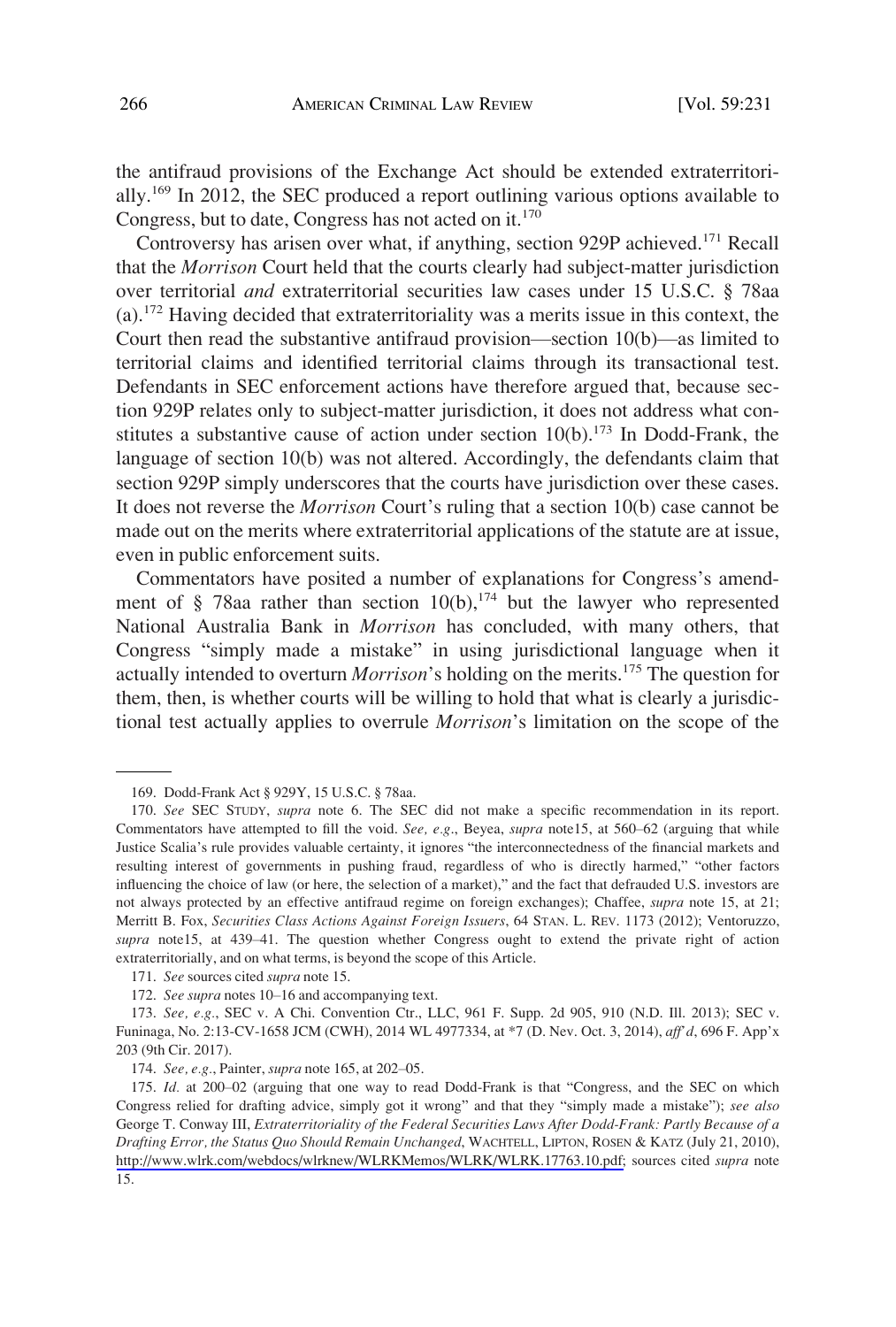the antifraud provisions of the Exchange Act should be extended extraterritorially.[169] In 2012, the SEC produced a report outlining various options available to Congress, but to date, Congress has not acted on it.[170]

Controversy has arisen over what, if anything, section 929P achieved.[171] Recall that the *Morrison* Court held that the courts clearly had subject-matter jurisdiction over territorial *and* extraterritorial securities law cases under 15 U.S.C. § 78aa (a).[172] Having decided that extraterritoriality was a merits issue in this context, the Court then read the substantive antifraud provision—section 10(b)—as limited to territorial claims and identified territorial claims through its transactional test. Defendants in SEC enforcement actions have therefore argued that, because section 929P relates only to subject-matter jurisdiction, it does not address what constitutes a substantive cause of action under section 10(b).[173] In Dodd-Frank, the language of section 10(b) was not altered. Accordingly, the defendants claim that section 929P simply underscores that the courts have jurisdiction over these cases. It does not reverse the *Morrison* Court's ruling that a section 10(b) case cannot be made out on the merits where extraterritorial applications of the statute are at issue, even in public enforcement suits.

Commentators have posited a number of explanations for Congress's amendment of § 78aa rather than section 10(b),[174] but the lawyer who represented National Australia Bank in *Morrison* has concluded, with many others, that Congress "simply made a mistake" in using jurisdictional language when it actually intended to overturn *Morrison*'s holding on the merits.[175] The question for them, then, is whether courts will be willing to hold that what is clearly a jurisdictional test actually applies to overrule *Morrison*'s limitation on the scope of the

---

169. Dodd-Frank Act § 929Y, 15 U.S.C. § 78aa.

170. *See* SEC STUDY, *supra* note 6. The SEC did not make a specific recommendation in its report. Commentators have attempted to fill the void. *See, e.g.*, Beyea, *supra* note15, at 560–62 (arguing that while Justice Scalia's rule provides valuable certainty, it ignores "the interconnectedness of the financial markets and resulting interest of governments in pushing fraud, regardless of who is directly harmed," "other factors influencing the choice of law (or here, the selection of a market)," and the fact that defrauded U.S. investors are not always protected by an effective antifraud regime on foreign exchanges); Chaffee, *supra* note 15, at 21; Merritt B. Fox, *Securities Class Actions Against Foreign Issuers*, 64 STAN. L. REV. 1173 (2012); Ventoruzzo, *supra* note15, at 439–41. The question whether Congress ought to extend the private right of action extraterritorially, and on what terms, is beyond the scope of this Article.

171. *See* sources cited *supra* note 15.

172. *See supra* notes 10–16 and accompanying text.

173. *See, e.g.*, SEC v. A Chi. Convention Ctr., LLC, 961 F. Supp. 2d 905, 910 (N.D. Ill. 2013); SEC v. Funinaga, No. 2:13-CV-1658 JCM (CWH), 2014 WL 4977334, at *7 (D. Nev. Oct. 3, 2014), *aff'd*, 696 F. App'x 203 (9th Cir. 2017).

174. *See, e.g.*, Painter, *supra* note 165, at 202–05.

175. *Id.* at 200–02 (arguing that one way to read Dodd-Frank is that "Congress, and the SEC on which Congress relied for drafting advice, simply got it wrong" and that they "simply made a mistake"); *see also* George T. Conway III, *Extraterritoriality of the Federal Securities Laws After Dodd-Frank: Partly Because of a Drafting Error, the Status Quo Should Remain Unchanged*, WACHTELL, LIPTON, ROSEN & KATZ (July 21, 2010), http://www.wlrk.com/webdocs/wlrknew/WLRKMemos/WLRK/WLRK.17763.10.pdf; sources cited *supra* note 15.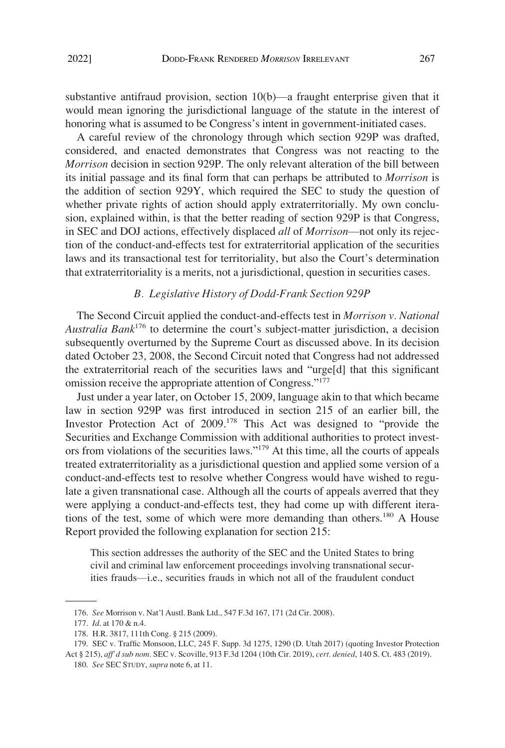substantive antifraud provision, section 10(b)—a fraught enterprise given that it would mean ignoring the jurisdictional language of the statute in the interest of honoring what is assumed to be Congress's intent in government-initiated cases.

A careful review of the chronology through which section 929P was drafted, considered, and enacted demonstrates that Congress was not reacting to the *Morrison* decision in section 929P. The only relevant alteration of the bill between its initial passage and its final form that can perhaps be attributed to *Morrison* is the addition of section 929Y, which required the SEC to study the question of whether private rights of action should apply extraterritorially. My own conclusion, explained within, is that the better reading of section 929P is that Congress, in SEC and DOJ actions, effectively displaced *all* of *Morrison*—not only its rejection of the conduct-and-effects test for extraterritorial application of the securities laws and its transactional test for territoriality, but also the Court's determination that extraterritoriality is a merits, not a jurisdictional, question in securities cases.

### *B. Legislative History of Dodd-Frank Section 929P*

The Second Circuit applied the conduct-and-effects test in *Morrison v. National Australia Bank*[176] to determine the court's subject-matter jurisdiction, a decision subsequently overturned by the Supreme Court as discussed above. In its decision dated October 23, 2008, the Second Circuit noted that Congress had not addressed the extraterritorial reach of the securities laws and "urge[d] that this significant omission receive the appropriate attention of Congress."[177]

Just under a year later, on October 15, 2009, language akin to that which became law in section 929P was first introduced in section 215 of an earlier bill, the Investor Protection Act of 2009.[178] This Act was designed to "provide the Securities and Exchange Commission with additional authorities to protect investors from violations of the securities laws."[179] At this time, all the courts of appeals treated extraterritoriality as a jurisdictional question and applied some version of a conduct-and-effects test to resolve whether Congress would have wished to regulate a given transnational case. Although all the courts of appeals averred that they were applying a conduct-and-effects test, they had come up with different iterations of the test, some of which were more demanding than others.[180] A House Report provided the following explanation for section 215:

> This section addresses the authority of the SEC and the United States to bring civil and criminal law enforcement proceedings involving transnational securities frauds—i.e., securities frauds in which not all of the fraudulent conduct

---

176. *See* Morrison v. Nat'l Austl. Bank Ltd., 547 F.3d 167, 171 (2d Cir. 2008).

177. *Id.* at 170 & n.4.

178. H.R. 3817, 111th Cong. § 215 (2009).

179. SEC v. Traffic Monsoon, LLC, 245 F. Supp. 3d 1275, 1290 (D. Utah 2017) (quoting Investor Protection Act § 215), *aff'd sub nom.* SEC v. Scoville, 913 F.3d 1204 (10th Cir. 2019), *cert. denied*, 140 S. Ct. 483 (2019).

180. *See* SEC STUDY, *supra* note 6, at 11.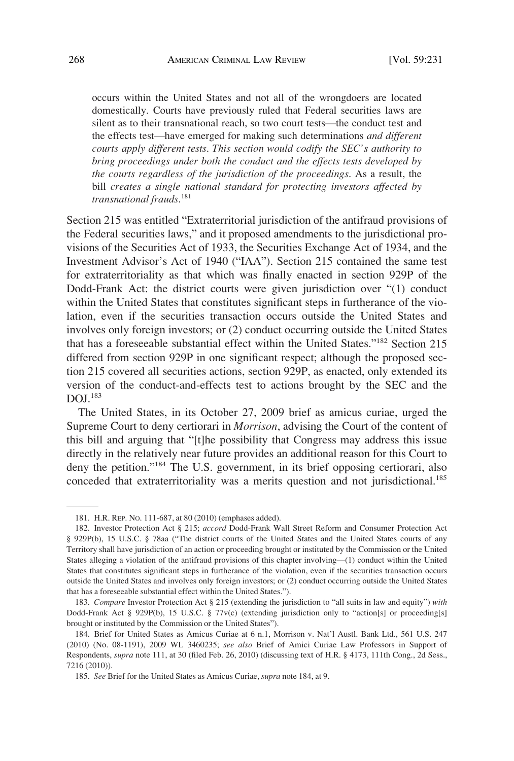> occurs within the United States and not all of the wrongdoers are located domestically. Courts have previously ruled that Federal securities laws are silent as to their transnational reach, so two court tests—the conduct test and the effects test—have emerged for making such determinations *and different courts apply different tests. This section would codify the SEC's authority to bring proceedings under both the conduct and the effects tests developed by the courts regardless of the jurisdiction of the proceedings.* As a result, the bill *creates a single national standard for protecting investors affected by transnational frauds*.[181]

Section 215 was entitled "Extraterritorial jurisdiction of the antifraud provisions of the Federal securities laws," and it proposed amendments to the jurisdictional provisions of the Securities Act of 1933, the Securities Exchange Act of 1934, and the Investment Advisor's Act of 1940 ("IAA"). Section 215 contained the same test for extraterritoriality as that which was finally enacted in section 929P of the Dodd-Frank Act: the district courts were given jurisdiction over "(1) conduct within the United States that constitutes significant steps in furtherance of the violation, even if the securities transaction occurs outside the United States and involves only foreign investors; or (2) conduct occurring outside the United States that has a foreseeable substantial effect within the United States."[182] Section 215 differed from section 929P in one significant respect; although the proposed section 215 covered all securities actions, section 929P, as enacted, only extended its version of the conduct-and-effects test to actions brought by the SEC and the DOJ.[183]

The United States, in its October 27, 2009 brief as amicus curiae, urged the Supreme Court to deny certiorari in *Morrison*, advising the Court of the content of this bill and arguing that "[t]he possibility that Congress may address this issue directly in the relatively near future provides an additional reason for this Court to deny the petition."[184] The U.S. government, in its brief opposing certiorari, also conceded that extraterritoriality was a merits question and not jurisdictional.[185]

---

181. H.R. REP. NO. 111-687, at 80 (2010) (emphases added).

182. Investor Protection Act § 215; *accord* Dodd-Frank Wall Street Reform and Consumer Protection Act § 929P(b), 15 U.S.C. § 78aa ("The district courts of the United States and the United States courts of any Territory shall have jurisdiction of an action or proceeding brought or instituted by the Commission or the United States alleging a violation of the antifraud provisions of this chapter involving—(1) conduct within the United States that constitutes significant steps in furtherance of the violation, even if the securities transaction occurs outside the United States and involves only foreign investors; or (2) conduct occurring outside the United States that has a foreseeable substantial effect within the United States.").

183. *Compare* Investor Protection Act § 215 (extending the jurisdiction to "all suits in law and equity") *with* Dodd-Frank Act § 929P(b), 15 U.S.C. § 77v(c) (extending jurisdiction only to "action[s] or proceeding[s] brought or instituted by the Commission or the United States").

184. Brief for United States as Amicus Curiae at 6 n.1, Morrison v. Nat'l Austl. Bank Ltd., 561 U.S. 247 (2010) (No. 08-1191), 2009 WL 3460235; *see also* Brief of Amici Curiae Law Professors in Support of Respondents, *supra* note 111, at 30 (filed Feb. 26, 2010) (discussing text of H.R. § 4173, 111th Cong., 2d Sess., 7216 (2010)).

185. *See* Brief for the United States as Amicus Curiae, *supra* note 184, at 9.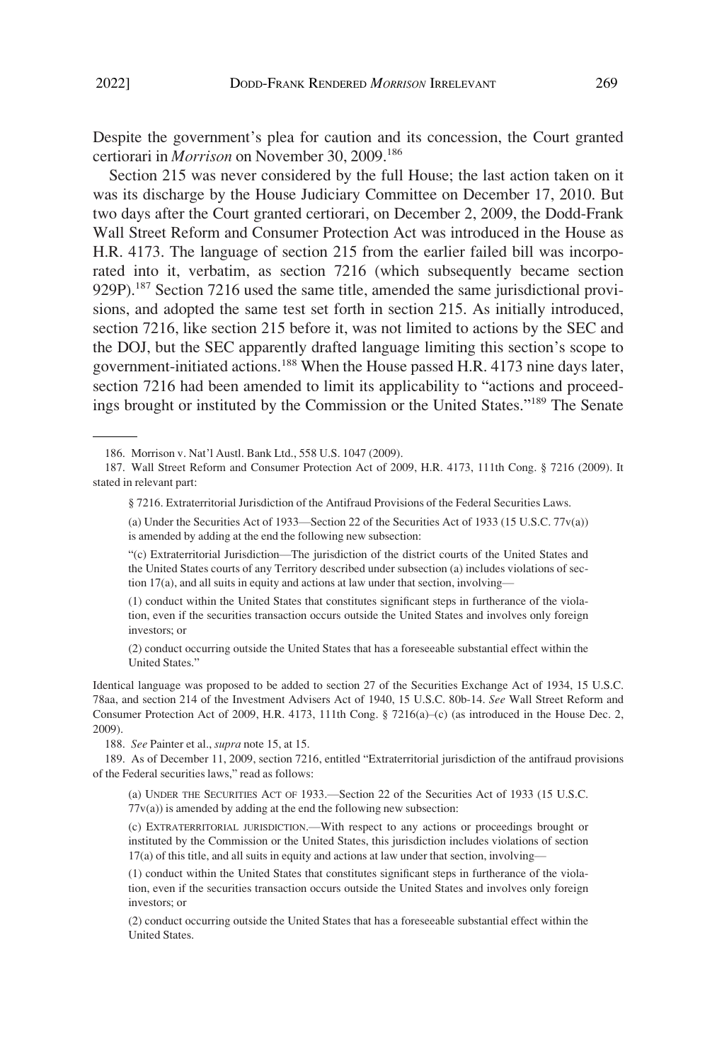Despite the government's plea for caution and its concession, the Court granted certiorari in *Morrison* on November 30, 2009.[186]

Section 215 was never considered by the full House; the last action taken on it was its discharge by the House Judiciary Committee on December 17, 2010. But two days after the Court granted certiorari, on December 2, 2009, the Dodd-Frank Wall Street Reform and Consumer Protection Act was introduced in the House as H.R. 4173. The language of section 215 from the earlier failed bill was incorporated into it, verbatim, as section 7216 (which subsequently became section 929P).[187] Section 7216 used the same title, amended the same jurisdictional provisions, and adopted the same test set forth in section 215. As initially introduced, section 7216, like section 215 before it, was not limited to actions by the SEC and the DOJ, but the SEC apparently drafted language limiting this section's scope to government-initiated actions.[188] When the House passed H.R. 4173 nine days later, section 7216 had been amended to limit its applicability to "actions and proceedings brought or instituted by the Commission or the United States."[189] The Senate

---

186. Morrison v. Nat'l Austl. Bank Ltd., 558 U.S. 1047 (2009).

187. Wall Street Reform and Consumer Protection Act of 2009, H.R. 4173, 111th Cong. § 7216 (2009). It stated in relevant part:

> § 7216. Extraterritorial Jurisdiction of the Antifraud Provisions of the Federal Securities Laws.
>
> (a) Under the Securities Act of 1933—Section 22 of the Securities Act of 1933 (15 U.S.C. 77v(a)) is amended by adding at the end the following new subsection:
>
> "(c) Extraterritorial Jurisdiction—The jurisdiction of the district courts of the United States and the United States courts of any Territory described under subsection (a) includes violations of section 17(a), and all suits in equity and actions at law under that section, involving—
>
> (1) conduct within the United States that constitutes significant steps in furtherance of the violation, even if the securities transaction occurs outside the United States and involves only foreign investors; or
>
> (2) conduct occurring outside the United States that has a foreseeable substantial effect within the United States."

Identical language was proposed to be added to section 27 of the Securities Exchange Act of 1934, 15 U.S.C. 78aa, and section 214 of the Investment Advisers Act of 1940, 15 U.S.C. 80b-14. *See* Wall Street Reform and Consumer Protection Act of 2009, H.R. 4173, 111th Cong. § 7216(a)–(c) (as introduced in the House Dec. 2, 2009).

188. *See* Painter et al., *supra* note 15, at 15.

189. As of December 11, 2009, section 7216, entitled "Extraterritorial jurisdiction of the antifraud provisions of the Federal securities laws," read as follows:

> (a) UNDER THE SECURITIES ACT OF 1933.—Section 22 of the Securities Act of 1933 (15 U.S.C. 77v(a)) is amended by adding at the end the following new subsection:
>
> (c) EXTRATERRITORIAL JURISDICTION.—With respect to any actions or proceedings brought or instituted by the Commission or the United States, this jurisdiction includes violations of section 17(a) of this title, and all suits in equity and actions at law under that section, involving—
>
> (1) conduct within the United States that constitutes significant steps in furtherance of the violation, even if the securities transaction occurs outside the United States and involves only foreign investors; or
>
> (2) conduct occurring outside the United States that has a foreseeable substantial effect within the United States.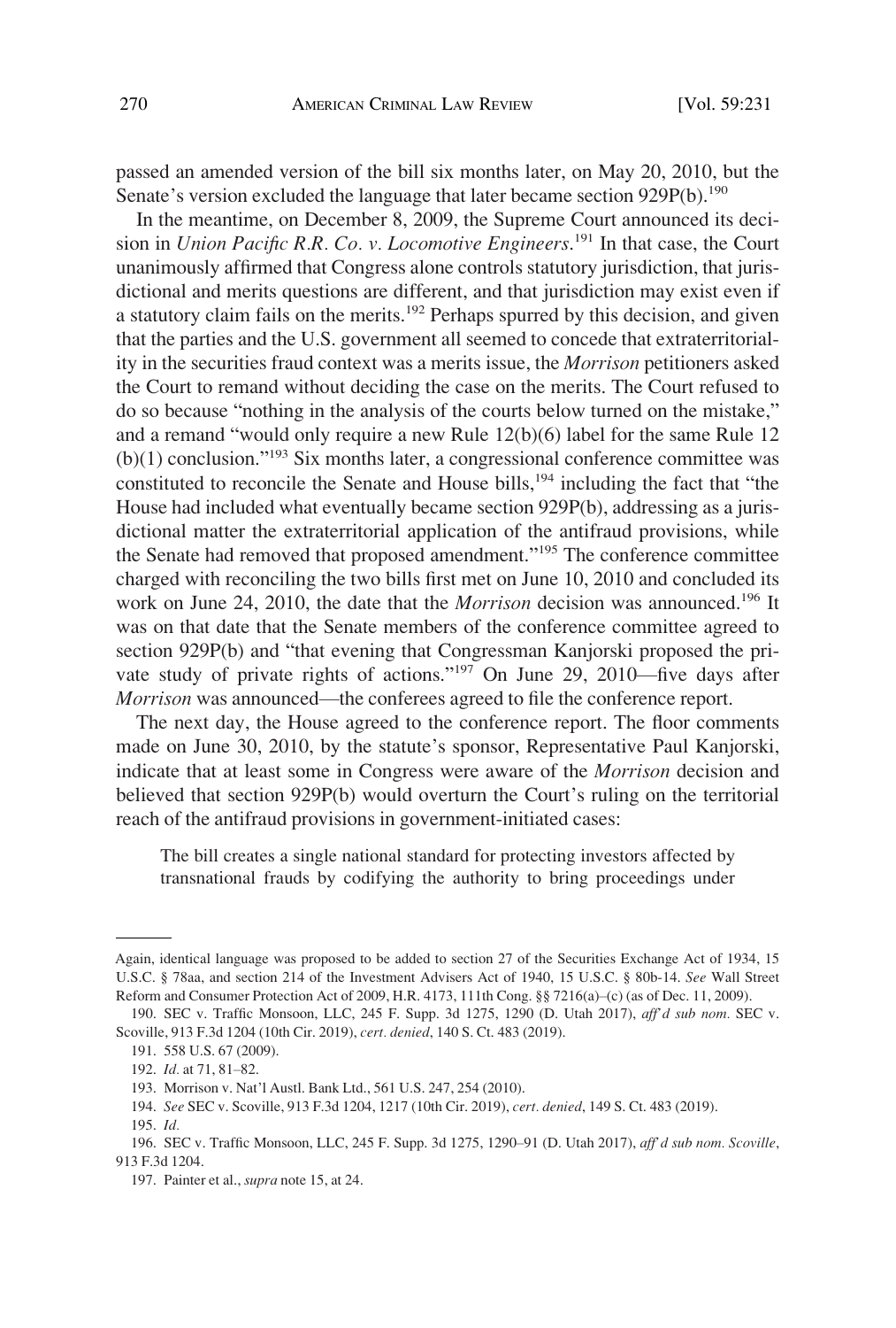passed an amended version of the bill six months later, on May 20, 2010, but the Senate's version excluded the language that later became section 929P(b).[190]

In the meantime, on December 8, 2009, the Supreme Court announced its decision in *Union Pacific R.R. Co. v. Locomotive Engineers*.[191] In that case, the Court unanimously affirmed that Congress alone controls statutory jurisdiction, that jurisdictional and merits questions are different, and that jurisdiction may exist even if a statutory claim fails on the merits.[192] Perhaps spurred by this decision, and given that the parties and the U.S. government all seemed to concede that extraterritoriality in the securities fraud context was a merits issue, the *Morrison* petitioners asked the Court to remand without deciding the case on the merits. The Court refused to do so because "nothing in the analysis of the courts below turned on the mistake," and a remand "would only require a new Rule 12(b)(6) label for the same Rule 12 (b)(1) conclusion."[193] Six months later, a congressional conference committee was constituted to reconcile the Senate and House bills,[194] including the fact that "the House had included what eventually became section 929P(b), addressing as a jurisdictional matter the extraterritorial application of the antifraud provisions, while the Senate had removed that proposed amendment."[195] The conference committee charged with reconciling the two bills first met on June 10, 2010 and concluded its work on June 24, 2010, the date that the *Morrison* decision was announced.[196] It was on that date that the Senate members of the conference committee agreed to section 929P(b) and "that evening that Congressman Kanjorski proposed the private study of private rights of actions."[197] On June 29, 2010—five days after *Morrison* was announced—the conferees agreed to file the conference report.

The next day, the House agreed to the conference report. The floor comments made on June 30, 2010, by the statute's sponsor, Representative Paul Kanjorski, indicate that at least some in Congress were aware of the *Morrison* decision and believed that section 929P(b) would overturn the Court's ruling on the territorial reach of the antifraud provisions in government-initiated cases:

> The bill creates a single national standard for protecting investors affected by transnational frauds by codifying the authority to bring proceedings under

---

Again, identical language was proposed to be added to section 27 of the Securities Exchange Act of 1934, 15 U.S.C. § 78aa, and section 214 of the Investment Advisers Act of 1940, 15 U.S.C. § 80b-14. *See* Wall Street Reform and Consumer Protection Act of 2009, H.R. 4173, 111th Cong. §§ 7216(a)–(c) (as of Dec. 11, 2009).

190. SEC v. Traffic Monsoon, LLC, 245 F. Supp. 3d 1275, 1290 (D. Utah 2017), *aff'd sub nom.* SEC v. Scoville, 913 F.3d 1204 (10th Cir. 2019), *cert. denied*, 140 S. Ct. 483 (2019).

191. 558 U.S. 67 (2009).

192. *Id.* at 71, 81–82.

193. Morrison v. Nat'l Austl. Bank Ltd., 561 U.S. 247, 254 (2010).

194. *See* SEC v. Scoville, 913 F.3d 1204, 1217 (10th Cir. 2019), *cert. denied*, 149 S. Ct. 483 (2019).

195. *Id.*

196. SEC v. Traffic Monsoon, LLC, 245 F. Supp. 3d 1275, 1290–91 (D. Utah 2017), *aff'd sub nom. Scoville*, 913 F.3d 1204.

197. Painter et al., *supra* note 15, at 24.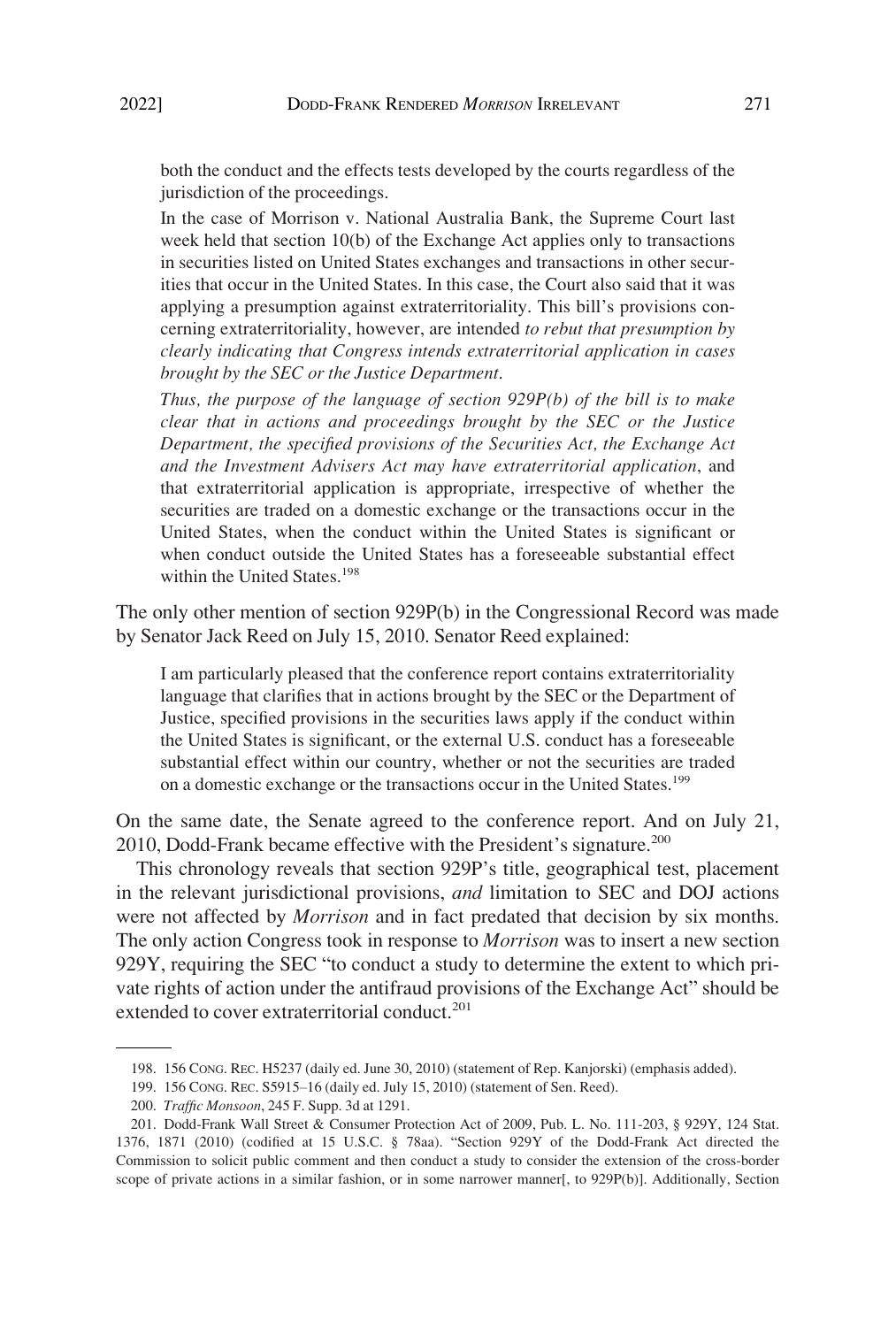> both the conduct and the effects tests developed by the courts regardless of the jurisdiction of the proceedings.
>
> In the case of Morrison v. National Australia Bank, the Supreme Court last week held that section 10(b) of the Exchange Act applies only to transactions in securities listed on United States exchanges and transactions in other securities that occur in the United States. In this case, the Court also said that it was applying a presumption against extraterritoriality. This bill's provisions concerning extraterritoriality, however, are intended *to rebut that presumption by clearly indicating that Congress intends extraterritorial application in cases brought by the SEC or the Justice Department*.
>
> *Thus, the purpose of the language of section 929P(b) of the bill is to make clear that in actions and proceedings brought by the SEC or the Justice Department, the specified provisions of the Securities Act, the Exchange Act and the Investment Advisers Act may have extraterritorial application*, and that extraterritorial application is appropriate, irrespective of whether the securities are traded on a domestic exchange or the transactions occur in the United States, when the conduct within the United States is significant or when conduct outside the United States has a foreseeable substantial effect within the United States.[198]

The only other mention of section 929P(b) in the Congressional Record was made by Senator Jack Reed on July 15, 2010. Senator Reed explained:

> I am particularly pleased that the conference report contains extraterritoriality language that clarifies that in actions brought by the SEC or the Department of Justice, specified provisions in the securities laws apply if the conduct within the United States is significant, or the external U.S. conduct has a foreseeable substantial effect within our country, whether or not the securities are traded on a domestic exchange or the transactions occur in the United States.[199]

On the same date, the Senate agreed to the conference report. And on July 21, 2010, Dodd-Frank became effective with the President's signature.[200]

This chronology reveals that section 929P's title, geographical test, placement in the relevant jurisdictional provisions, *and* limitation to SEC and DOJ actions were not affected by *Morrison* and in fact predated that decision by six months. The only action Congress took in response to *Morrison* was to insert a new section 929Y, requiring the SEC "to conduct a study to determine the extent to which private rights of action under the antifraud provisions of the Exchange Act" should be extended to cover extraterritorial conduct.[201]

---

198. 156 CONG. REC. H5237 (daily ed. June 30, 2010) (statement of Rep. Kanjorski) (emphasis added).

199. 156 CONG. REC. S5915–16 (daily ed. July 15, 2010) (statement of Sen. Reed).

200. *Traffic Monsoon*, 245 F. Supp. 3d at 1291.

201. Dodd-Frank Wall Street & Consumer Protection Act of 2009, Pub. L. No. 111-203, § 929Y, 124 Stat. 1376, 1871 (2010) (codified at 15 U.S.C. § 78aa). "Section 929Y of the Dodd-Frank Act directed the Commission to solicit public comment and then conduct a study to consider the extension of the cross-border scope of private actions in a similar fashion, or in some narrower manner[, to 929P(b)]. Additionally, Section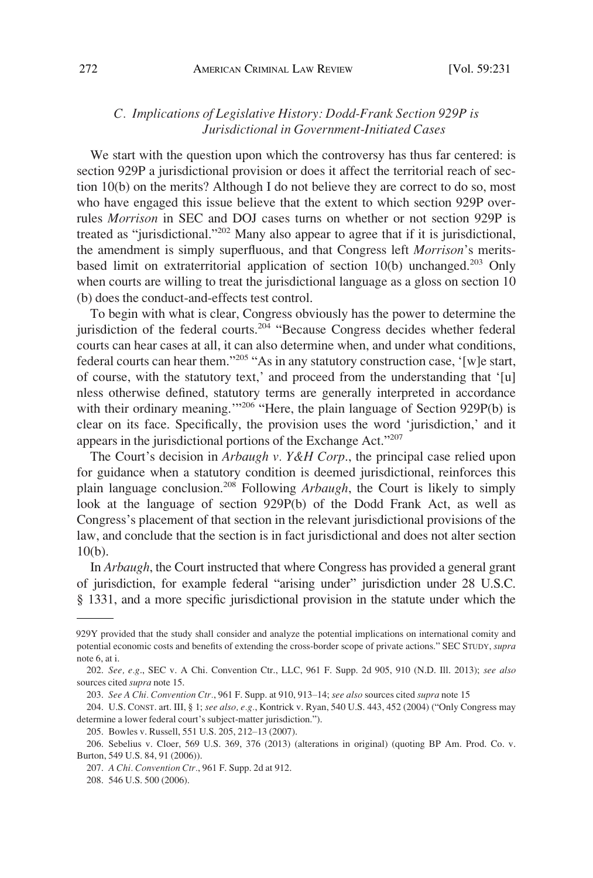### *C. Implications of Legislative History: Dodd-Frank Section 929P is Jurisdictional in Government-Initiated Cases*

We start with the question upon which the controversy has thus far centered: is section 929P a jurisdictional provision or does it affect the territorial reach of section 10(b) on the merits? Although I do not believe they are correct to do so, most who have engaged this issue believe that the extent to which section 929P overrules *Morrison* in SEC and DOJ cases turns on whether or not section 929P is treated as "jurisdictional."[202] Many also appear to agree that if it is jurisdictional, the amendment is simply superfluous, and that Congress left *Morrison*'s merits-based limit on extraterritorial application of section 10(b) unchanged.[203] Only when courts are willing to treat the jurisdictional language as a gloss on section 10 (b) does the conduct-and-effects test control.

To begin with what is clear, Congress obviously has the power to determine the jurisdiction of the federal courts.[204] "Because Congress decides whether federal courts can hear cases at all, it can also determine when, and under what conditions, federal courts can hear them."[205] "As in any statutory construction case, '[w]e start, of course, with the statutory text,' and proceed from the understanding that '[u]nless otherwise defined, statutory terms are generally interpreted in accordance with their ordinary meaning.'"[206] "Here, the plain language of Section 929P(b) is clear on its face. Specifically, the provision uses the word 'jurisdiction,' and it appears in the jurisdictional portions of the Exchange Act."[207]

The Court's decision in *Arbaugh v. Y&H Corp*., the principal case relied upon for guidance when a statutory condition is deemed jurisdictional, reinforces this plain language conclusion.[208] Following *Arbaugh*, the Court is likely to simply look at the language of section 929P(b) of the Dodd Frank Act, as well as Congress's placement of that section in the relevant jurisdictional provisions of the law, and conclude that the section is in fact jurisdictional and does not alter section 10(b).

In *Arbaugh*, the Court instructed that where Congress has provided a general grant of jurisdiction, for example federal "arising under" jurisdiction under 28 U.S.C. § 1331, and a more specific jurisdictional provision in the statute under which the

---

929Y provided that the study shall consider and analyze the potential implications on international comity and potential economic costs and benefits of extending the cross-border scope of private actions." SEC STUDY, *supra* note 6, at i.

202. *See, e.g*., SEC v. A Chi. Convention Ctr., LLC, 961 F. Supp. 2d 905, 910 (N.D. Ill. 2013); *see also* sources cited *supra* note 15.

203. *See A Chi. Convention Ctr*., 961 F. Supp. at 910, 913–14; *see also* sources cited *supra* note 15

204. U.S. CONST. art. III, § 1; *see also, e.g*., Kontrick v. Ryan, 540 U.S. 443, 452 (2004) ("Only Congress may determine a lower federal court's subject-matter jurisdiction.").

205. Bowles v. Russell, 551 U.S. 205, 212–13 (2007).

206. Sebelius v. Cloer, 569 U.S. 369, 376 (2013) (alterations in original) (quoting BP Am. Prod. Co. v. Burton, 549 U.S. 84, 91 (2006)).

207. *A Chi. Convention Ctr*., 961 F. Supp. 2d at 912.

208. 546 U.S. 500 (2006).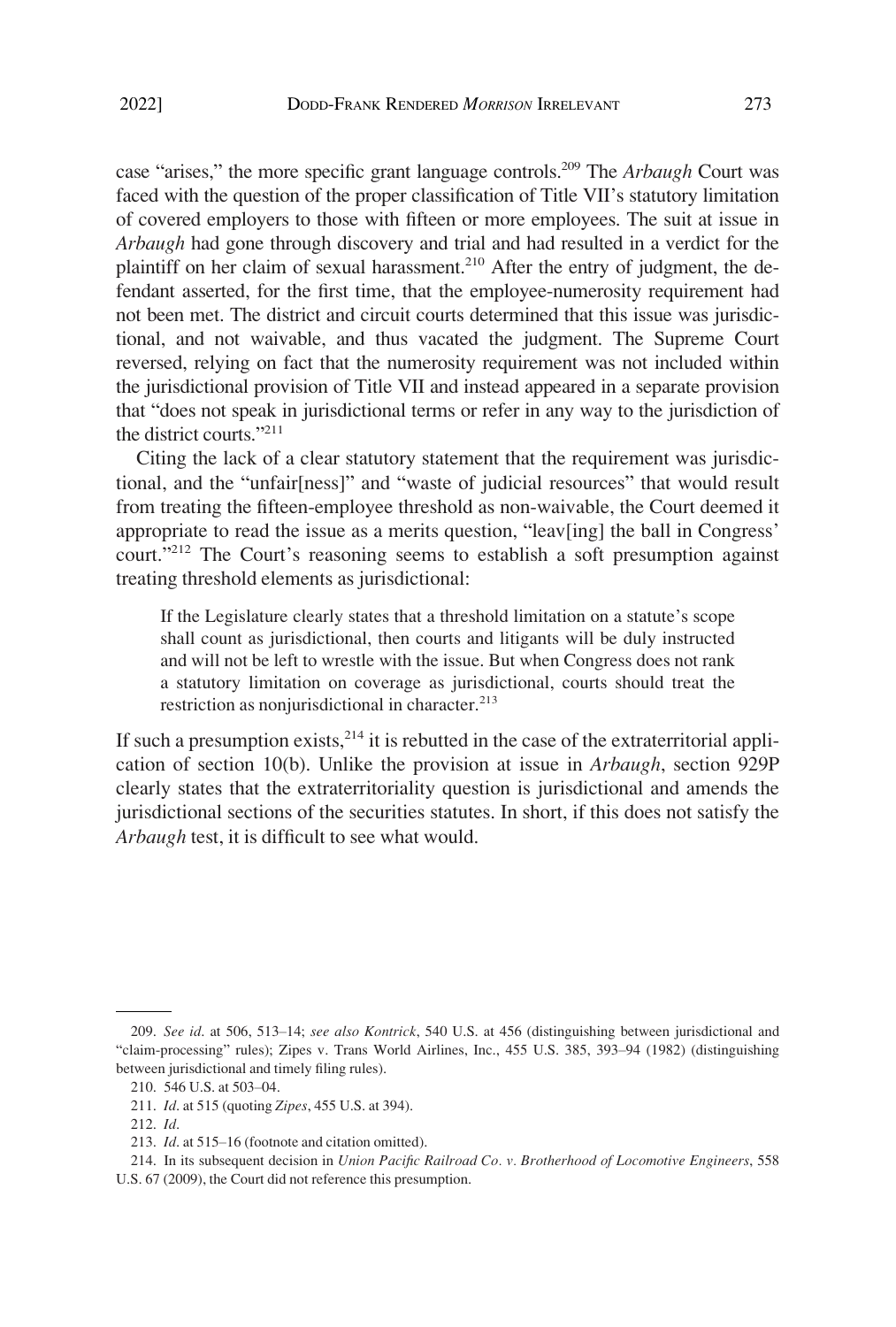case "arises," the more specific grant language controls.[209] The *Arbaugh* Court was faced with the question of the proper classification of Title VII's statutory limitation of covered employers to those with fifteen or more employees. The suit at issue in *Arbaugh* had gone through discovery and trial and had resulted in a verdict for the plaintiff on her claim of sexual harassment.[210] After the entry of judgment, the defendant asserted, for the first time, that the employee-numerosity requirement had not been met. The district and circuit courts determined that this issue was jurisdictional, and not waivable, and thus vacated the judgment. The Supreme Court reversed, relying on fact that the numerosity requirement was not included within the jurisdictional provision of Title VII and instead appeared in a separate provision that "does not speak in jurisdictional terms or refer in any way to the jurisdiction of the district courts."[211]

Citing the lack of a clear statutory statement that the requirement was jurisdictional, and the "unfair[ness]" and "waste of judicial resources" that would result from treating the fifteen-employee threshold as non-waivable, the Court deemed it appropriate to read the issue as a merits question, "leav[ing] the ball in Congress' court."[212] The Court's reasoning seems to establish a soft presumption against treating threshold elements as jurisdictional:

> If the Legislature clearly states that a threshold limitation on a statute's scope shall count as jurisdictional, then courts and litigants will be duly instructed and will not be left to wrestle with the issue. But when Congress does not rank a statutory limitation on coverage as jurisdictional, courts should treat the restriction as nonjurisdictional in character.[213]

If such a presumption exists,[214] it is rebutted in the case of the extraterritorial application of section 10(b). Unlike the provision at issue in *Arbaugh*, section 929P clearly states that the extraterritoriality question is jurisdictional and amends the jurisdictional sections of the securities statutes. In short, if this does not satisfy the *Arbaugh* test, it is difficult to see what would.

---

209. *See id.* at 506, 513–14; *see also Kontrick*, 540 U.S. at 456 (distinguishing between jurisdictional and "claim-processing" rules); Zipes v. Trans World Airlines, Inc., 455 U.S. 385, 393–94 (1982) (distinguishing between jurisdictional and timely filing rules).

210. 546 U.S. at 503–04.

211. *Id.* at 515 (quoting *Zipes*, 455 U.S. at 394).

212. *Id.*

213. *Id.* at 515–16 (footnote and citation omitted).

214. In its subsequent decision in *Union Pacific Railroad Co. v. Brotherhood of Locomotive Engineers*, 558 U.S. 67 (2009), the Court did not reference this presumption.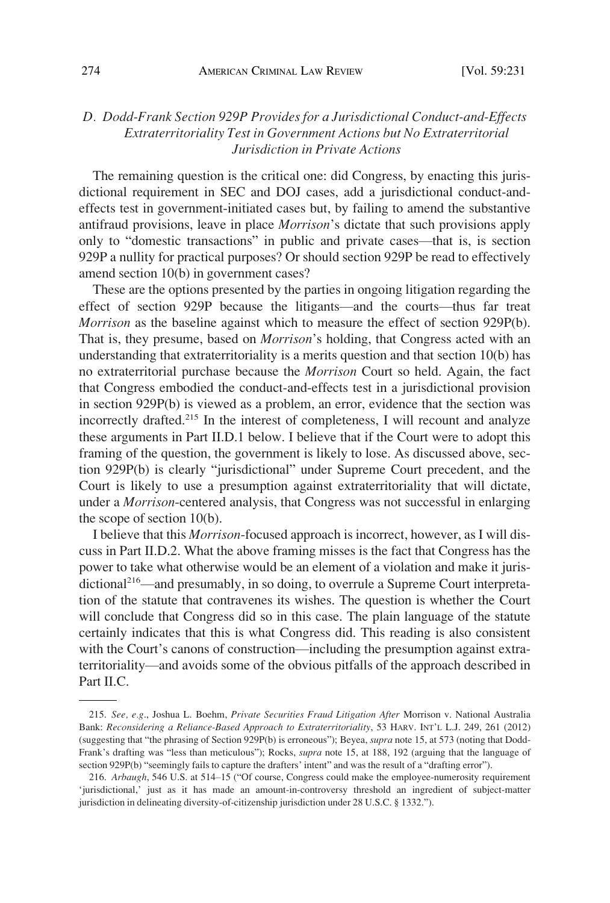### *D. Dodd-Frank Section 929P Provides for a Jurisdictional Conduct-and-Effects Extraterritoriality Test in Government Actions but No Extraterritorial Jurisdiction in Private Actions*

The remaining question is the critical one: did Congress, by enacting this jurisdictional requirement in SEC and DOJ cases, add a jurisdictional conduct-and-effects test in government-initiated cases but, by failing to amend the substantive antifraud provisions, leave in place *Morrison*'s dictate that such provisions apply only to "domestic transactions" in public and private cases—that is, is section 929P a nullity for practical purposes? Or should section 929P be read to effectively amend section 10(b) in government cases?

These are the options presented by the parties in ongoing litigation regarding the effect of section 929P because the litigants—and the courts—thus far treat *Morrison* as the baseline against which to measure the effect of section 929P(b). That is, they presume, based on *Morrison*'s holding, that Congress acted with an understanding that extraterritoriality is a merits question and that section 10(b) has no extraterritorial purchase because the *Morrison* Court so held. Again, the fact that Congress embodied the conduct-and-effects test in a jurisdictional provision in section 929P(b) is viewed as a problem, an error, evidence that the section was incorrectly drafted.[215] In the interest of completeness, I will recount and analyze these arguments in Part II.D.1 below. I believe that if the Court were to adopt this framing of the question, the government is likely to lose. As discussed above, section 929P(b) is clearly "jurisdictional" under Supreme Court precedent, and the Court is likely to use a presumption against extraterritoriality that will dictate, under a *Morrison*-centered analysis, that Congress was not successful in enlarging the scope of section 10(b).

I believe that this *Morrison*-focused approach is incorrect, however, as I will discuss in Part II.D.2. What the above framing misses is the fact that Congress has the power to take what otherwise would be an element of a violation and make it jurisdictional[216]—and presumably, in so doing, to overrule a Supreme Court interpretation of the statute that contravenes its wishes. The question is whether the Court will conclude that Congress did so in this case. The plain language of the statute certainly indicates that this is what Congress did. This reading is also consistent with the Court's canons of construction—including the presumption against extraterritoriality—and avoids some of the obvious pitfalls of the approach described in Part II.C.

---

215. *See, e.g.*, Joshua L. Boehm, *Private Securities Fraud Litigation After* Morrison v. National Australia Bank: *Reconsidering a Reliance-Based Approach to Extraterritoriality*, 53 HARV. INT'L L.J. 249, 261 (2012) (suggesting that "the phrasing of Section 929P(b) is erroneous"); Beyea, *supra* note 15, at 573 (noting that Dodd-Frank's drafting was "less than meticulous"); Rocks, *supra* note 15, at 188, 192 (arguing that the language of section 929P(b) "seemingly fails to capture the drafters' intent" and was the result of a "drafting error").

216. *Arbaugh*, 546 U.S. at 514–15 ("Of course, Congress could make the employee-numerosity requirement 'jurisdictional,' just as it has made an amount-in-controversy threshold an ingredient of subject-matter jurisdiction in delineating diversity-of-citizenship jurisdiction under 28 U.S.C. § 1332.").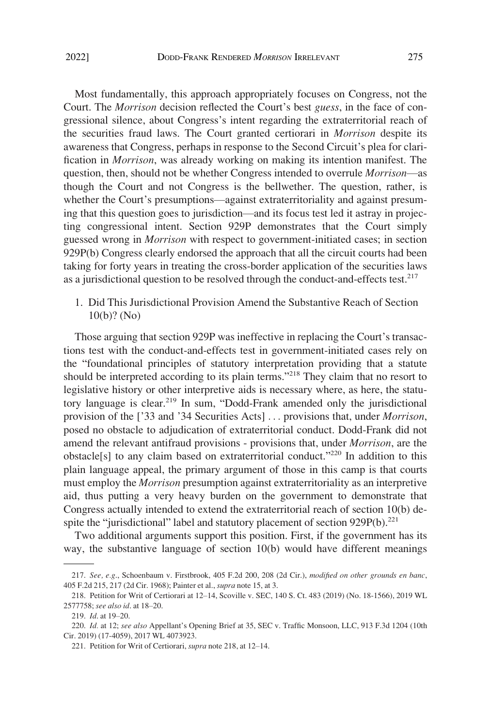Most fundamentally, this approach appropriately focuses on Congress, not the Court. The *Morrison* decision reflected the Court's best *guess*, in the face of congressional silence, about Congress's intent regarding the extraterritorial reach of the securities fraud laws. The Court granted certiorari in *Morrison* despite its awareness that Congress, perhaps in response to the Second Circuit's plea for clarification in *Morrison*, was already working on making its intention manifest. The question, then, should not be whether Congress intended to overrule *Morrison*—as though the Court and not Congress is the bellwether. The question, rather, is whether the Court's presumptions—against extraterritoriality and against presuming that this question goes to jurisdiction—and its focus test led it astray in projecting congressional intent. Section 929P demonstrates that the Court simply guessed wrong in *Morrison* with respect to government-initiated cases; in section 929P(b) Congress clearly endorsed the approach that all the circuit courts had been taking for forty years in treating the cross-border application of the securities laws as a jurisdictional question to be resolved through the conduct-and-effects test.[217]

1. Did This Jurisdictional Provision Amend the Substantive Reach of Section 10(b)? (No)

Those arguing that section 929P was ineffective in replacing the Court's transactions test with the conduct-and-effects test in government-initiated cases rely on the "foundational principles of statutory interpretation providing that a statute should be interpreted according to its plain terms."[218] They claim that no resort to legislative history or other interpretive aids is necessary where, as here, the statutory language is clear.[219] In sum, "Dodd-Frank amended only the jurisdictional provision of the ['33 and '34 Securities Acts] . . . provisions that, under *Morrison*, posed no obstacle to adjudication of extraterritorial conduct. Dodd-Frank did not amend the relevant antifraud provisions - provisions that, under *Morrison*, are the obstacle[s] to any claim based on extraterritorial conduct."[220] In addition to this plain language appeal, the primary argument of those in this camp is that courts must employ the *Morrison* presumption against extraterritoriality as an interpretive aid, thus putting a very heavy burden on the government to demonstrate that Congress actually intended to extend the extraterritorial reach of section 10(b) despite the "jurisdictional" label and statutory placement of section 929P(b).[221]

Two additional arguments support this position. First, if the government has its way, the substantive language of section 10(b) would have different meanings

---

217. *See, e.g.*, Schoenbaum v. Firstbrook, 405 F.2d 200, 208 (2d Cir.), *modified on other grounds en banc*, 405 F.2d 215, 217 (2d Cir. 1968); Painter et al., *supra* note 15, at 3.

218. Petition for Writ of Certiorari at 12–14, Scoville v. SEC, 140 S. Ct. 483 (2019) (No. 18-1566), 2019 WL 2577758; *see also id*. at 18–20.

219. *Id*. at 19–20.

220. *Id*. at 12; *see also* Appellant's Opening Brief at 35, SEC v. Traffic Monsoon, LLC, 913 F.3d 1204 (10th Cir. 2019) (17-4059), 2017 WL 4073923.

221. Petition for Writ of Certiorari, *supra* note 218, at 12–14.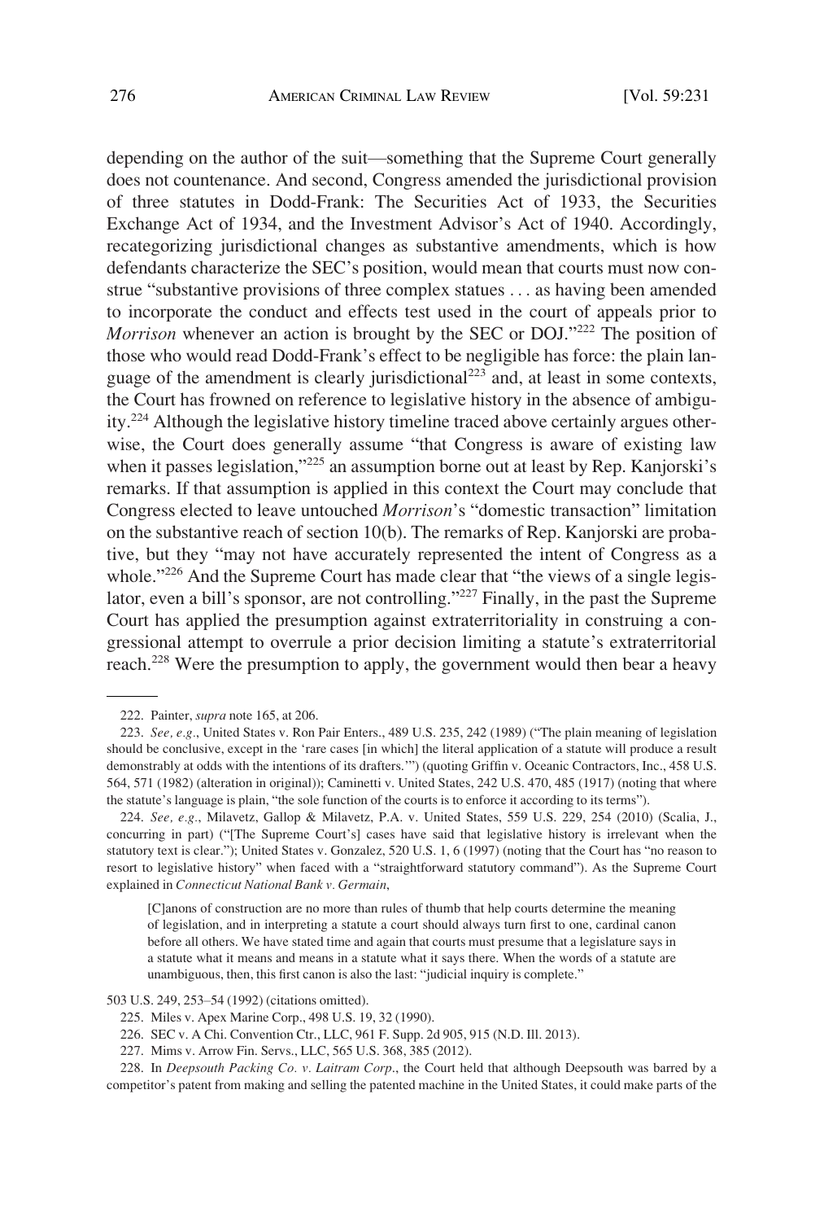depending on the author of the suit—something that the Supreme Court generally does not countenance. And second, Congress amended the jurisdictional provision of three statutes in Dodd-Frank: The Securities Act of 1933, the Securities Exchange Act of 1934, and the Investment Advisor's Act of 1940. Accordingly, recategorizing jurisdictional changes as substantive amendments, which is how defendants characterize the SEC's position, would mean that courts must now construe "substantive provisions of three complex statues . . . as having been amended to incorporate the conduct and effects test used in the court of appeals prior to *Morrison* whenever an action is brought by the SEC or DOJ."[222] The position of those who would read Dodd-Frank's effect to be negligible has force: the plain language of the amendment is clearly jurisdictional[223] and, at least in some contexts, the Court has frowned on reference to legislative history in the absence of ambiguity.[224] Although the legislative history timeline traced above certainly argues otherwise, the Court does generally assume "that Congress is aware of existing law when it passes legislation,"[225] an assumption borne out at least by Rep. Kanjorski's remarks. If that assumption is applied in this context the Court may conclude that Congress elected to leave untouched *Morrison*'s "domestic transaction" limitation on the substantive reach of section 10(b). The remarks of Rep. Kanjorski are probative, but they "may not have accurately represented the intent of Congress as a whole."[226] And the Supreme Court has made clear that "the views of a single legislator, even a bill's sponsor, are not controlling."[227] Finally, in the past the Supreme Court has applied the presumption against extraterritoriality in construing a congressional attempt to overrule a prior decision limiting a statute's extraterritorial reach.[228] Were the presumption to apply, the government would then bear a heavy

---

222. Painter, *supra* note 165, at 206.

223. *See, e.g.*, United States v. Ron Pair Enters., 489 U.S. 235, 242 (1989) ("The plain meaning of legislation should be conclusive, except in the 'rare cases [in which] the literal application of a statute will produce a result demonstrably at odds with the intentions of its drafters.'") (quoting Griffin v. Oceanic Contractors, Inc., 458 U.S. 564, 571 (1982) (alteration in original)); Caminetti v. United States, 242 U.S. 470, 485 (1917) (noting that where the statute's language is plain, "the sole function of the courts is to enforce it according to its terms").

224. *See, e.g.*, Milavetz, Gallop & Milavetz, P.A. v. United States, 559 U.S. 229, 254 (2010) (Scalia, J., concurring in part) ("[The Supreme Court's] cases have said that legislative history is irrelevant when the statutory text is clear."); United States v. Gonzalez, 520 U.S. 1, 6 (1997) (noting that the Court has "no reason to resort to legislative history" when faced with a "straightforward statutory command"). As the Supreme Court explained in *Connecticut National Bank v. Germain*,

> [C]anons of construction are no more than rules of thumb that help courts determine the meaning of legislation, and in interpreting a statute a court should always turn first to one, cardinal canon before all others. We have stated time and again that courts must presume that a legislature says in a statute what it means and means in a statute what it says there. When the words of a statute are unambiguous, then, this first canon is also the last: "judicial inquiry is complete."

503 U.S. 249, 253–54 (1992) (citations omitted).

225. Miles v. Apex Marine Corp., 498 U.S. 19, 32 (1990).

226. SEC v. A Chi. Convention Ctr., LLC, 961 F. Supp. 2d 905, 915 (N.D. Ill. 2013).

227. Mims v. Arrow Fin. Servs., LLC, 565 U.S. 368, 385 (2012).

228. In *Deepsouth Packing Co. v. Laitram Corp.*, the Court held that although Deepsouth was barred by a competitor's patent from making and selling the patented machine in the United States, it could make parts of the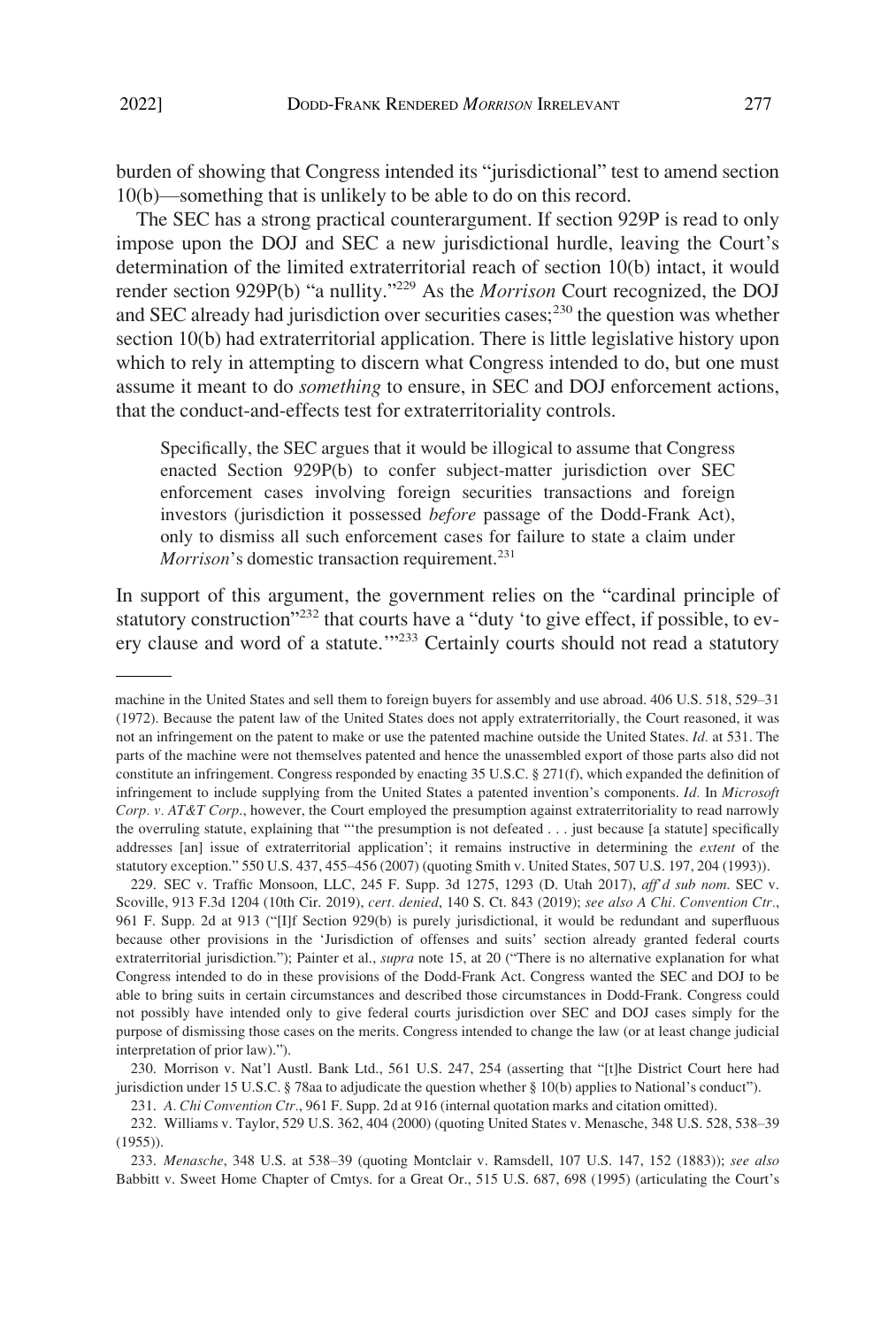burden of showing that Congress intended its "jurisdictional" test to amend section 10(b)—something that is unlikely to be able to do on this record.

The SEC has a strong practical counterargument. If section 929P is read to only impose upon the DOJ and SEC a new jurisdictional hurdle, leaving the Court's determination of the limited extraterritorial reach of section 10(b) intact, it would render section 929P(b) "a nullity."[229] As the *Morrison* Court recognized, the DOJ and SEC already had jurisdiction over securities cases;[230] the question was whether section 10(b) had extraterritorial application. There is little legislative history upon which to rely in attempting to discern what Congress intended to do, but one must assume it meant to do *something* to ensure, in SEC and DOJ enforcement actions, that the conduct-and-effects test for extraterritoriality controls.

> Specifically, the SEC argues that it would be illogical to assume that Congress enacted Section 929P(b) to confer subject-matter jurisdiction over SEC enforcement cases involving foreign securities transactions and foreign investors (jurisdiction it possessed *before* passage of the Dodd-Frank Act), only to dismiss all such enforcement cases for failure to state a claim under *Morrison*'s domestic transaction requirement.[231]

In support of this argument, the government relies on the "cardinal principle of statutory construction"[232] that courts have a "duty 'to give effect, if possible, to every clause and word of a statute.'"[233] Certainly courts should not read a statutory

---

machine in the United States and sell them to foreign buyers for assembly and use abroad. 406 U.S. 518, 529–31 (1972). Because the patent law of the United States does not apply extraterritorially, the Court reasoned, it was not an infringement on the patent to make or use the patented machine outside the United States. *Id.* at 531. The parts of the machine were not themselves patented and hence the unassembled export of those parts also did not constitute an infringement. Congress responded by enacting 35 U.S.C. § 271(f), which expanded the definition of infringement to include supplying from the United States a patented invention's components. *Id.* In *Microsoft Corp. v. AT&T Corp.*, however, the Court employed the presumption against extraterritoriality to read narrowly the overruling statute, explaining that "'the presumption is not defeated . . . just because [a statute] specifically addresses [an] issue of extraterritorial application'; it remains instructive in determining the *extent* of the statutory exception." 550 U.S. 437, 455–456 (2007) (quoting Smith v. United States, 507 U.S. 197, 204 (1993)).

229. SEC v. Traffic Monsoon, LLC, 245 F. Supp. 3d 1275, 1293 (D. Utah 2017), *aff'd sub nom.* SEC v. Scoville, 913 F.3d 1204 (10th Cir. 2019), *cert. denied*, 140 S. Ct. 843 (2019); *see also A Chi. Convention Ctr.*, 961 F. Supp. 2d at 913 ("[I]f Section 929(b) is purely jurisdictional, it would be redundant and superfluous because other provisions in the 'Jurisdiction of offenses and suits' section already granted federal courts extraterritorial jurisdiction."); Painter et al., *supra* note 15, at 20 ("There is no alternative explanation for what Congress intended to do in these provisions of the Dodd-Frank Act. Congress wanted the SEC and DOJ to be able to bring suits in certain circumstances and described those circumstances in Dodd-Frank. Congress could not possibly have intended only to give federal courts jurisdiction over SEC and DOJ cases simply for the purpose of dismissing those cases on the merits. Congress intended to change the law (or at least change judicial interpretation of prior law).").

230. Morrison v. Nat'l Austl. Bank Ltd., 561 U.S. 247, 254 (asserting that "[t]he District Court here had jurisdiction under 15 U.S.C. § 78aa to adjudicate the question whether § 10(b) applies to National's conduct").

231. *A. Chi Convention Ctr.*, 961 F. Supp. 2d at 916 (internal quotation marks and citation omitted).

232. Williams v. Taylor, 529 U.S. 362, 404 (2000) (quoting United States v. Menasche, 348 U.S. 528, 538–39 (1955)).

233. *Menasche*, 348 U.S. at 538–39 (quoting Montclair v. Ramsdell, 107 U.S. 147, 152 (1883)); *see also* Babbitt v. Sweet Home Chapter of Cmtys. for a Great Or., 515 U.S. 687, 698 (1995) (articulating the Court's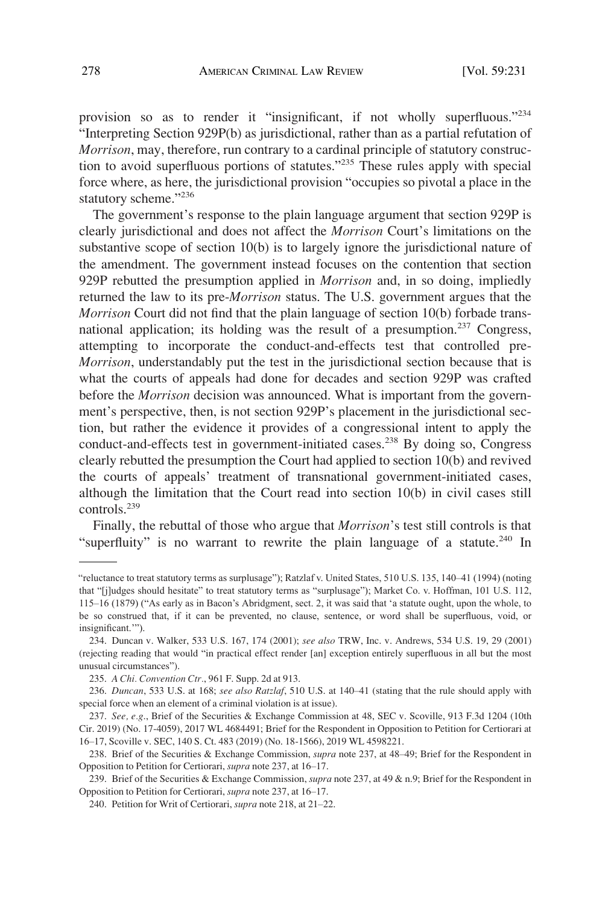provision so as to render it "insignificant, if not wholly superfluous."[234] "Interpreting Section 929P(b) as jurisdictional, rather than as a partial refutation of *Morrison*, may, therefore, run contrary to a cardinal principle of statutory construction to avoid superfluous portions of statutes."[235] These rules apply with special force where, as here, the jurisdictional provision "occupies so pivotal a place in the statutory scheme."[236]

The government's response to the plain language argument that section 929P is clearly jurisdictional and does not affect the *Morrison* Court's limitations on the substantive scope of section 10(b) is to largely ignore the jurisdictional nature of the amendment. The government instead focuses on the contention that section 929P rebutted the presumption applied in *Morrison* and, in so doing, impliedly returned the law to its pre-*Morrison* status. The U.S. government argues that the *Morrison* Court did not find that the plain language of section 10(b) forbade transnational application; its holding was the result of a presumption.[237] Congress, attempting to incorporate the conduct-and-effects test that controlled pre-*Morrison*, understandably put the test in the jurisdictional section because that is what the courts of appeals had done for decades and section 929P was crafted before the *Morrison* decision was announced. What is important from the government's perspective, then, is not section 929P's placement in the jurisdictional section, but rather the evidence it provides of a congressional intent to apply the conduct-and-effects test in government-initiated cases.[238] By doing so, Congress clearly rebutted the presumption the Court had applied to section 10(b) and revived the courts of appeals' treatment of transnational government-initiated cases, although the limitation that the Court read into section 10(b) in civil cases still controls.[239]

Finally, the rebuttal of those who argue that *Morrison*'s test still controls is that "superfluity" is no warrant to rewrite the plain language of a statute.[240] In

---

"reluctance to treat statutory terms as surplusage"); Ratzlaf v. United States, 510 U.S. 135, 140–41 (1994) (noting that "[j]udges should hesitate" to treat statutory terms as "surplusage"); Market Co. v. Hoffman, 101 U.S. 112, 115–16 (1879) ("As early as in Bacon's Abridgment, sect. 2, it was said that 'a statute ought, upon the whole, to be so construed that, if it can be prevented, no clause, sentence, or word shall be superfluous, void, or insignificant.'").

234. Duncan v. Walker, 533 U.S. 167, 174 (2001); *see also* TRW, Inc. v. Andrews, 534 U.S. 19, 29 (2001) (rejecting reading that would "in practical effect render [an] exception entirely superfluous in all but the most unusual circumstances").

235. *A Chi. Convention Ctr.*, 961 F. Supp. 2d at 913.

236. *Duncan*, 533 U.S. at 168; *see also Ratzlaf*, 510 U.S. at 140–41 (stating that the rule should apply with special force when an element of a criminal violation is at issue).

237. *See, e.g.*, Brief of the Securities & Exchange Commission at 48, SEC v. Scoville, 913 F.3d 1204 (10th Cir. 2019) (No. 17-4059), 2017 WL 4684491; Brief for the Respondent in Opposition to Petition for Certiorari at 16–17, Scoville v. SEC, 140 S. Ct. 483 (2019) (No. 18-1566), 2019 WL 4598221.

238. Brief of the Securities & Exchange Commission, *supra* note 237, at 48–49; Brief for the Respondent in Opposition to Petition for Certiorari, *supra* note 237, at 16–17.

239. Brief of the Securities & Exchange Commission, *supra* note 237, at 49 & n.9; Brief for the Respondent in Opposition to Petition for Certiorari, *supra* note 237, at 16–17.

240. Petition for Writ of Certiorari, *supra* note 218, at 21–22.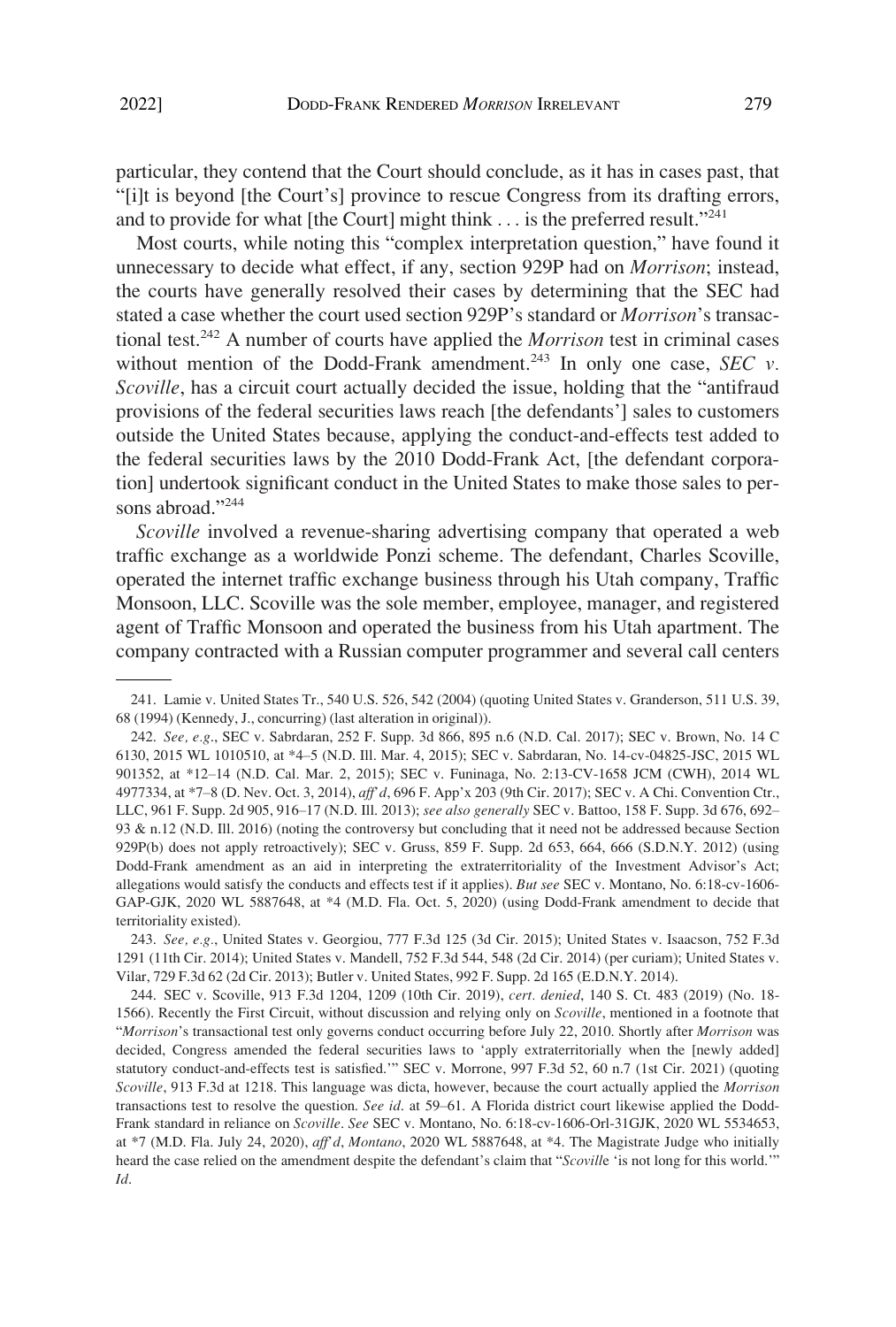particular, they contend that the Court should conclude, as it has in cases past, that "[i]t is beyond [the Court's] province to rescue Congress from its drafting errors, and to provide for what [the Court] might think . . . is the preferred result."[241]

Most courts, while noting this "complex interpretation question," have found it unnecessary to decide what effect, if any, section 929P had on *Morrison*; instead, the courts have generally resolved their cases by determining that the SEC had stated a case whether the court used section 929P's standard or *Morrison*'s transactional test.[242] A number of courts have applied the *Morrison* test in criminal cases without mention of the Dodd-Frank amendment.[243] In only one case, *SEC v. Scoville*, has a circuit court actually decided the issue, holding that the "antifraud provisions of the federal securities laws reach [the defendants'] sales to customers outside the United States because, applying the conduct-and-effects test added to the federal securities laws by the 2010 Dodd-Frank Act, [the defendant corporation] undertook significant conduct in the United States to make those sales to persons abroad."[244]

*Scoville* involved a revenue-sharing advertising company that operated a web traffic exchange as a worldwide Ponzi scheme. The defendant, Charles Scoville, operated the internet traffic exchange business through his Utah company, Traffic Monsoon, LLC. Scoville was the sole member, employee, manager, and registered agent of Traffic Monsoon and operated the business from his Utah apartment. The company contracted with a Russian computer programmer and several call centers

---

241. Lamie v. United States Tr., 540 U.S. 526, 542 (2004) (quoting United States v. Granderson, 511 U.S. 39, 68 (1994) (Kennedy, J., concurring) (last alteration in original)).

242. *See, e.g.*, SEC v. Sabrdaran, 252 F. Supp. 3d 866, 895 n.6 (N.D. Cal. 2017); SEC v. Brown, No. 14 C 6130, 2015 WL 1010510, at *4–5 (N.D. Ill. Mar. 4, 2015); SEC v. Sabrdaran, No. 14-cv-04825-JSC, 2015 WL 901352, at *12–14 (N.D. Cal. Mar. 2, 2015); SEC v. Funinaga, No. 2:13-CV-1658 JCM (CWH), 2014 WL 4977334, at *7–8 (D. Nev. Oct. 3, 2014), *aff'd*, 696 F. App'x 203 (9th Cir. 2017); SEC v. A Chi. Convention Ctr., LLC, 961 F. Supp. 2d 905, 916–17 (N.D. Ill. 2013); *see also generally* SEC v. Battoo, 158 F. Supp. 3d 676, 692–93 & n.12 (N.D. Ill. 2016) (noting the controversy but concluding that it need not be addressed because Section 929P(b) does not apply retroactively); SEC v. Gruss, 859 F. Supp. 2d 653, 664, 666 (S.D.N.Y. 2012) (using Dodd-Frank amendment as an aid in interpreting the extraterritoriality of the Investment Advisor's Act; allegations would satisfy the conducts and effects test if it applies). *But see* SEC v. Montano, No. 6:18-cv-1606-GAP-GJK, 2020 WL 5887648, at *4 (M.D. Fla. Oct. 5, 2020) (using Dodd-Frank amendment to decide that territoriality existed).

243. *See, e.g.*, United States v. Georgiou, 777 F.3d 125 (3d Cir. 2015); United States v. Isaacson, 752 F.3d 1291 (11th Cir. 2014); United States v. Mandell, 752 F.3d 544, 548 (2d Cir. 2014) (per curiam); United States v. Vilar, 729 F.3d 62 (2d Cir. 2013); Butler v. United States, 992 F. Supp. 2d 165 (E.D.N.Y. 2014).

244. SEC v. Scoville, 913 F.3d 1204, 1209 (10th Cir. 2019), *cert. denied*, 140 S. Ct. 483 (2019) (No. 18-1566). Recently the First Circuit, without discussion and relying only on *Scoville*, mentioned in a footnote that "*Morrison*'s transactional test only governs conduct occurring before July 22, 2010. Shortly after *Morrison* was decided, Congress amended the federal securities laws to 'apply extraterritorially when the [newly added] statutory conduct-and-effects test is satisfied.'" SEC v. Morrone, 997 F.3d 52, 60 n.7 (1st Cir. 2021) (quoting *Scoville*, 913 F.3d at 1218. This language was dicta, however, because the court actually applied the *Morrison* transactions test to resolve the question. *See id*. at 59–61. A Florida district court likewise applied the Dodd-Frank standard in reliance on *Scoville*. *See* SEC v. Montano, No. 6:18-cv-1606-Orl-31GJK, 2020 WL 5534653, at *7 (M.D. Fla. July 24, 2020), *aff'd*, *Montano*, 2020 WL 5887648, at *4. The Magistrate Judge who initially heard the case relied on the amendment despite the defendant's claim that "*Scoville* 'is not long for this world.'" *Id*.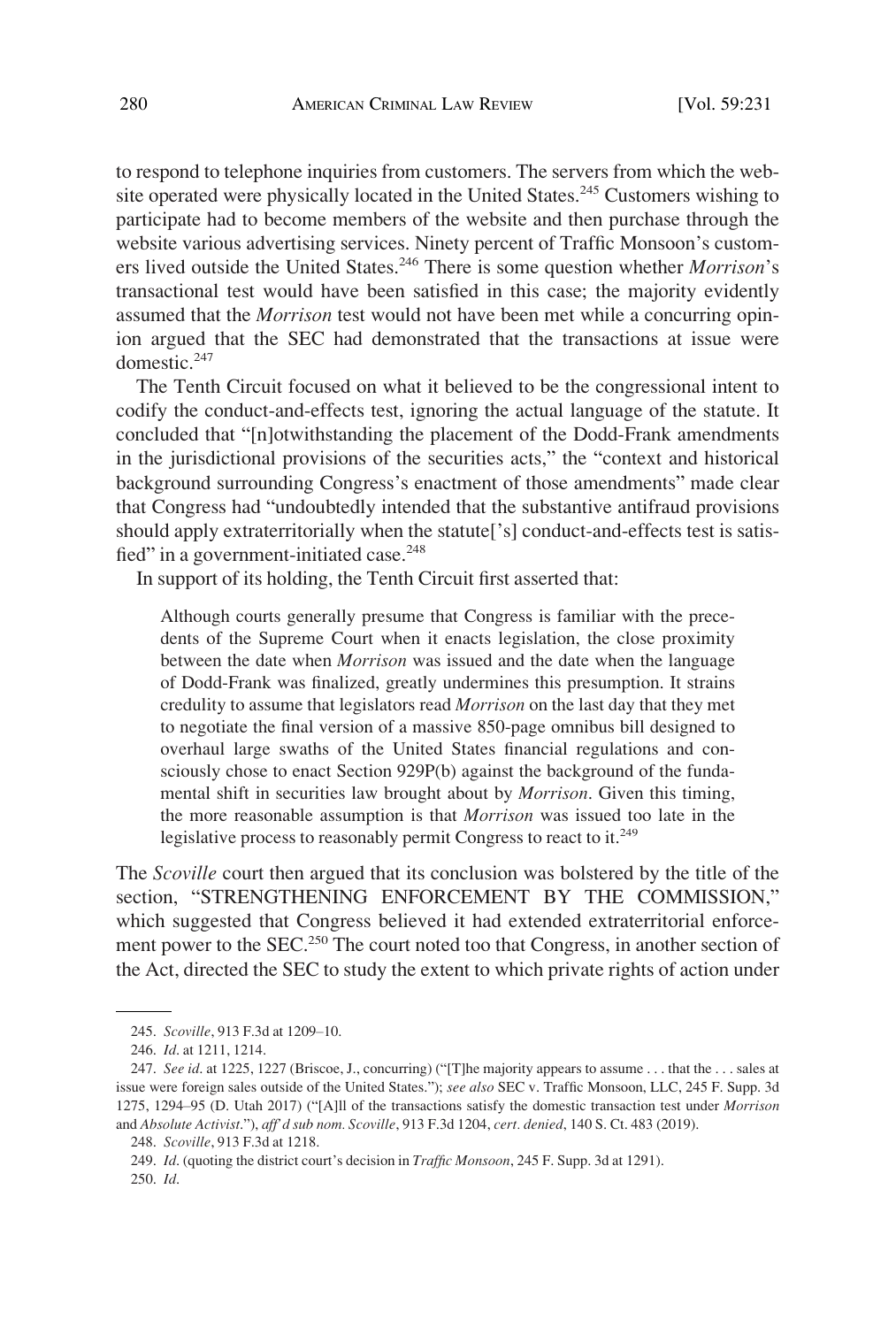to respond to telephone inquiries from customers. The servers from which the website operated were physically located in the United States.[245] Customers wishing to participate had to become members of the website and then purchase through the website various advertising services. Ninety percent of Traffic Monsoon's customers lived outside the United States.[246] There is some question whether *Morrison*'s transactional test would have been satisfied in this case; the majority evidently assumed that the *Morrison* test would not have been met while a concurring opinion argued that the SEC had demonstrated that the transactions at issue were domestic.[247]

The Tenth Circuit focused on what it believed to be the congressional intent to codify the conduct-and-effects test, ignoring the actual language of the statute. It concluded that "[n]otwithstanding the placement of the Dodd-Frank amendments in the jurisdictional provisions of the securities acts," the "context and historical background surrounding Congress's enactment of those amendments" made clear that Congress had "undoubtedly intended that the substantive antifraud provisions should apply extraterritorially when the statute['s] conduct-and-effects test is satisfied" in a government-initiated case.[248]

In support of its holding, the Tenth Circuit first asserted that:

> Although courts generally presume that Congress is familiar with the precedents of the Supreme Court when it enacts legislation, the close proximity between the date when *Morrison* was issued and the date when the language of Dodd-Frank was finalized, greatly undermines this presumption. It strains credulity to assume that legislators read *Morrison* on the last day that they met to negotiate the final version of a massive 850-page omnibus bill designed to overhaul large swaths of the United States financial regulations and consciously chose to enact Section 929P(b) against the background of the fundamental shift in securities law brought about by *Morrison*. Given this timing, the more reasonable assumption is that *Morrison* was issued too late in the legislative process to reasonably permit Congress to react to it.[249]

The *Scoville* court then argued that its conclusion was bolstered by the title of the section, "STRENGTHENING ENFORCEMENT BY THE COMMISSION," which suggested that Congress believed it had extended extraterritorial enforcement power to the SEC.[250] The court noted too that Congress, in another section of the Act, directed the SEC to study the extent to which private rights of action under

---

245. *Scoville*, 913 F.3d at 1209–10.

246. *Id*. at 1211, 1214.

247. *See id*. at 1225, 1227 (Briscoe, J., concurring) ("[T]he majority appears to assume . . . that the . . . sales at issue were foreign sales outside of the United States."); *see also* SEC v. Traffic Monsoon, LLC, 245 F. Supp. 3d 1275, 1294–95 (D. Utah 2017) ("[A]ll of the transactions satisfy the domestic transaction test under *Morrison* and *Absolute Activist*."), *aff'd sub nom. Scoville*, 913 F.3d 1204, *cert. denied*, 140 S. Ct. 483 (2019).

248. *Scoville*, 913 F.3d at 1218.

249. *Id*. (quoting the district court's decision in *Traffic Monsoon*, 245 F. Supp. 3d at 1291).

250. *Id*.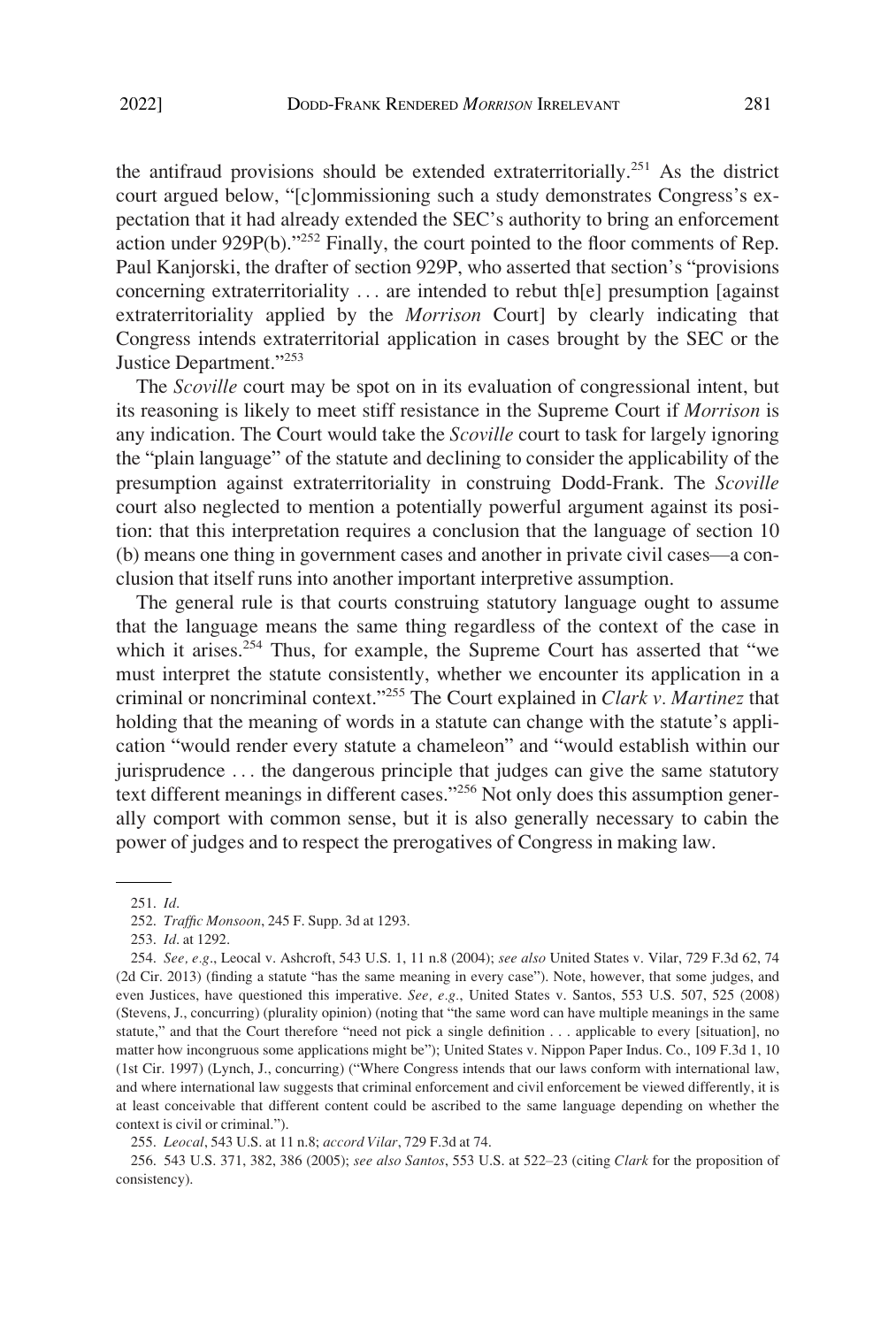the antifraud provisions should be extended extraterritorially.[251] As the district court argued below, "[c]ommissioning such a study demonstrates Congress's expectation that it had already extended the SEC's authority to bring an enforcement action under 929P(b)."[252] Finally, the court pointed to the floor comments of Rep. Paul Kanjorski, the drafter of section 929P, who asserted that section's "provisions concerning extraterritoriality . . . are intended to rebut th[e] presumption [against extraterritoriality applied by the *Morrison* Court] by clearly indicating that Congress intends extraterritorial application in cases brought by the SEC or the Justice Department."[253]

The *Scoville* court may be spot on in its evaluation of congressional intent, but its reasoning is likely to meet stiff resistance in the Supreme Court if *Morrison* is any indication. The Court would take the *Scoville* court to task for largely ignoring the "plain language" of the statute and declining to consider the applicability of the presumption against extraterritoriality in construing Dodd-Frank. The *Scoville* court also neglected to mention a potentially powerful argument against its position: that this interpretation requires a conclusion that the language of section 10 (b) means one thing in government cases and another in private civil cases—a conclusion that itself runs into another important interpretive assumption.

The general rule is that courts construing statutory language ought to assume that the language means the same thing regardless of the context of the case in which it arises.[254] Thus, for example, the Supreme Court has asserted that "we must interpret the statute consistently, whether we encounter its application in a criminal or noncriminal context."[255] The Court explained in *Clark v. Martinez* that holding that the meaning of words in a statute can change with the statute's application "would render every statute a chameleon" and "would establish within our jurisprudence . . . the dangerous principle that judges can give the same statutory text different meanings in different cases."[256] Not only does this assumption generally comport with common sense, but it is also generally necessary to cabin the power of judges and to respect the prerogatives of Congress in making law.

---

251. *Id.*

252. *Traffic Monsoon*, 245 F. Supp. 3d at 1293.

253. *Id.* at 1292.

254. *See, e.g.*, Leocal v. Ashcroft, 543 U.S. 1, 11 n.8 (2004); *see also* United States v. Vilar, 729 F.3d 62, 74 (2d Cir. 2013) (finding a statute "has the same meaning in every case"). Note, however, that some judges, and even Justices, have questioned this imperative. *See, e.g.*, United States v. Santos, 553 U.S. 507, 525 (2008) (Stevens, J., concurring) (plurality opinion) (noting that "the same word can have multiple meanings in the same statute," and that the Court therefore "need not pick a single definition . . . applicable to every [situation], no matter how incongruous some applications might be"); United States v. Nippon Paper Indus. Co., 109 F.3d 1, 10 (1st Cir. 1997) (Lynch, J., concurring) ("Where Congress intends that our laws conform with international law, and where international law suggests that criminal enforcement and civil enforcement be viewed differently, it is at least conceivable that different content could be ascribed to the same language depending on whether the context is civil or criminal.").

255. *Leocal*, 543 U.S. at 11 n.8; *accord Vilar*, 729 F.3d at 74.

256. 543 U.S. 371, 382, 386 (2005); *see also Santos*, 553 U.S. at 522–23 (citing *Clark* for the proposition of consistency).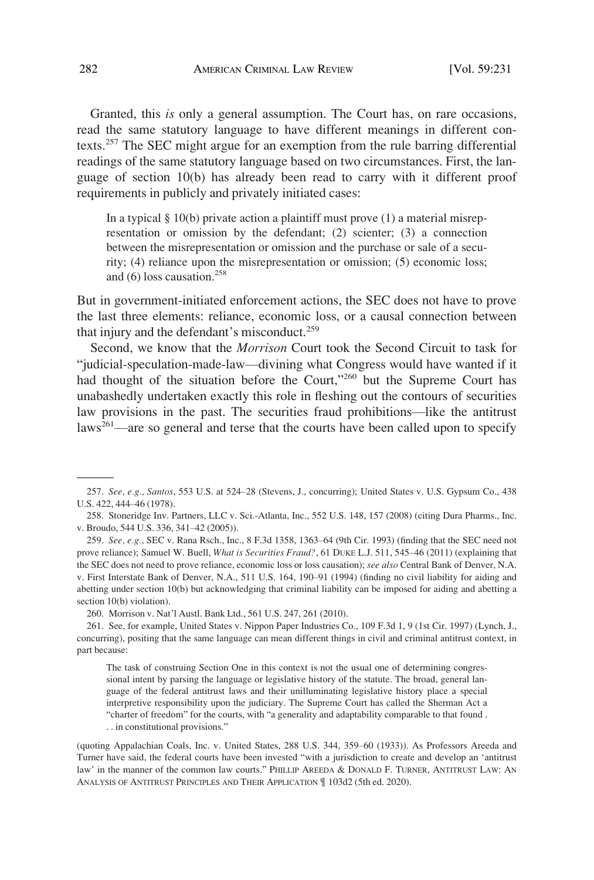Granted, this *is* only a general assumption. The Court has, on rare occasions, read the same statutory language to have different meanings in different contexts.[257] The SEC might argue for an exemption from the rule barring differential readings of the same statutory language based on two circumstances. First, the language of section 10(b) has already been read to carry with it different proof requirements in publicly and privately initiated cases:

> In a typical § 10(b) private action a plaintiff must prove (1) a material misrepresentation or omission by the defendant; (2) scienter; (3) a connection between the misrepresentation or omission and the purchase or sale of a security; (4) reliance upon the misrepresentation or omission; (5) economic loss; and (6) loss causation.[258]

But in government-initiated enforcement actions, the SEC does not have to prove the last three elements: reliance, economic loss, or a causal connection between that injury and the defendant's misconduct.[259]

Second, we know that the *Morrison* Court took the Second Circuit to task for "judicial-speculation-made-law—divining what Congress would have wanted if it had thought of the situation before the Court,"[260] but the Supreme Court has unabashedly undertaken exactly this role in fleshing out the contours of securities law provisions in the past. The securities fraud prohibitions—like the antitrust laws[261]—are so general and terse that the courts have been called upon to specify

---

257. *See, e.g., Santos*, 553 U.S. at 524–28 (Stevens, J., concurring); United States v. U.S. Gypsum Co., 438 U.S. 422, 444–46 (1978).

258. Stoneridge Inv. Partners, LLC v. Sci.-Atlanta, Inc., 552 U.S. 148, 157 (2008) (citing Dura Pharms., Inc. v. Broudo, 544 U.S. 336, 341–42 (2005)).

259. *See, e.g.*, SEC v. Rana Rsch., Inc., 8 F.3d 1358, 1363–64 (9th Cir. 1993) (finding that the SEC need not prove reliance); Samuel W. Buell, *What is Securities Fraud?*, 61 DUKE L.J. 511, 545–46 (2011) (explaining that the SEC does not need to prove reliance, economic loss or loss causation); *see also* Central Bank of Denver, N.A. v. First Interstate Bank of Denver, N.A., 511 U.S. 164, 190–91 (1994) (finding no civil liability for aiding and abetting under section 10(b) but acknowledging that criminal liability can be imposed for aiding and abetting a section 10(b) violation).

260. Morrison v. Nat'l Austl. Bank Ltd., 561 U.S. 247, 261 (2010).

261. See, for example, United States v. Nippon Paper Industries Co., 109 F.3d 1, 9 (1st Cir. 1997) (Lynch, J., concurring), positing that the same language can mean different things in civil and criminal antitrust context, in part because:

> The task of construing Section One in this context is not the usual one of determining congressional intent by parsing the language or legislative history of the statute. The broad, general language of the federal antitrust laws and their unilluminating legislative history place a special interpretive responsibility upon the judiciary. The Supreme Court has called the Sherman Act a "charter of freedom" for the courts, with "a generality and adaptability comparable to that found . . . in constitutional provisions."

(quoting Appalachian Coals, Inc. v. United States, 288 U.S. 344, 359–60 (1933)). As Professors Areeda and Turner have said, the federal courts have been invested "with a jurisdiction to create and develop an 'antitrust law' in the manner of the common law courts." PHILLIP AREEDA & DONALD F. TURNER, ANTITRUST LAW: AN ANALYSIS OF ANTITRUST PRINCIPLES AND THEIR APPLICATION ¶ 103d2 (5th ed. 2020).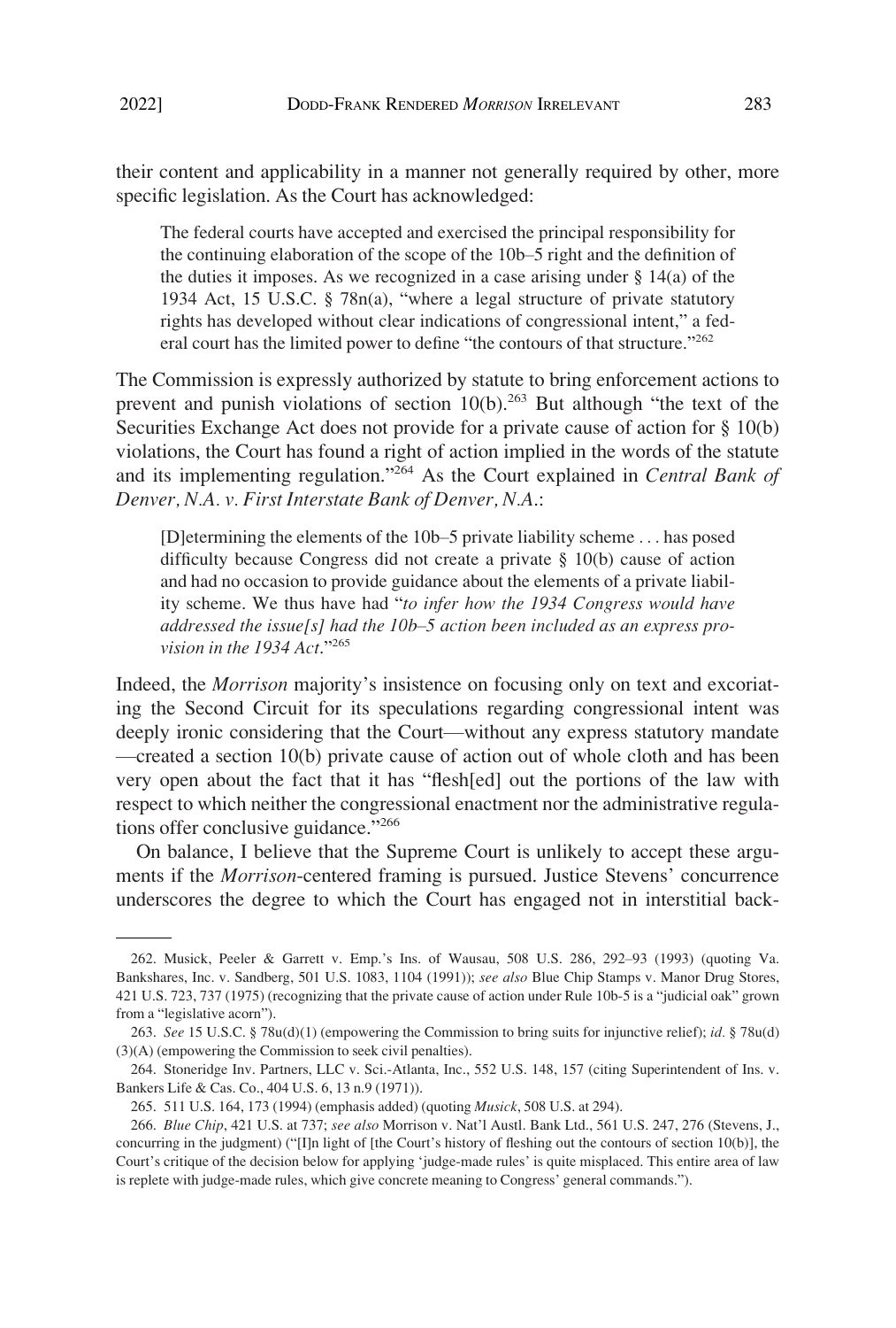their content and applicability in a manner not generally required by other, more specific legislation. As the Court has acknowledged:

> The federal courts have accepted and exercised the principal responsibility for the continuing elaboration of the scope of the 10b–5 right and the definition of the duties it imposes. As we recognized in a case arising under § 14(a) of the 1934 Act, 15 U.S.C. § 78n(a), "where a legal structure of private statutory rights has developed without clear indications of congressional intent," a federal court has the limited power to define "the contours of that structure."[262]

The Commission is expressly authorized by statute to bring enforcement actions to prevent and punish violations of section 10(b).[263] But although "the text of the Securities Exchange Act does not provide for a private cause of action for § 10(b) violations, the Court has found a right of action implied in the words of the statute and its implementing regulation."[264] As the Court explained in *Central Bank of Denver, N.A. v. First Interstate Bank of Denver, N.A.*:

> [D]etermining the elements of the 10b–5 private liability scheme . . . has posed difficulty because Congress did not create a private § 10(b) cause of action and had no occasion to provide guidance about the elements of a private liability scheme. We thus have had "*to infer how the 1934 Congress would have addressed the issue[s] had the 10b–5 action been included as an express provision in the 1934 Act*."[265]

Indeed, the *Morrison* majority's insistence on focusing only on text and excoriating the Second Circuit for its speculations regarding congressional intent was deeply ironic considering that the Court—without any express statutory mandate—created a section 10(b) private cause of action out of whole cloth and has been very open about the fact that it has "flesh[ed] out the portions of the law with respect to which neither the congressional enactment nor the administrative regulations offer conclusive guidance."[266]

On balance, I believe that the Supreme Court is unlikely to accept these arguments if the *Morrison*-centered framing is pursued. Justice Stevens' concurrence underscores the degree to which the Court has engaged not in interstitial back-

---

262. Musick, Peeler & Garrett v. Emp.'s Ins. of Wausau, 508 U.S. 286, 292–93 (1993) (quoting Va. Bankshares, Inc. v. Sandberg, 501 U.S. 1083, 1104 (1991)); *see also* Blue Chip Stamps v. Manor Drug Stores, 421 U.S. 723, 737 (1975) (recognizing that the private cause of action under Rule 10b-5 is a "judicial oak" grown from a "legislative acorn").

263. *See* 15 U.S.C. § 78u(d)(1) (empowering the Commission to bring suits for injunctive relief); *id.* § 78u(d)(3)(A) (empowering the Commission to seek civil penalties).

264. Stoneridge Inv. Partners, LLC v. Sci.-Atlanta, Inc., 552 U.S. 148, 157 (citing Superintendent of Ins. v. Bankers Life & Cas. Co., 404 U.S. 6, 13 n.9 (1971)).

265. 511 U.S. 164, 173 (1994) (emphasis added) (quoting *Musick*, 508 U.S. at 294).

266. *Blue Chip*, 421 U.S. at 737; *see also* Morrison v. Nat'l Austl. Bank Ltd., 561 U.S. 247, 276 (Stevens, J., concurring in the judgment) ("[I]n light of [the Court's history of fleshing out the contours of section 10(b)], the Court's critique of the decision below for applying 'judge-made rules' is quite misplaced. This entire area of law is replete with judge-made rules, which give concrete meaning to Congress' general commands.").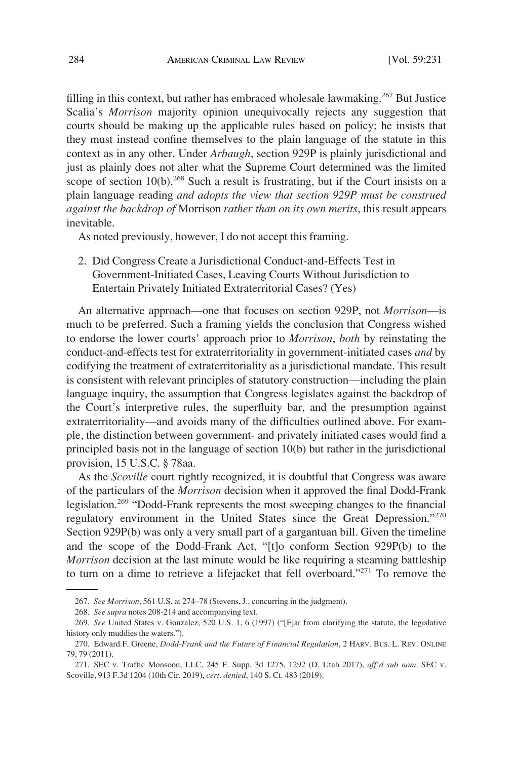filling in this context, but rather has embraced wholesale lawmaking.[267] But Justice Scalia's *Morrison* majority opinion unequivocally rejects any suggestion that courts should be making up the applicable rules based on policy; he insists that they must instead confine themselves to the plain language of the statute in this context as in any other. Under *Arbaugh*, section 929P is plainly jurisdictional and just as plainly does not alter what the Supreme Court determined was the limited scope of section 10(b).[268] Such a result is frustrating, but if the Court insists on a plain language reading *and adopts the view that section 929P must be construed against the backdrop of* Morrison *rather than on its own merits*, this result appears inevitable.

As noted previously, however, I do not accept this framing.

2. Did Congress Create a Jurisdictional Conduct-and-Effects Test in Government-Initiated Cases, Leaving Courts Without Jurisdiction to Entertain Privately Initiated Extraterritorial Cases? (Yes)

An alternative approach—one that focuses on section 929P, not *Morrison*—is much to be preferred. Such a framing yields the conclusion that Congress wished to endorse the lower courts' approach prior to *Morrison*, *both* by reinstating the conduct-and-effects test for extraterritoriality in government-initiated cases *and* by codifying the treatment of extraterritoriality as a jurisdictional mandate. This result is consistent with relevant principles of statutory construction—including the plain language inquiry, the assumption that Congress legislates against the backdrop of the Court's interpretive rules, the superfluity bar, and the presumption against extraterritoriality—and avoids many of the difficulties outlined above. For example, the distinction between government- and privately initiated cases would find a principled basis not in the language of section 10(b) but rather in the jurisdictional provision, 15 U.S.C. § 78aa.

As the *Scoville* court rightly recognized, it is doubtful that Congress was aware of the particulars of the *Morrison* decision when it approved the final Dodd-Frank legislation.[269] "Dodd-Frank represents the most sweeping changes to the financial regulatory environment in the United States since the Great Depression."[270] Section 929P(b) was only a very small part of a gargantuan bill. Given the timeline and the scope of the Dodd-Frank Act, "[t]o conform Section 929P(b) to the *Morrison* decision at the last minute would be like requiring a steaming battleship to turn on a dime to retrieve a lifejacket that fell overboard."[271] To remove the

---

267. *See Morrison*, 561 U.S. at 274–78 (Stevens, J., concurring in the judgment).

268. *See supra* notes 208-214 and accompanying text.

269. *See* United States v. Gonzalez, 520 U.S. 1, 6 (1997) ("[F]ar from clarifying the statute, the legislative history only muddies the waters.").

270. Edward F. Greene, *Dodd-Frank and the Future of Financial Regulation*, 2 HARV. BUS. L. REV. ONLINE 79, 79 (2011).

271. SEC v. Traffic Monsoon, LLC, 245 F. Supp. 3d 1275, 1292 (D. Utah 2017), *aff'd sub nom.* SEC v. Scoville, 913 F.3d 1204 (10th Cir. 2019), *cert. denied*, 140 S. Ct. 483 (2019).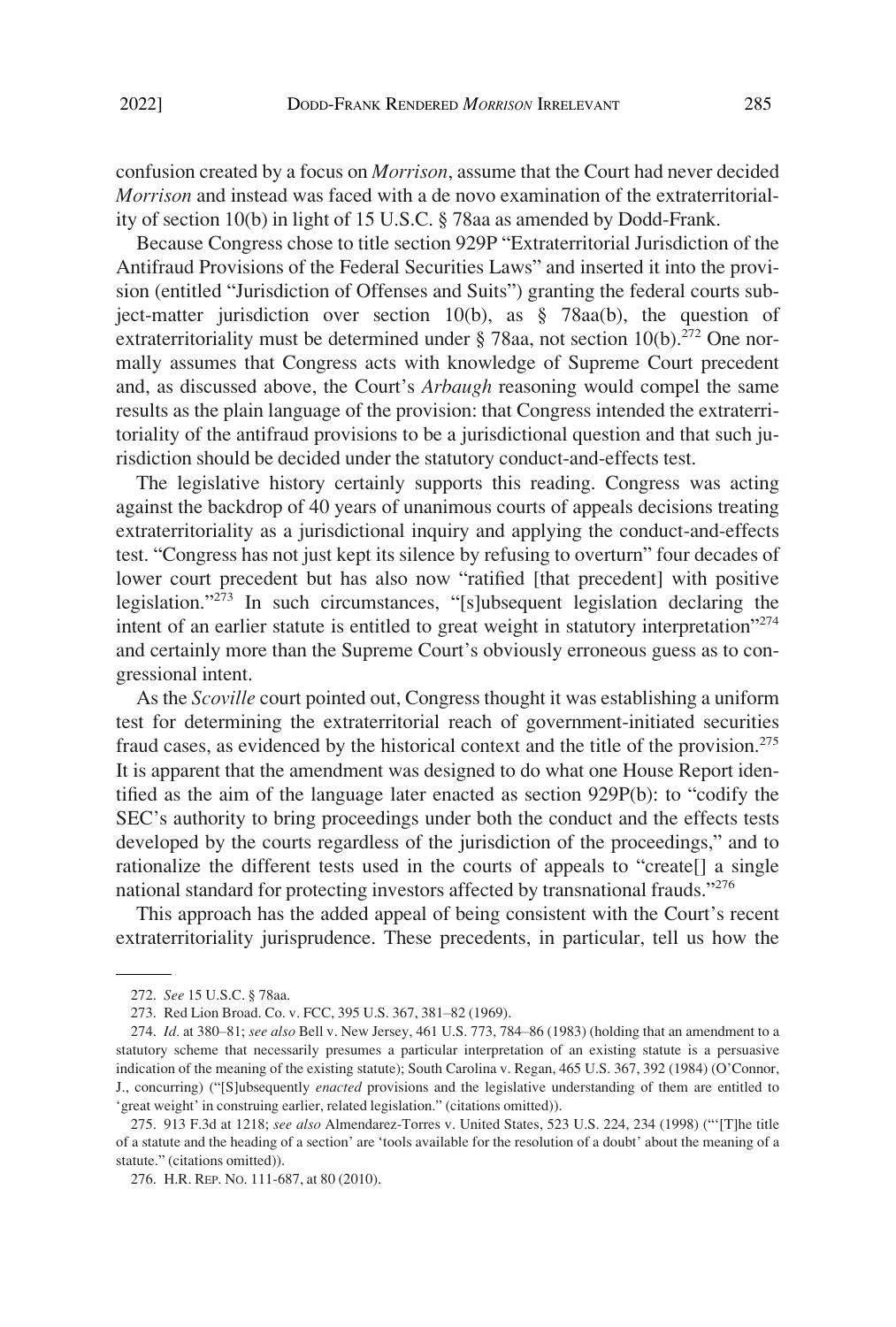confusion created by a focus on *Morrison*, assume that the Court had never decided *Morrison* and instead was faced with a de novo examination of the extraterritoriality of section 10(b) in light of 15 U.S.C. § 78aa as amended by Dodd-Frank.

Because Congress chose to title section 929P "Extraterritorial Jurisdiction of the Antifraud Provisions of the Federal Securities Laws" and inserted it into the provision (entitled "Jurisdiction of Offenses and Suits") granting the federal courts subject-matter jurisdiction over section 10(b), as § 78aa(b), the question of extraterritoriality must be determined under § 78aa, not section 10(b).[272] One normally assumes that Congress acts with knowledge of Supreme Court precedent and, as discussed above, the Court's *Arbaugh* reasoning would compel the same results as the plain language of the provision: that Congress intended the extraterritoriality of the antifraud provisions to be a jurisdictional question and that such jurisdiction should be decided under the statutory conduct-and-effects test.

The legislative history certainly supports this reading. Congress was acting against the backdrop of 40 years of unanimous courts of appeals decisions treating extraterritoriality as a jurisdictional inquiry and applying the conduct-and-effects test. "Congress has not just kept its silence by refusing to overturn" four decades of lower court precedent but has also now "ratified [that precedent] with positive legislation."[273] In such circumstances, "[s]ubsequent legislation declaring the intent of an earlier statute is entitled to great weight in statutory interpretation"[274] and certainly more than the Supreme Court's obviously erroneous guess as to congressional intent.

As the *Scoville* court pointed out, Congress thought it was establishing a uniform test for determining the extraterritorial reach of government-initiated securities fraud cases, as evidenced by the historical context and the title of the provision.[275] It is apparent that the amendment was designed to do what one House Report identified as the aim of the language later enacted as section 929P(b): to "codify the SEC's authority to bring proceedings under both the conduct and the effects tests developed by the courts regardless of the jurisdiction of the proceedings," and to rationalize the different tests used in the courts of appeals to "create[] a single national standard for protecting investors affected by transnational frauds."[276]

This approach has the added appeal of being consistent with the Court's recent extraterritoriality jurisprudence. These precedents, in particular, tell us how the

---

272. *See* 15 U.S.C. § 78aa.

273. Red Lion Broad. Co. v. FCC, 395 U.S. 367, 381–82 (1969).

274. *Id.* at 380–81; *see also* Bell v. New Jersey, 461 U.S. 773, 784–86 (1983) (holding that an amendment to a statutory scheme that necessarily presumes a particular interpretation of an existing statute is a persuasive indication of the meaning of the existing statute); South Carolina v. Regan, 465 U.S. 367, 392 (1984) (O'Connor, J., concurring) ("[S]ubsequently *enacted* provisions and the legislative understanding of them are entitled to 'great weight' in construing earlier, related legislation." (citations omitted)).

275. 913 F.3d at 1218; *see also* Almendarez-Torres v. United States, 523 U.S. 224, 234 (1998) ("'[T]he title of a statute and the heading of a section' are 'tools available for the resolution of a doubt' about the meaning of a statute." (citations omitted)).

276. H.R. REP. NO. 111-687, at 80 (2010).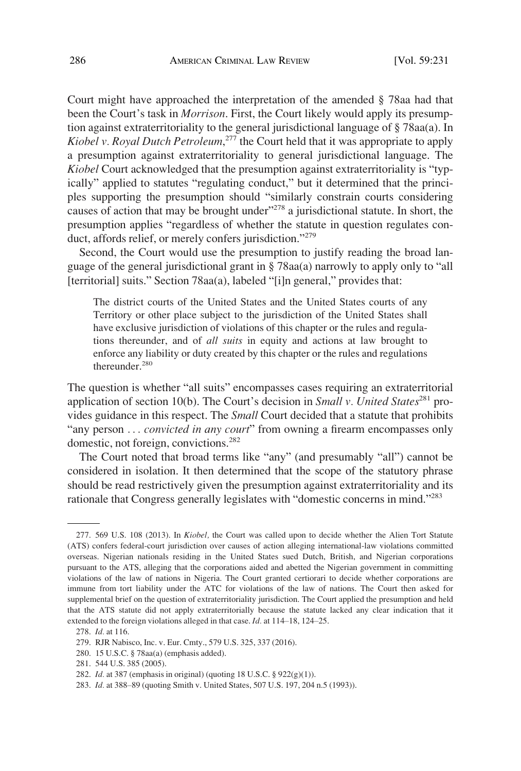Court might have approached the interpretation of the amended § 78aa had that been the Court's task in *Morrison*. First, the Court likely would apply its presumption against extraterritoriality to the general jurisdictional language of § 78aa(a). In *Kiobel v. Royal Dutch Petroleum*,[277] the Court held that it was appropriate to apply a presumption against extraterritoriality to general jurisdictional language. The *Kiobel* Court acknowledged that the presumption against extraterritoriality is "typically" applied to statutes "regulating conduct," but it determined that the principles supporting the presumption should "similarly constrain courts considering causes of action that may be brought under"[278] a jurisdictional statute. In short, the presumption applies "regardless of whether the statute in question regulates conduct, affords relief, or merely confers jurisdiction."[279]

Second, the Court would use the presumption to justify reading the broad language of the general jurisdictional grant in § 78aa(a) narrowly to apply only to "all [territorial] suits." Section 78aa(a), labeled "[i]n general," provides that:

> The district courts of the United States and the United States courts of any Territory or other place subject to the jurisdiction of the United States shall have exclusive jurisdiction of violations of this chapter or the rules and regulations thereunder, and of *all suits* in equity and actions at law brought to enforce any liability or duty created by this chapter or the rules and regulations thereunder.[280]

The question is whether "all suits" encompasses cases requiring an extraterritorial application of section 10(b). The Court's decision in *Small v. United States*[281] provides guidance in this respect. The *Small* Court decided that a statute that prohibits "any person . . . *convicted in any court*" from owning a firearm encompasses only domestic, not foreign, convictions.[282]

The Court noted that broad terms like "any" (and presumably "all") cannot be considered in isolation. It then determined that the scope of the statutory phrase should be read restrictively given the presumption against extraterritoriality and its rationale that Congress generally legislates with "domestic concerns in mind."[283]

---

277. 569 U.S. 108 (2013). In *Kiobel*, the Court was called upon to decide whether the Alien Tort Statute (ATS) confers federal-court jurisdiction over causes of action alleging international-law violations committed overseas. Nigerian nationals residing in the United States sued Dutch, British, and Nigerian corporations pursuant to the ATS, alleging that the corporations aided and abetted the Nigerian government in committing violations of the law of nations in Nigeria. The Court granted certiorari to decide whether corporations are immune from tort liability under the ATC for violations of the law of nations. The Court then asked for supplemental brief on the question of extraterritoriality jurisdiction. The Court applied the presumption and held that the ATS statute did not apply extraterritorially because the statute lacked any clear indication that it extended to the foreign violations alleged in that case. *Id.* at 114–18, 124–25.

278. *Id.* at 116.

279. RJR Nabisco, Inc. v. Eur. Cmty., 579 U.S. 325, 337 (2016).

280. 15 U.S.C. § 78aa(a) (emphasis added).

281. 544 U.S. 385 (2005).

282. *Id.* at 387 (emphasis in original) (quoting 18 U.S.C. § 922(g)(1)).

283. *Id.* at 388–89 (quoting Smith v. United States, 507 U.S. 197, 204 n.5 (1993)).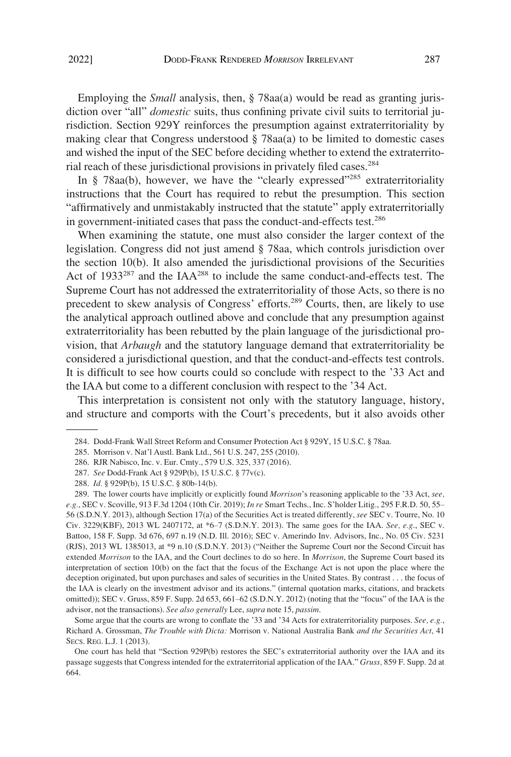Employing the *Small* analysis, then, § 78aa(a) would be read as granting jurisdiction over "all" *domestic* suits, thus confining private civil suits to territorial jurisdiction. Section 929Y reinforces the presumption against extraterritoriality by making clear that Congress understood § 78aa(a) to be limited to domestic cases and wished the input of the SEC before deciding whether to extend the extraterritorial reach of these jurisdictional provisions in privately filed cases.[284]

In § 78aa(b), however, we have the "clearly expressed"[285] extraterritoriality instructions that the Court has required to rebut the presumption. This section "affirmatively and unmistakably instructed that the statute" apply extraterritorially in government-initiated cases that pass the conduct-and-effects test.[286]

When examining the statute, one must also consider the larger context of the legislation. Congress did not just amend § 78aa, which controls jurisdiction over the section 10(b). It also amended the jurisdictional provisions of the Securities Act of 1933[287] and the IAA[288] to include the same conduct-and-effects test. The Supreme Court has not addressed the extraterritoriality of those Acts, so there is no precedent to skew analysis of Congress' efforts.[289] Courts, then, are likely to use the analytical approach outlined above and conclude that any presumption against extraterritoriality has been rebutted by the plain language of the jurisdictional provision, that *Arbaugh* and the statutory language demand that extraterritoriality be considered a jurisdictional question, and that the conduct-and-effects test controls. It is difficult to see how courts could so conclude with respect to the '33 Act and the IAA but come to a different conclusion with respect to the '34 Act.

This interpretation is consistent not only with the statutory language, history, and structure and comports with the Court's precedents, but it also avoids other

---

284. Dodd-Frank Wall Street Reform and Consumer Protection Act § 929Y, 15 U.S.C. § 78aa.

285. Morrison v. Nat'l Austl. Bank Ltd., 561 U.S. 247, 255 (2010).

286. RJR Nabisco, Inc. v. Eur. Cmty., 579 U.S. 325, 337 (2016).

287. *See* Dodd-Frank Act § 929P(b), 15 U.S.C. § 77v(c).

288. *Id.* § 929P(b), 15 U.S.C. § 80b-14(b).

289. The lower courts have implicitly or explicitly found *Morrison*'s reasoning applicable to the '33 Act, *see, e.g.*, SEC v. Scoville, 913 F.3d 1204 (10th Cir. 2019); *In re* Smart Techs., Inc. S'holder Litig., 295 F.R.D. 50, 55–56 (S.D.N.Y. 2013), although Section 17(a) of the Securities Act is treated differently, *see* SEC v. Tourre, No. 10 Civ. 3229(KBF), 2013 WL 2407172, at *6–7 (S.D.N.Y. 2013). The same goes for the IAA. *See, e.g.*, SEC v. Battoo, 158 F. Supp. 3d 676, 697 n.19 (N.D. Ill. 2016); SEC v. Amerindo Inv. Advisors, Inc., No. 05 Civ. 5231 (RJS), 2013 WL 1385013, at *9 n.10 (S.D.N.Y. 2013) ("Neither the Supreme Court nor the Second Circuit has extended *Morrison* to the IAA, and the Court declines to do so here. In *Morrison*, the Supreme Court based its interpretation of section 10(b) on the fact that the focus of the Exchange Act is not upon the place where the deception originated, but upon purchases and sales of securities in the United States. By contrast . . . the focus of the IAA is clearly on the investment advisor and its actions." (internal quotation marks, citations, and brackets omitted)); SEC v. Gruss, 859 F. Supp. 2d 653, 661–62 (S.D.N.Y. 2012) (noting that the "focus" of the IAA is the advisor, not the transactions). *See also generally* Lee, *supra* note 15, *passim*.

Some argue that the courts are wrong to conflate the '33 and '34 Acts for extraterritoriality purposes. *See, e.g.*, Richard A. Grossman, *The Trouble with Dicta:* Morrison v. National Australia Bank *and the Securities Act*, 41 SECS. REG. L.J. 1 (2013).

One court has held that "Section 929P(b) restores the SEC's extraterritorial authority over the IAA and its passage suggests that Congress intended for the extraterritorial application of the IAA." *Gruss,* 859 F. Supp. 2d at 664.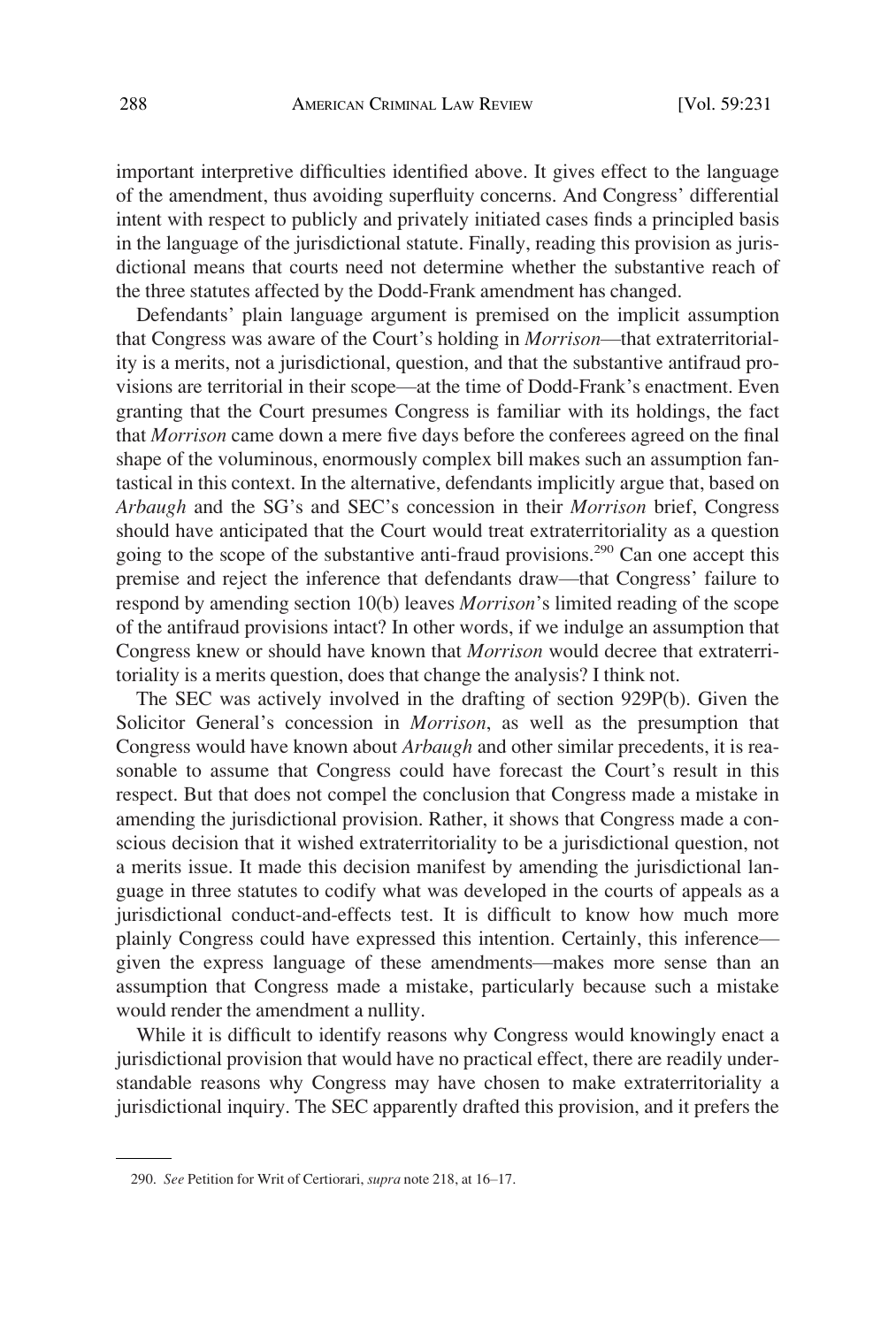important interpretive difficulties identified above. It gives effect to the language of the amendment, thus avoiding superfluity concerns. And Congress' differential intent with respect to publicly and privately initiated cases finds a principled basis in the language of the jurisdictional statute. Finally, reading this provision as jurisdictional means that courts need not determine whether the substantive reach of the three statutes affected by the Dodd-Frank amendment has changed.

Defendants' plain language argument is premised on the implicit assumption that Congress was aware of the Court's holding in *Morrison*—that extraterritoriality is a merits, not a jurisdictional, question, and that the substantive antifraud provisions are territorial in their scope—at the time of Dodd-Frank's enactment. Even granting that the Court presumes Congress is familiar with its holdings, the fact that *Morrison* came down a mere five days before the conferees agreed on the final shape of the voluminous, enormously complex bill makes such an assumption fantastical in this context. In the alternative, defendants implicitly argue that, based on *Arbaugh* and the SG's and SEC's concession in their *Morrison* brief, Congress should have anticipated that the Court would treat extraterritoriality as a question going to the scope of the substantive anti-fraud provisions.[290] Can one accept this premise and reject the inference that defendants draw—that Congress' failure to respond by amending section 10(b) leaves *Morrison*'s limited reading of the scope of the antifraud provisions intact? In other words, if we indulge an assumption that Congress knew or should have known that *Morrison* would decree that extraterritoriality is a merits question, does that change the analysis? I think not.

The SEC was actively involved in the drafting of section 929P(b). Given the Solicitor General's concession in *Morrison*, as well as the presumption that Congress would have known about *Arbaugh* and other similar precedents, it is reasonable to assume that Congress could have forecast the Court's result in this respect. But that does not compel the conclusion that Congress made a mistake in amending the jurisdictional provision. Rather, it shows that Congress made a conscious decision that it wished extraterritoriality to be a jurisdictional question, not a merits issue. It made this decision manifest by amending the jurisdictional language in three statutes to codify what was developed in the courts of appeals as a jurisdictional conduct-and-effects test. It is difficult to know how much more plainly Congress could have expressed this intention. Certainly, this inference—given the express language of these amendments—makes more sense than an assumption that Congress made a mistake, particularly because such a mistake would render the amendment a nullity.

While it is difficult to identify reasons why Congress would knowingly enact a jurisdictional provision that would have no practical effect, there are readily understandable reasons why Congress may have chosen to make extraterritoriality a jurisdictional inquiry. The SEC apparently drafted this provision, and it prefers the

290. *See* Petition for Writ of Certiorari, *supra* note 218, at 16–17.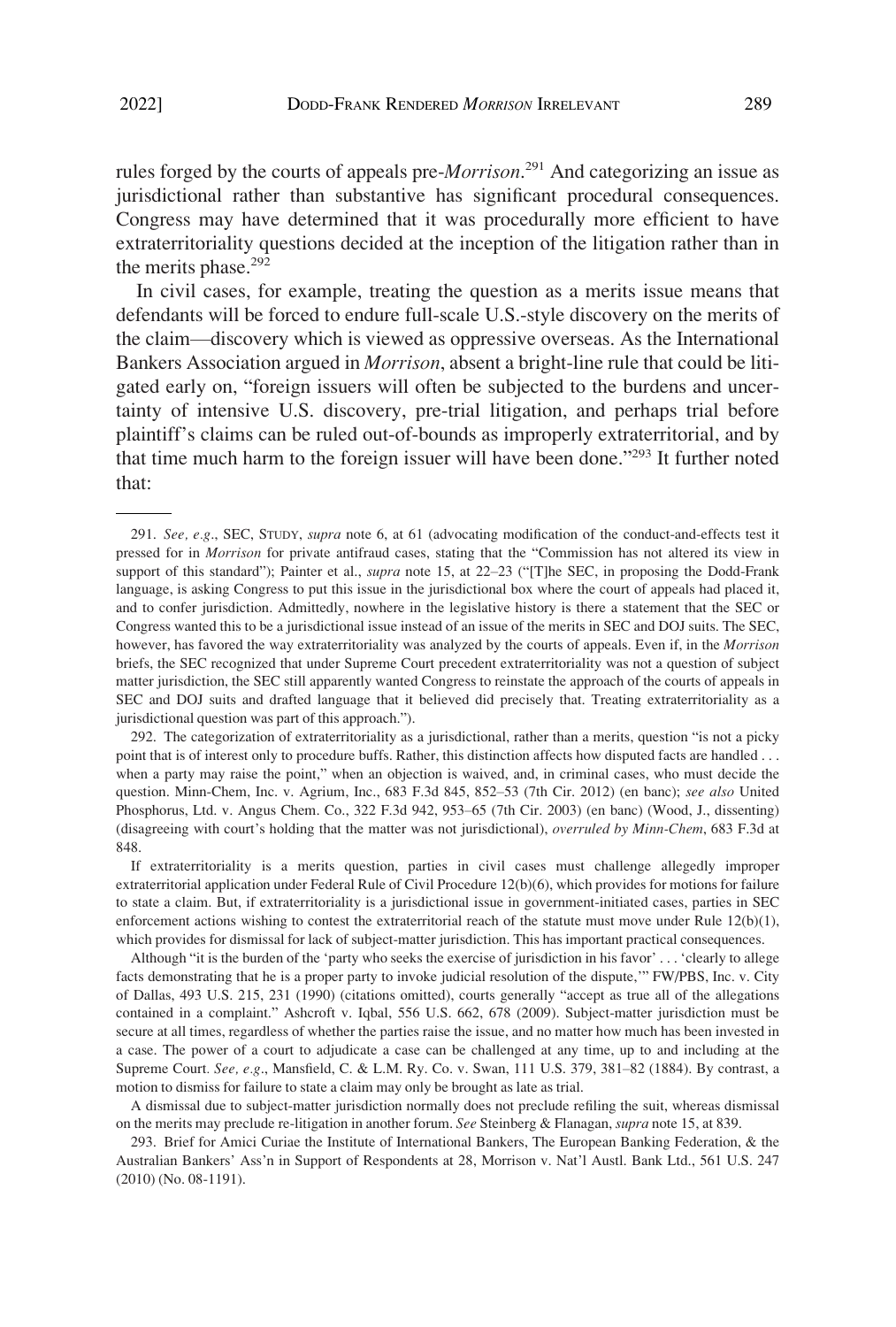rules forged by the courts of appeals pre-*Morrison*.[291] And categorizing an issue as jurisdictional rather than substantive has significant procedural consequences. Congress may have determined that it was procedurally more efficient to have extraterritoriality questions decided at the inception of the litigation rather than in the merits phase.[292]

In civil cases, for example, treating the question as a merits issue means that defendants will be forced to endure full-scale U.S.-style discovery on the merits of the claim—discovery which is viewed as oppressive overseas. As the International Bankers Association argued in *Morrison*, absent a bright-line rule that could be litigated early on, "foreign issuers will often be subjected to the burdens and uncertainty of intensive U.S. discovery, pre-trial litigation, and perhaps trial before plaintiff's claims can be ruled out-of-bounds as improperly extraterritorial, and by that time much harm to the foreign issuer will have been done."[293] It further noted that:

---

291. *See, e.g*., SEC, STUDY, *supra* note 6, at 61 (advocating modification of the conduct-and-effects test it pressed for in *Morrison* for private antifraud cases, stating that the "Commission has not altered its view in support of this standard"); Painter et al., *supra* note 15, at 22–23 ("[T]he SEC, in proposing the Dodd-Frank language, is asking Congress to put this issue in the jurisdictional box where the court of appeals had placed it, and to confer jurisdiction. Admittedly, nowhere in the legislative history is there a statement that the SEC or Congress wanted this to be a jurisdictional issue instead of an issue of the merits in SEC and DOJ suits. The SEC, however, has favored the way extraterritoriality was analyzed by the courts of appeals. Even if, in the *Morrison* briefs, the SEC recognized that under Supreme Court precedent extraterritoriality was not a question of subject matter jurisdiction, the SEC still apparently wanted Congress to reinstate the approach of the courts of appeals in SEC and DOJ suits and drafted language that it believed did precisely that. Treating extraterritoriality as a jurisdictional question was part of this approach.").

292. The categorization of extraterritoriality as a jurisdictional, rather than a merits, question "is not a picky point that is of interest only to procedure buffs. Rather, this distinction affects how disputed facts are handled . . . when a party may raise the point," when an objection is waived, and, in criminal cases, who must decide the question. Minn-Chem, Inc. v. Agrium, Inc., 683 F.3d 845, 852–53 (7th Cir. 2012) (en banc); *see also* United Phosphorus, Ltd. v. Angus Chem. Co., 322 F.3d 942, 953–65 (7th Cir. 2003) (en banc) (Wood, J., dissenting) (disagreeing with court's holding that the matter was not jurisdictional), *overruled by Minn-Chem*, 683 F.3d at 848.

If extraterritoriality is a merits question, parties in civil cases must challenge allegedly improper extraterritorial application under Federal Rule of Civil Procedure 12(b)(6), which provides for motions for failure to state a claim. But, if extraterritoriality is a jurisdictional issue in government-initiated cases, parties in SEC enforcement actions wishing to contest the extraterritorial reach of the statute must move under Rule 12(b)(1), which provides for dismissal for lack of subject-matter jurisdiction. This has important practical consequences.

Although "it is the burden of the 'party who seeks the exercise of jurisdiction in his favor' . . . 'clearly to allege facts demonstrating that he is a proper party to invoke judicial resolution of the dispute,'" FW/PBS, Inc. v. City of Dallas, 493 U.S. 215, 231 (1990) (citations omitted), courts generally "accept as true all of the allegations contained in a complaint." Ashcroft v. Iqbal, 556 U.S. 662, 678 (2009). Subject-matter jurisdiction must be secure at all times, regardless of whether the parties raise the issue, and no matter how much has been invested in a case. The power of a court to adjudicate a case can be challenged at any time, up to and including at the Supreme Court. *See, e.g*., Mansfield, C. & L.M. Ry. Co. v. Swan, 111 U.S. 379, 381–82 (1884). By contrast, a motion to dismiss for failure to state a claim may only be brought as late as trial.

A dismissal due to subject-matter jurisdiction normally does not preclude refiling the suit, whereas dismissal on the merits may preclude re-litigation in another forum. *See* Steinberg & Flanagan, *supra* note 15, at 839.

293. Brief for Amici Curiae the Institute of International Bankers, The European Banking Federation, & the Australian Bankers' Ass'n in Support of Respondents at 28, Morrison v. Nat'l Austl. Bank Ltd., 561 U.S. 247 (2010) (No. 08-1191).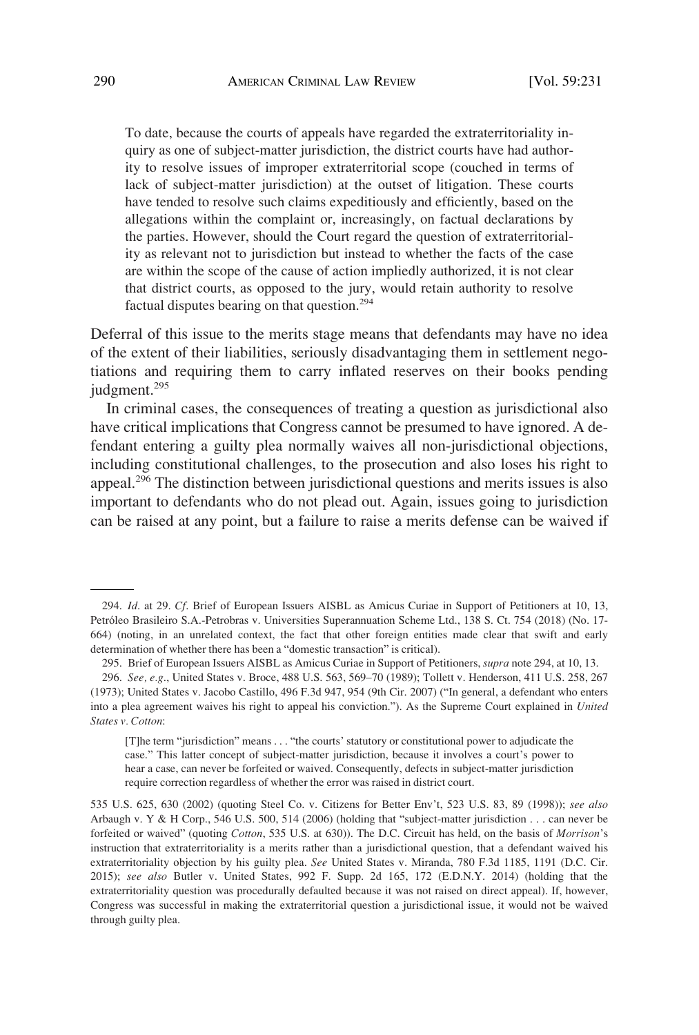> To date, because the courts of appeals have regarded the extraterritoriality inquiry as one of subject-matter jurisdiction, the district courts have had authority to resolve issues of improper extraterritorial scope (couched in terms of lack of subject-matter jurisdiction) at the outset of litigation. These courts have tended to resolve such claims expeditiously and efficiently, based on the allegations within the complaint or, increasingly, on factual declarations by the parties. However, should the Court regard the question of extraterritoriality as relevant not to jurisdiction but instead to whether the facts of the case are within the scope of the cause of action impliedly authorized, it is not clear that district courts, as opposed to the jury, would retain authority to resolve factual disputes bearing on that question.[294]

Deferral of this issue to the merits stage means that defendants may have no idea of the extent of their liabilities, seriously disadvantaging them in settlement negotiations and requiring them to carry inflated reserves on their books pending judgment.[295]

In criminal cases, the consequences of treating a question as jurisdictional also have critical implications that Congress cannot be presumed to have ignored. A defendant entering a guilty plea normally waives all non-jurisdictional objections, including constitutional challenges, to the prosecution and also loses his right to appeal.[296] The distinction between jurisdictional questions and merits issues is also important to defendants who do not plead out. Again, issues going to jurisdiction can be raised at any point, but a failure to raise a merits defense can be waived if

---

294. *Id.* at 29. *Cf.* Brief of European Issuers AISBL as Amicus Curiae in Support of Petitioners at 10, 13, Petróleo Brasileiro S.A.-Petrobras v. Universities Superannuation Scheme Ltd., 138 S. Ct. 754 (2018) (No. 17-664) (noting, in an unrelated context, the fact that other foreign entities made clear that swift and early determination of whether there has been a "domestic transaction" is critical).

295. Brief of European Issuers AISBL as Amicus Curiae in Support of Petitioners, *supra* note 294, at 10, 13.

296. *See, e.g.*, United States v. Broce, 488 U.S. 563, 569–70 (1989); Tollett v. Henderson, 411 U.S. 258, 267 (1973); United States v. Jacobo Castillo, 496 F.3d 947, 954 (9th Cir. 2007) ("In general, a defendant who enters into a plea agreement waives his right to appeal his conviction."). As the Supreme Court explained in *United States v. Cotton*:

> [T]he term "jurisdiction" means . . . "the courts' statutory or constitutional power to adjudicate the case." This latter concept of subject-matter jurisdiction, because it involves a court's power to hear a case, can never be forfeited or waived. Consequently, defects in subject-matter jurisdiction require correction regardless of whether the error was raised in district court.

535 U.S. 625, 630 (2002) (quoting Steel Co. v. Citizens for Better Env't, 523 U.S. 83, 89 (1998)); *see also* Arbaugh v. Y & H Corp., 546 U.S. 500, 514 (2006) (holding that "subject-matter jurisdiction . . . can never be forfeited or waived" (quoting *Cotton*, 535 U.S. at 630)). The D.C. Circuit has held, on the basis of *Morrison*'s instruction that extraterritoriality is a merits rather than a jurisdictional question, that a defendant waived his extraterritoriality objection by his guilty plea. *See* United States v. Miranda, 780 F.3d 1185, 1191 (D.C. Cir. 2015); *see also* Butler v. United States, 992 F. Supp. 2d 165, 172 (E.D.N.Y. 2014) (holding that the extraterritoriality question was procedurally defaulted because it was not raised on direct appeal). If, however, Congress was successful in making the extraterritorial question a jurisdictional issue, it would not be waived through guilty plea.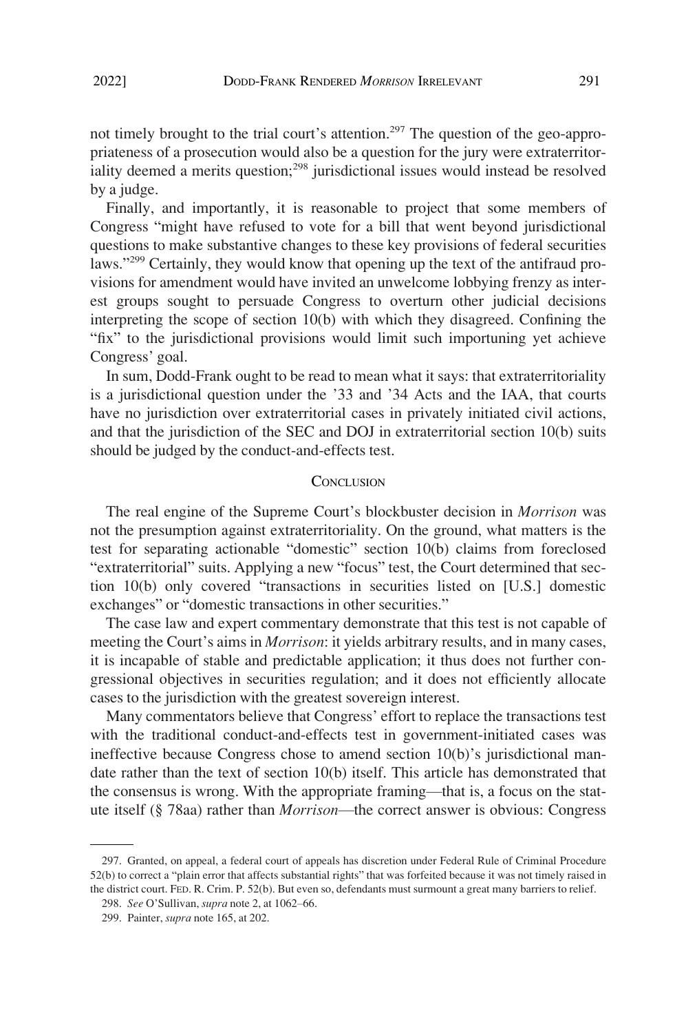not timely brought to the trial court's attention.[297] The question of the geo-appropriateness of a prosecution would also be a question for the jury were extraterritoriality deemed a merits question;[298] jurisdictional issues would instead be resolved by a judge.

Finally, and importantly, it is reasonable to project that some members of Congress "might have refused to vote for a bill that went beyond jurisdictional questions to make substantive changes to these key provisions of federal securities laws."[299] Certainly, they would know that opening up the text of the antifraud provisions for amendment would have invited an unwelcome lobbying frenzy as interest groups sought to persuade Congress to overturn other judicial decisions interpreting the scope of section 10(b) with which they disagreed. Confining the "fix" to the jurisdictional provisions would limit such importuning yet achieve Congress' goal.

In sum, Dodd-Frank ought to be read to mean what it says: that extraterritoriality is a jurisdictional question under the '33 and '34 Acts and the IAA, that courts have no jurisdiction over extraterritorial cases in privately initiated civil actions, and that the jurisdiction of the SEC and DOJ in extraterritorial section 10(b) suits should be judged by the conduct-and-effects test.

## Conclusion

The real engine of the Supreme Court's blockbuster decision in *Morrison* was not the presumption against extraterritoriality. On the ground, what matters is the test for separating actionable "domestic" section 10(b) claims from foreclosed "extraterritorial" suits. Applying a new "focus" test, the Court determined that section 10(b) only covered "transactions in securities listed on [U.S.] domestic exchanges" or "domestic transactions in other securities."

The case law and expert commentary demonstrate that this test is not capable of meeting the Court's aims in *Morrison*: it yields arbitrary results, and in many cases, it is incapable of stable and predictable application; it thus does not further congressional objectives in securities regulation; and it does not efficiently allocate cases to the jurisdiction with the greatest sovereign interest.

Many commentators believe that Congress' effort to replace the transactions test with the traditional conduct-and-effects test in government-initiated cases was ineffective because Congress chose to amend section 10(b)'s jurisdictional mandate rather than the text of section 10(b) itself. This article has demonstrated that the consensus is wrong. With the appropriate framing—that is, a focus on the statute itself (§ 78aa) rather than *Morrison*—the correct answer is obvious: Congress

---

297. Granted, on appeal, a federal court of appeals has discretion under Federal Rule of Criminal Procedure 52(b) to correct a "plain error that affects substantial rights" that was forfeited because it was not timely raised in the district court. FED. R. Crim. P. 52(b). But even so, defendants must surmount a great many barriers to relief.

298. *See* O'Sullivan, *supra* note 2, at 1062–66.

299. Painter, *supra* note 165, at 202.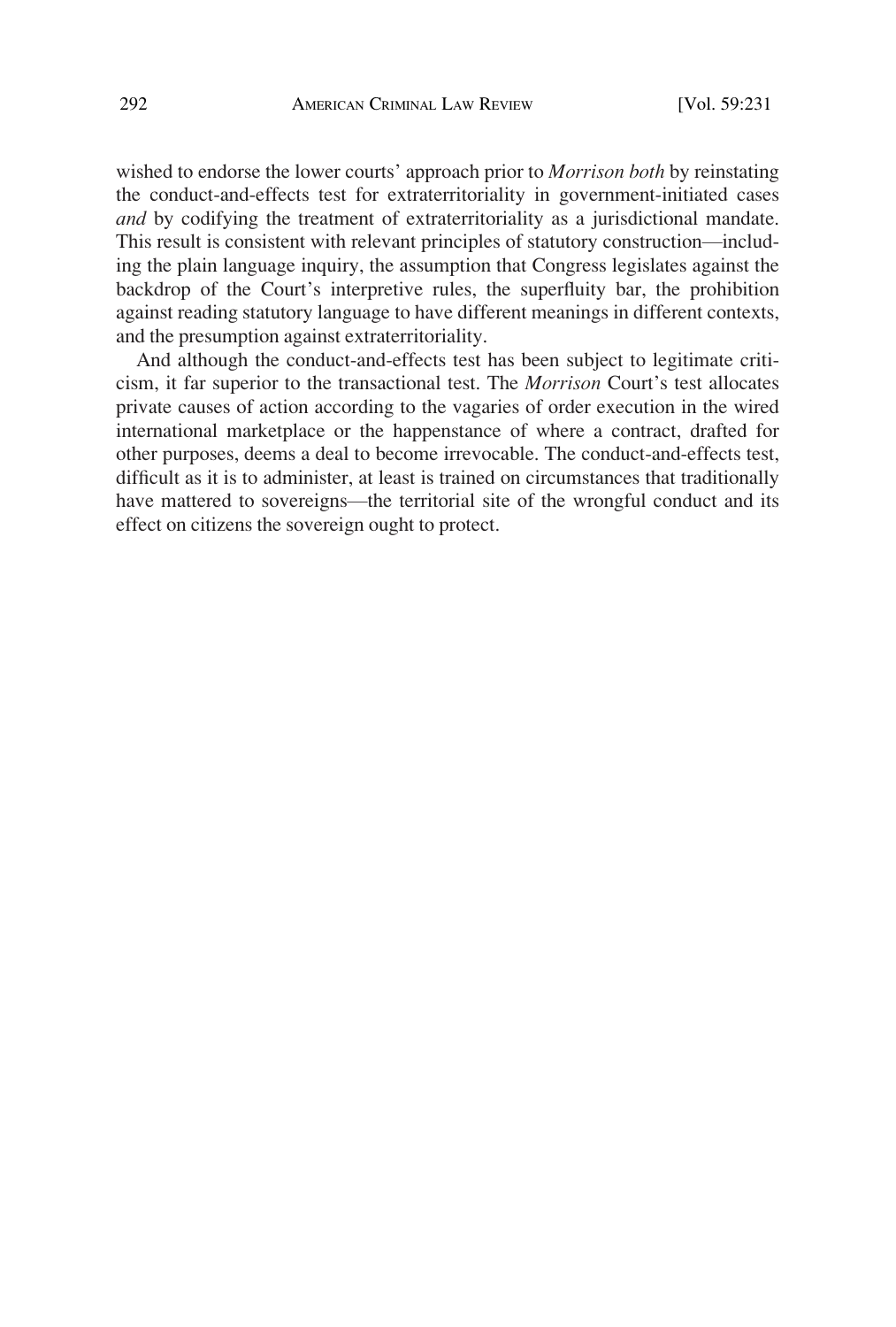wished to endorse the lower courts' approach prior to *Morrison both* by reinstating the conduct-and-effects test for extraterritoriality in government-initiated cases *and* by codifying the treatment of extraterritoriality as a jurisdictional mandate. This result is consistent with relevant principles of statutory construction—including the plain language inquiry, the assumption that Congress legislates against the backdrop of the Court's interpretive rules, the superfluity bar, the prohibition against reading statutory language to have different meanings in different contexts, and the presumption against extraterritoriality.

And although the conduct-and-effects test has been subject to legitimate criticism, it far superior to the transactional test. The *Morrison* Court's test allocates private causes of action according to the vagaries of order execution in the wired international marketplace or the happenstance of where a contract, drafted for other purposes, deems a deal to become irrevocable. The conduct-and-effects test, difficult as it is to administer, at least is trained on circumstances that traditionally have mattered to sovereigns—the territorial site of the wrongful conduct and its effect on citizens the sovereign ought to protect.